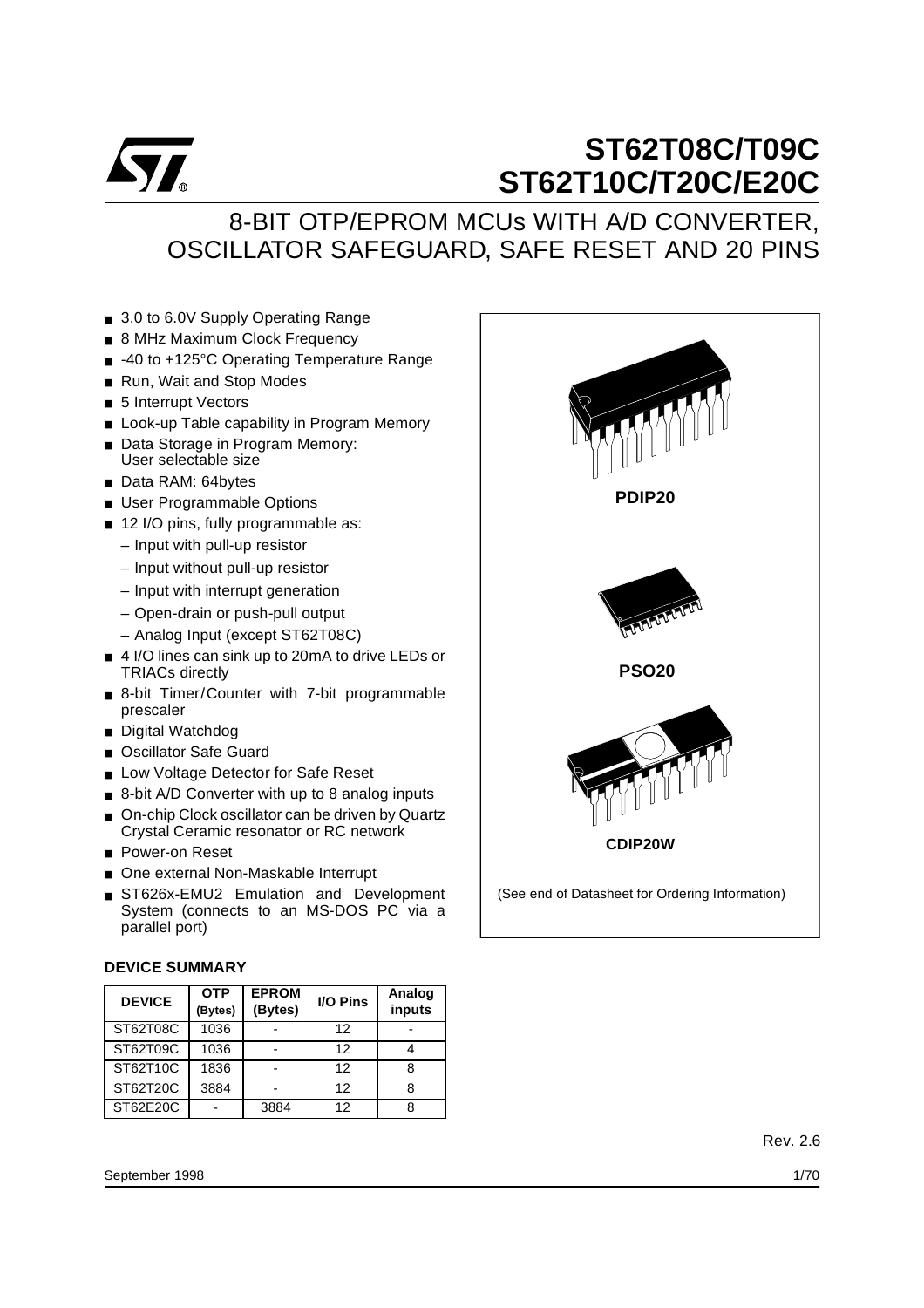# ST62T08C/T09C
# ST62T10C/T20C/E20C

## 8-BIT OTP/EPROM MCUs WITH A/D CONVERTER, OSCILLATOR SAFEGUARD, SAFE RESET AND 20 PINS

- 3.0 to 6.0V Supply Operating Range
- 8 MHz Maximum Clock Frequency
- -40 to +125°C Operating Temperature Range
- Run, Wait and Stop Modes
- 5 Interrupt Vectors
- Look-up Table capability in Program Memory
- Data Storage in Program Memory: User selectable size
- Data RAM: 64bytes
- User Programmable Options
- 12 I/O pins, fully programmable as:
  - Input with pull-up resistor
  - Input without pull-up resistor
  - Input with interrupt generation
  - Open-drain or push-pull output
  - Analog Input (except ST62T08C)
- 4 I/O lines can sink up to 20mA to drive LEDs or TRIACs directly
- 8-bit Timer/Counter with 7-bit programmable prescaler
- Digital Watchdog
- Oscillator Safe Guard
- Low Voltage Detector for Safe Reset
- 8-bit A/D Converter with up to 8 analog inputs
- On-chip Clock oscillator can be driven by Quartz Crystal Ceramic resonator or RC network
- Power-on Reset
- One external Non-Maskable Interrupt
- ST626x-EMU2 Emulation and Development System (connects to an MS-DOS PC via a parallel port)

PDIP20

PSO20

CDIP20W

(See end of Datasheet for Ordering Information)

### DEVICE SUMMARY

| DEVICE | OTP (Bytes) | EPROM (Bytes) | I/O Pins | Analog inputs |
|---|---|---|---|---|
| ST62T08C | 1036 | - | 12 | - |
| ST62T09C | 1036 | - | 12 | 4 |
| ST62T10C | 1836 | - | 12 | 8 |
| ST62T20C | 3884 | - | 12 | 8 |
| ST62E20C | - | 3884 | 12 | 8 |

Rev. 2.6

September 1998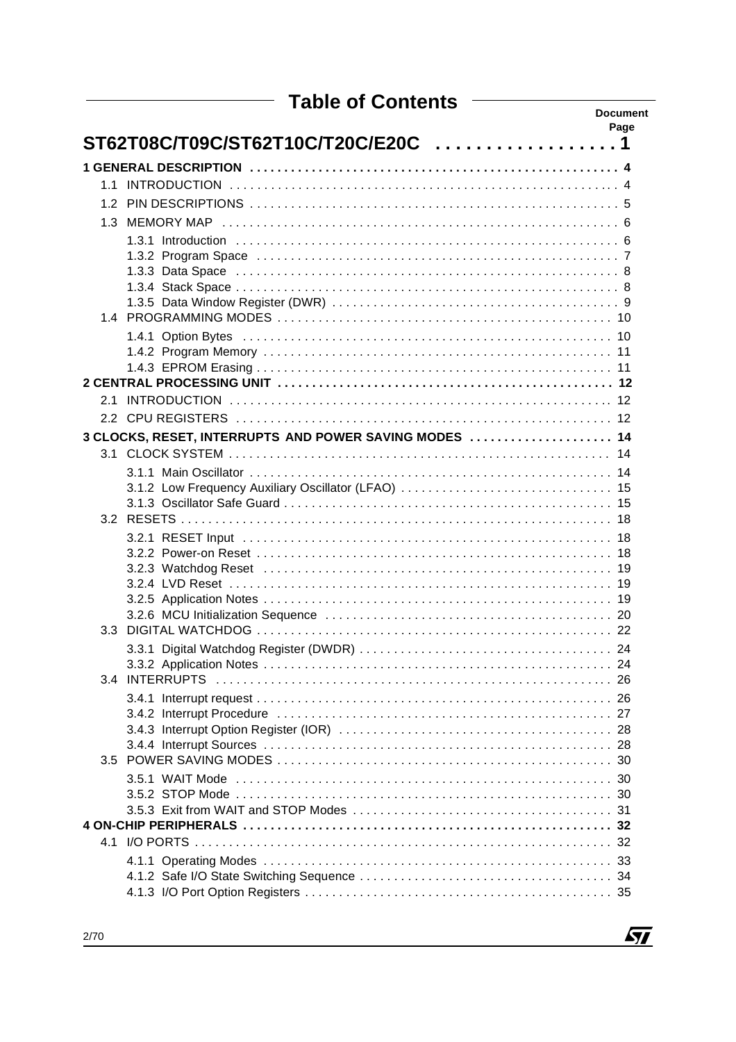# Table of Contents

Document Page

**ST62T08C/T09C/ST62T10C/T20C/E20C . . . . . . . . . . . . . . . . . . 1**

**1 GENERAL DESCRIPTION . . . . . . . . . . . . . . . . . . . . . . . . . . . . . . . . . . . . . . . . . . . . . . . . 4**

1.1 INTRODUCTION . . . . . . . . . . . . . . . . . . . . . . . . . . . . . . . . . . . . . . . . . . . . . . . . . . . 4

1.2 PIN DESCRIPTIONS . . . . . . . . . . . . . . . . . . . . . . . . . . . . . . . . . . . . . . . . . . . . . . . . 5

1.3 MEMORY MAP . . . . . . . . . . . . . . . . . . . . . . . . . . . . . . . . . . . . . . . . . . . . . . . . . . . . 6

1.3.1 Introduction . . . . . . . . . . . . . . . . . . . . . . . . . . . . . . . . . . . . . . . . . . . . . . . . . . 6
1.3.2 Program Space . . . . . . . . . . . . . . . . . . . . . . . . . . . . . . . . . . . . . . . . . . . . . . . 7
1.3.3 Data Space . . . . . . . . . . . . . . . . . . . . . . . . . . . . . . . . . . . . . . . . . . . . . . . . . . 8
1.3.4 Stack Space . . . . . . . . . . . . . . . . . . . . . . . . . . . . . . . . . . . . . . . . . . . . . . . . . . 8
1.3.5 Data Window Register (DWR) . . . . . . . . . . . . . . . . . . . . . . . . . . . . . . . . . . . . 9

1.4 PROGRAMMING MODES . . . . . . . . . . . . . . . . . . . . . . . . . . . . . . . . . . . . . . . . . . . 10

1.4.1 Option Bytes . . . . . . . . . . . . . . . . . . . . . . . . . . . . . . . . . . . . . . . . . . . . . . . . 10
1.4.2 Program Memory . . . . . . . . . . . . . . . . . . . . . . . . . . . . . . . . . . . . . . . . . . . . . 11
1.4.3 EPROM Erasing . . . . . . . . . . . . . . . . . . . . . . . . . . . . . . . . . . . . . . . . . . . . . . 11

**2 CENTRAL PROCESSING UNIT . . . . . . . . . . . . . . . . . . . . . . . . . . . . . . . . . . . . . . . . . . . 12**

2.1 INTRODUCTION . . . . . . . . . . . . . . . . . . . . . . . . . . . . . . . . . . . . . . . . . . . . . . . . . . 12

2.2 CPU REGISTERS . . . . . . . . . . . . . . . . . . . . . . . . . . . . . . . . . . . . . . . . . . . . . . . . . 12

**3 CLOCKS, RESET, INTERRUPTS AND POWER SAVING MODES . . . . . . . . . . . . . . . . . . . . 14**

3.1 CLOCK SYSTEM . . . . . . . . . . . . . . . . . . . . . . . . . . . . . . . . . . . . . . . . . . . . . . . . . 14

3.1.1 Main Oscillator . . . . . . . . . . . . . . . . . . . . . . . . . . . . . . . . . . . . . . . . . . . . . . . 14
3.1.2 Low Frequency Auxiliary Oscillator (LFAO) . . . . . . . . . . . . . . . . . . . . . . . . . . . 15
3.1.3 Oscillator Safe Guard . . . . . . . . . . . . . . . . . . . . . . . . . . . . . . . . . . . . . . . . . . 15

3.2 RESETS . . . . . . . . . . . . . . . . . . . . . . . . . . . . . . . . . . . . . . . . . . . . . . . . . . . . . . . 18

3.2.1 RESET Input . . . . . . . . . . . . . . . . . . . . . . . . . . . . . . . . . . . . . . . . . . . . . . . . 18
3.2.2 Power-on Reset . . . . . . . . . . . . . . . . . . . . . . . . . . . . . . . . . . . . . . . . . . . . . . 18
3.2.3 Watchdog Reset . . . . . . . . . . . . . . . . . . . . . . . . . . . . . . . . . . . . . . . . . . . . . . 19
3.2.4 LVD Reset . . . . . . . . . . . . . . . . . . . . . . . . . . . . . . . . . . . . . . . . . . . . . . . . . . 19
3.2.5 Application Notes . . . . . . . . . . . . . . . . . . . . . . . . . . . . . . . . . . . . . . . . . . . . . 19
3.2.6 MCU Initialization Sequence . . . . . . . . . . . . . . . . . . . . . . . . . . . . . . . . . . . . . 20

3.3 DIGITAL WATCHDOG . . . . . . . . . . . . . . . . . . . . . . . . . . . . . . . . . . . . . . . . . . . . . 22

3.3.1 Digital Watchdog Register (DWDR) . . . . . . . . . . . . . . . . . . . . . . . . . . . . . . . . 24
3.3.2 Application Notes . . . . . . . . . . . . . . . . . . . . . . . . . . . . . . . . . . . . . . . . . . . . . 24

3.4 INTERRUPTS . . . . . . . . . . . . . . . . . . . . . . . . . . . . . . . . . . . . . . . . . . . . . . . . . . . 26

3.4.1 Interrupt request . . . . . . . . . . . . . . . . . . . . . . . . . . . . . . . . . . . . . . . . . . . . . . 26
3.4.2 Interrupt Procedure . . . . . . . . . . . . . . . . . . . . . . . . . . . . . . . . . . . . . . . . . . . . 27
3.4.3 Interrupt Option Register (IOR) . . . . . . . . . . . . . . . . . . . . . . . . . . . . . . . . . . . 28
3.4.4 Interrupt Sources . . . . . . . . . . . . . . . . . . . . . . . . . . . . . . . . . . . . . . . . . . . . . . 28

3.5 POWER SAVING MODES . . . . . . . . . . . . . . . . . . . . . . . . . . . . . . . . . . . . . . . . . . . 30

3.5.1 WAIT Mode . . . . . . . . . . . . . . . . . . . . . . . . . . . . . . . . . . . . . . . . . . . . . . . . . 30
3.5.2 STOP Mode . . . . . . . . . . . . . . . . . . . . . . . . . . . . . . . . . . . . . . . . . . . . . . . . . 30
3.5.3 Exit from WAIT and STOP Modes . . . . . . . . . . . . . . . . . . . . . . . . . . . . . . . . . 31

**4 ON-CHIP PERIPHERALS . . . . . . . . . . . . . . . . . . . . . . . . . . . . . . . . . . . . . . . . . . . . . . . 32**

4.1 I/O PORTS . . . . . . . . . . . . . . . . . . . . . . . . . . . . . . . . . . . . . . . . . . . . . . . . . . . . . 32

4.1.1 Operating Modes . . . . . . . . . . . . . . . . . . . . . . . . . . . . . . . . . . . . . . . . . . . . . . 33
4.1.2 Safe I/O State Switching Sequence . . . . . . . . . . . . . . . . . . . . . . . . . . . . . . . . 34
4.1.3 I/O Port Option Registers . . . . . . . . . . . . . . . . . . . . . . . . . . . . . . . . . . . . . . . 35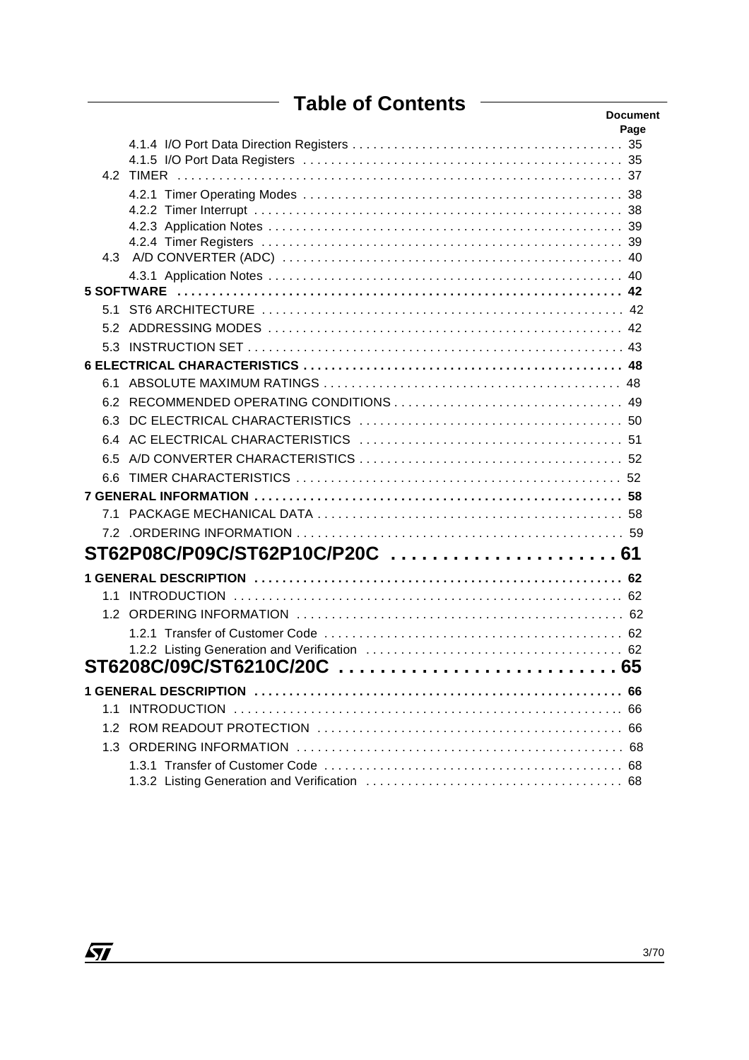# Table of Contents

**Document Page**

4.1.4 I/O Port Data Direction Registers . . . . . . . . . . . . . . . . . . . . . . . . . . . . . . . . . . . . . . 35
4.1.5 I/O Port Data Registers . . . . . . . . . . . . . . . . . . . . . . . . . . . . . . . . . . . . . . . . . . . . . . 35
4.2 TIMER . . . . . . . . . . . . . . . . . . . . . . . . . . . . . . . . . . . . . . . . . . . . . . . . . . . . . . . . . . . . 37
4.2.1 Timer Operating Modes . . . . . . . . . . . . . . . . . . . . . . . . . . . . . . . . . . . . . . . . . . . . . . 38
4.2.2 Timer Interrupt . . . . . . . . . . . . . . . . . . . . . . . . . . . . . . . . . . . . . . . . . . . . . . . . . . . . 38
4.2.3 Application Notes . . . . . . . . . . . . . . . . . . . . . . . . . . . . . . . . . . . . . . . . . . . . . . . . . . 39
4.2.4 Timer Registers . . . . . . . . . . . . . . . . . . . . . . . . . . . . . . . . . . . . . . . . . . . . . . . . . . . 39
4.3 A/D CONVERTER (ADC) . . . . . . . . . . . . . . . . . . . . . . . . . . . . . . . . . . . . . . . . . . . . . . . 40
4.3.1 Application Notes . . . . . . . . . . . . . . . . . . . . . . . . . . . . . . . . . . . . . . . . . . . . . . . . . . 40

**5 SOFTWARE . . . . . . . . . . . . . . . . . . . . . . . . . . . . . . . . . . . . . . . . . . . . . . . . . . . . . . . . . . . 42**

5.1 ST6 ARCHITECTURE . . . . . . . . . . . . . . . . . . . . . . . . . . . . . . . . . . . . . . . . . . . . . . . . . . 42
5.2 ADDRESSING MODES . . . . . . . . . . . . . . . . . . . . . . . . . . . . . . . . . . . . . . . . . . . . . . . . . 42
5.3 INSTRUCTION SET . . . . . . . . . . . . . . . . . . . . . . . . . . . . . . . . . . . . . . . . . . . . . . . . . . . 43

**6 ELECTRICAL CHARACTERISTICS . . . . . . . . . . . . . . . . . . . . . . . . . . . . . . . . . . . . . . . . . . . 48**

6.1 ABSOLUTE MAXIMUM RATINGS . . . . . . . . . . . . . . . . . . . . . . . . . . . . . . . . . . . . . . . . . 48
6.2 RECOMMENDED OPERATING CONDITIONS . . . . . . . . . . . . . . . . . . . . . . . . . . . . . . . . 49
6.3 DC ELECTRICAL CHARACTERISTICS . . . . . . . . . . . . . . . . . . . . . . . . . . . . . . . . . . . . . 50
6.4 AC ELECTRICAL CHARACTERISTICS . . . . . . . . . . . . . . . . . . . . . . . . . . . . . . . . . . . . . 51
6.5 A/D CONVERTER CHARACTERISTICS . . . . . . . . . . . . . . . . . . . . . . . . . . . . . . . . . . . . . 52
6.6 TIMER CHARACTERISTICS . . . . . . . . . . . . . . . . . . . . . . . . . . . . . . . . . . . . . . . . . . . . . 52

**7 GENERAL INFORMATION . . . . . . . . . . . . . . . . . . . . . . . . . . . . . . . . . . . . . . . . . . . . . . . . . 58**

7.1 PACKAGE MECHANICAL DATA . . . . . . . . . . . . . . . . . . . . . . . . . . . . . . . . . . . . . . . . . . . 58
7.2 .ORDERING INFORMATION . . . . . . . . . . . . . . . . . . . . . . . . . . . . . . . . . . . . . . . . . . . . . 59

## ST62P08C/P09C/ST62P10C/P20C . . . . . . . . . . . . . . . . . . . . . 61

**1 GENERAL DESCRIPTION . . . . . . . . . . . . . . . . . . . . . . . . . . . . . . . . . . . . . . . . . . . . . . . . . . 62**

1.1 INTRODUCTION . . . . . . . . . . . . . . . . . . . . . . . . . . . . . . . . . . . . . . . . . . . . . . . . . . . . . 62
1.2 ORDERING INFORMATION . . . . . . . . . . . . . . . . . . . . . . . . . . . . . . . . . . . . . . . . . . . . . 62
1.2.1 Transfer of Customer Code . . . . . . . . . . . . . . . . . . . . . . . . . . . . . . . . . . . . . . . . . . . 62
1.2.2 Listing Generation and Verification . . . . . . . . . . . . . . . . . . . . . . . . . . . . . . . . . . . . . 62

## ST6208C/09C/ST6210C/20C . . . . . . . . . . . . . . . . . . . . . . . . . . 65

**1 GENERAL DESCRIPTION . . . . . . . . . . . . . . . . . . . . . . . . . . . . . . . . . . . . . . . . . . . . . . . . . . 66**

1.1 INTRODUCTION . . . . . . . . . . . . . . . . . . . . . . . . . . . . . . . . . . . . . . . . . . . . . . . . . . . . . 66
1.2 ROM READOUT PROTECTION . . . . . . . . . . . . . . . . . . . . . . . . . . . . . . . . . . . . . . . . . . 66
1.3 ORDERING INFORMATION . . . . . . . . . . . . . . . . . . . . . . . . . . . . . . . . . . . . . . . . . . . . . 68
1.3.1 Transfer of Customer Code . . . . . . . . . . . . . . . . . . . . . . . . . . . . . . . . . . . . . . . . . . . 68
1.3.2 Listing Generation and Verification . . . . . . . . . . . . . . . . . . . . . . . . . . . . . . . . . . . . . 68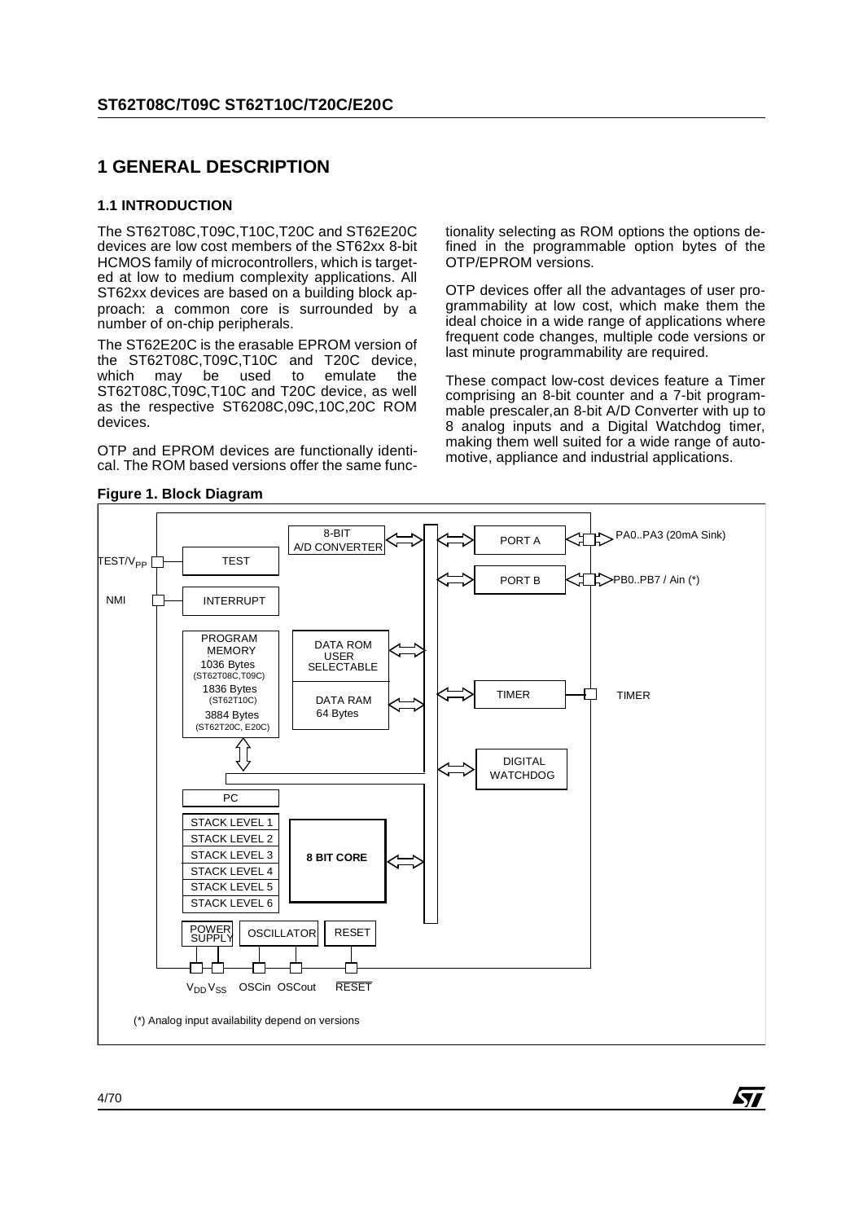# 1 GENERAL DESCRIPTION

## 1.1 INTRODUCTION

The ST62T08C,T09C,T10C,T20C and ST62E20C devices are low cost members of the ST62xx 8-bit HCMOS family of microcontrollers, which is targeted at low to medium complexity applications. All ST62xx devices are based on a building block approach: a common core is surrounded by a number of on-chip peripherals.

The ST62E20C is the erasable EPROM version of the ST62T08C,T09C,T10C and T20C device, which may be used to emulate the ST62T08C,T09C,T10C and T20C device, as well as the respective ST6208C,09C,10C,20C ROM devices.

OTP and EPROM devices are functionally identical. The ROM based versions offer the same functionality selecting as ROM options the options defined in the programmable option bytes of the OTP/EPROM versions.

OTP devices offer all the advantages of user programmability at low cost, which make them the ideal choice in a wide range of applications where frequent code changes, multiple code versions or last minute programmability are required.

These compact low-cost devices feature a Timer comprising an 8-bit counter and a 7-bit programmable prescaler,an 8-bit A/D Converter with up to 8 analog inputs and a Digital Watchdog timer, making them well suited for a wide range of automotive, appliance and industrial applications.

**Figure 1. Block Diagram**

TEST/$V_{PP}$ — TEST; NMI — INTERRUPT; 8-BIT A/D CONVERTER; PORT A — PA0..PA3 (20mA Sink); PORT B — PB0..PB7 / Ain (*); PROGRAM MEMORY 1036 Bytes (ST62T08C,T09C), 1836 Bytes (ST62T10C), 3884 Bytes (ST62T20C, E20C); DATA ROM USER SELECTABLE; DATA RAM 64 Bytes; TIMER — TIMER; DIGITAL WATCHDOG; PC; STACK LEVEL 1; STACK LEVEL 2; STACK LEVEL 3; STACK LEVEL 4; STACK LEVEL 5; STACK LEVEL 6; 8 BIT CORE; POWER SUPPLY — $V_{DD}$ $V_{SS}$; OSCILLATOR — OSCin OSCout; RESET — $\overline{RESET}$

(*) Analog input availability depend on versions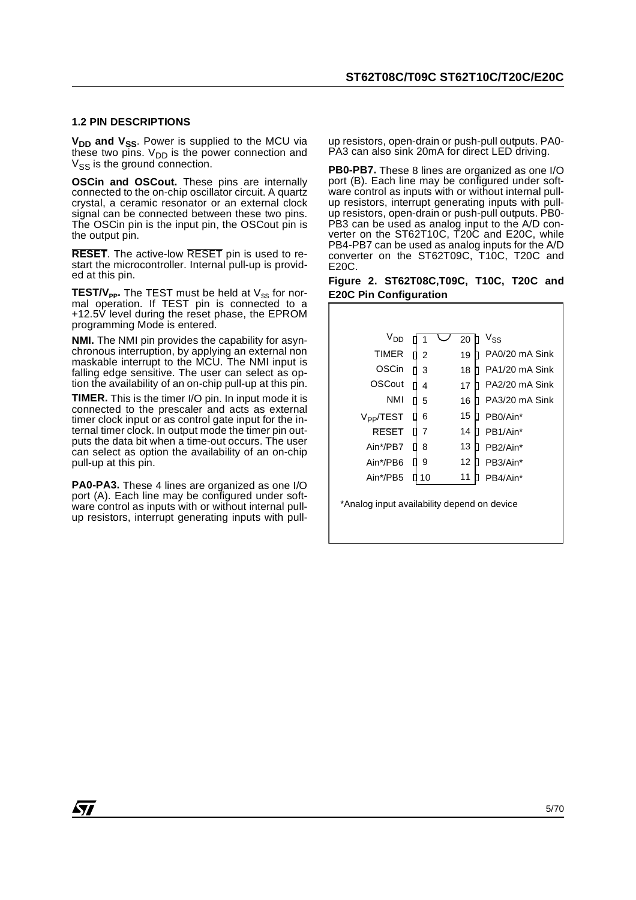### 1.2 PIN DESCRIPTIONS

**$V_{DD}$ and $V_{SS}$**. Power is supplied to the MCU via these two pins. $V_{DD}$ is the power connection and $V_{SS}$ is the ground connection.

**OSCin and OSCout.** These pins are internally connected to the on-chip oscillator circuit. A quartz crystal, a ceramic resonator or an external clock signal can be connected between these two pins. The OSCin pin is the input pin, the OSCout pin is the output pin.

**$\overline{\text{RESET}}$**. The active-low $\overline{\text{RESET}}$ pin is used to restart the microcontroller. Internal pull-up is provided at this pin.

**TEST/$V_{PP}$.** The TEST must be held at $V_{SS}$ for normal operation. If TEST pin is connected to a +12.5V level during the reset phase, the EPROM programming Mode is entered.

**NMI.** The NMI pin provides the capability for asynchronous interruption, by applying an external non maskable interrupt to the MCU. The NMI input is falling edge sensitive. The user can select as option the availability of an on-chip pull-up at this pin.

**TIMER.** This is the timer I/O pin. In input mode it is connected to the prescaler and acts as external timer clock input or as control gate input for the internal timer clock. In output mode the timer pin outputs the data bit when a time-out occurs. The user can select as option the availability of an on-chip pull-up at this pin.

**PA0-PA3.** These 4 lines are organized as one I/O port (A). Each line may be configured under software control as inputs with or without internal pull-up resistors, interrupt generating inputs with pull-up resistors, open-drain or push-pull outputs. PA0-PA3 can also sink 20mA for direct LED driving.

**PB0-PB7.** These 8 lines are organized as one I/O port (B). Each line may be configured under software control as inputs with or without internal pull-up resistors, interrupt generating inputs with pull-up resistors, open-drain or push-pull outputs. PB0-PB3 can be used as analog input to the A/D converter on the ST62T10C, T20C and E20C, while PB4-PB7 can be used as analog inputs for the A/D converter on the ST62T09C, T10C, T20C and E20C.

**Figure 2. ST62T08C,T09C, T10C, T20C and E20C Pin Configuration**

| Pin name | Pin | Pin | Pin name |
|---|---|---|---|
| $V_{DD}$ | 1 | 20 | $V_{SS}$ |
| TIMER | 2 | 19 | PA0/20 mA Sink |
| OSCin | 3 | 18 | PA1/20 mA Sink |
| OSCout | 4 | 17 | PA2/20 mA Sink |
| NMI | 5 | 16 | PA3/20 mA Sink |
| $V_{PP}$/TEST | 6 | 15 | PB0/Ain* |
| $\overline{\text{RESET}}$ | 7 | 14 | PB1/Ain* |
| Ain*/PB7 | 8 | 13 | PB2/Ain* |
| Ain*/PB6 | 9 | 12 | PB3/Ain* |
| Ain*/PB5 | 10 | 11 | PB4/Ain* |

*Analog input availability depend on device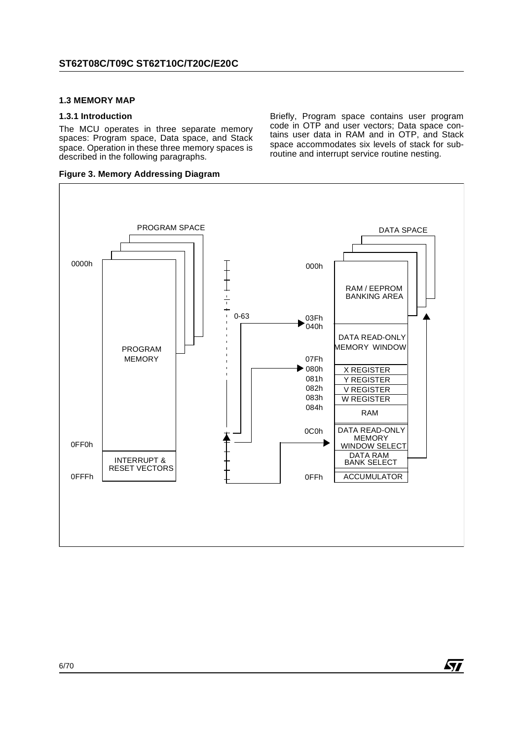### 1.3 MEMORY MAP

#### 1.3.1 Introduction

The MCU operates in three separate memory spaces: Program space, Data space, and Stack space. Operation in these three memory spaces is described in the following paragraphs.

Briefly, Program space contains user program code in OTP and user vectors; Data space contains user data in RAM and in OTP, and Stack space accommodates six levels of stack for subroutine and interrupt service routine nesting.

**Figure 3. Memory Addressing Diagram**

PROGRAM SPACE

0000h | PROGRAM MEMORY
0FF0h | INTERRUPT & RESET VECTORS
0FFFh

0-63

DATA SPACE

| Address | Content |
|---|---|
| 000h | RAM / EEPROM BANKING AREA |
| 03Fh | |
| 040h | DATA READ-ONLY MEMORY WINDOW |
| 07Fh | |
| 080h | X REGISTER |
| 081h | Y REGISTER |
| 082h | V REGISTER |
| 083h | W REGISTER |
| 084h | RAM |
| 0C0h | DATA READ-ONLY MEMORY WINDOW SELECT |
| | DATA RAM BANK SELECT |
| 0FFh | ACCUMULATOR |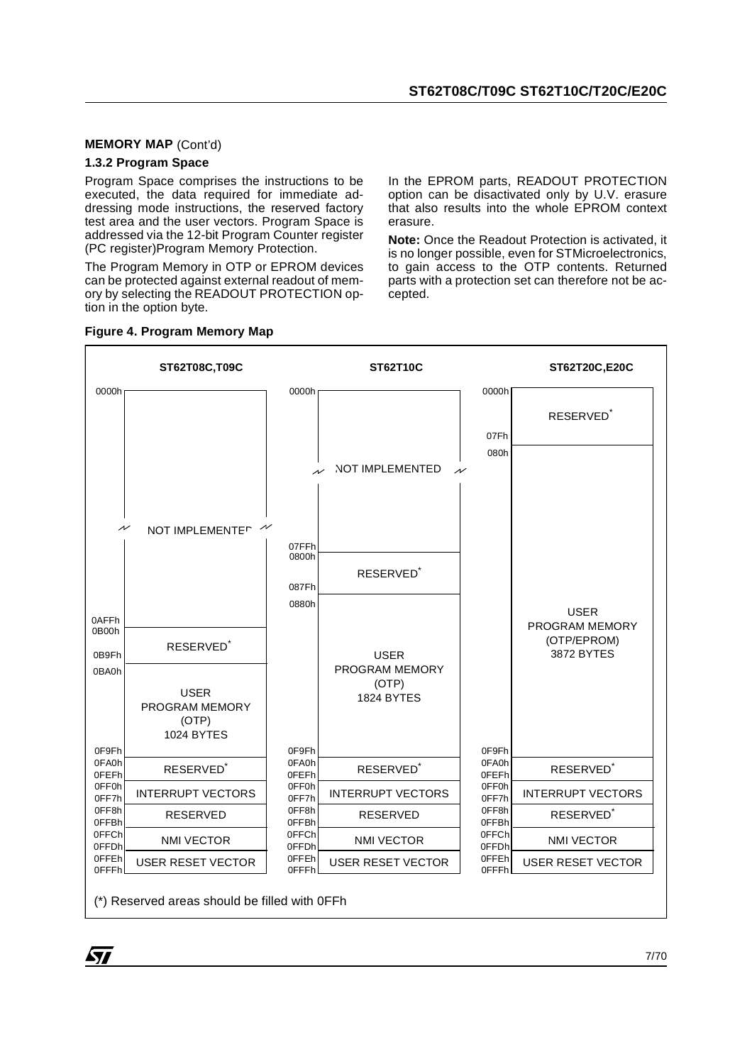**MEMORY MAP** (Cont'd)

### 1.3.2 Program Space

Program Space comprises the instructions to be executed, the data required for immediate addressing mode instructions, the reserved factory test area and the user vectors. Program Space is addressed via the 12-bit Program Counter register (PC register)Program Memory Protection.

The Program Memory in OTP or EPROM devices can be protected against external readout of memory by selecting the READOUT PROTECTION option in the option byte.

In the EPROM parts, READOUT PROTECTION option can be disactivated only by U.V. erasure that also results into the whole EPROM context erasure.

**Note:** Once the Readout Protection is activated, it is no longer possible, even for STMicroelectronics, to gain access to the OTP contents. Returned parts with a protection set can therefore not be accepted.

**Figure 4. Program Memory Map**

**ST62T08C,T09C**

| Address | Content |
|---|---|
| 0000h - 0AFFh | NOT IMPLEMENTED |
| 0B00h - 0B9Fh | RESERVED* |
| 0BA0h - 0F9Fh | USER PROGRAM MEMORY (OTP) 1024 BYTES |
| 0FA0h - 0FEFh | RESERVED* |
| 0FF0h - 0FF7h | INTERRUPT VECTORS |
| 0FF8h - 0FFBh | RESERVED |
| 0FFCh - 0FFDh | NMI VECTOR |
| 0FFEh - 0FFFh | USER RESET VECTOR |

**ST62T10C**

| Address | Content |
|---|---|
| 0000h - 07FFh | NOT IMPLEMENTED |
| 0800h - 087Fh | RESERVED* |
| 0880h - 0F9Fh | USER PROGRAM MEMORY (OTP) 1824 BYTES |
| 0FA0h - 0FEFh | RESERVED* |
| 0FF0h - 0FF7h | INTERRUPT VECTORS |
| 0FF8h - 0FFBh | RESERVED |
| 0FFCh - 0FFDh | NMI VECTOR |
| 0FFEh - 0FFFh | USER RESET VECTOR |

**ST62T20C,E20C**

| Address | Content |
|---|---|
| 0000h - 07Fh | RESERVED* |
| 080h - 0F9Fh | USER PROGRAM MEMORY (OTP/EPROM) 3872 BYTES |
| 0FA0h - 0FEFh | RESERVED* |
| 0FF0h - 0FF7h | INTERRUPT VECTORS |
| 0FF8h - 0FFBh | RESERVED* |
| 0FFCh - 0FFDh | NMI VECTOR |
| 0FFEh - 0FFFh | USER RESET VECTOR |

(*) Reserved areas should be filled with 0FFh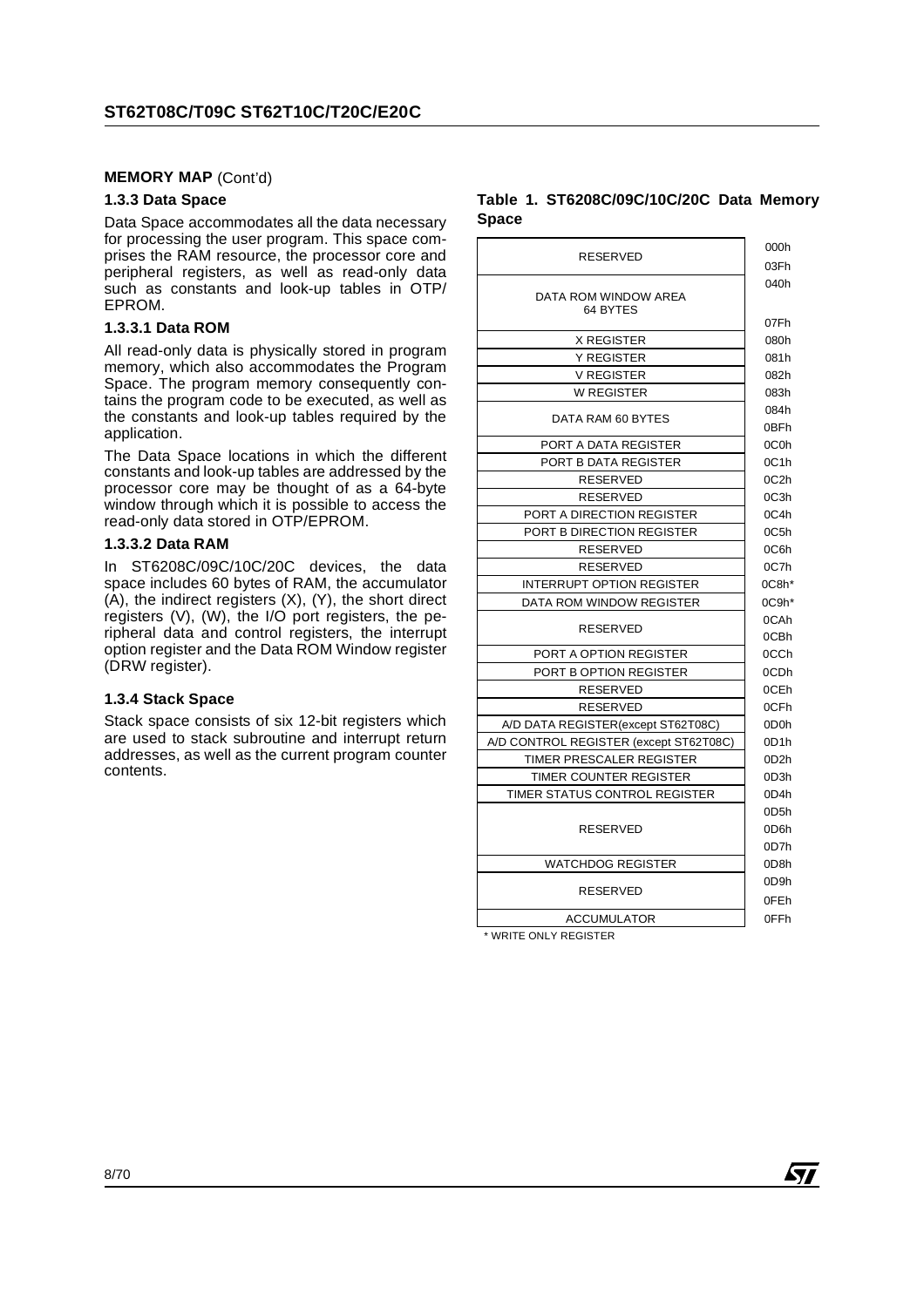**MEMORY MAP** (Cont'd)

### 1.3.3 Data Space

Data Space accommodates all the data necessary for processing the user program. This space comprises the RAM resource, the processor core and peripheral registers, as well as read-only data such as constants and look-up tables in OTP/EPROM.

#### 1.3.3.1 Data ROM

All read-only data is physically stored in program memory, which also accommodates the Program Space. The program memory consequently contains the program code to be executed, as well as the constants and look-up tables required by the application.

The Data Space locations in which the different constants and look-up tables are addressed by the processor core may be thought of as a 64-byte window through which it is possible to access the read-only data stored in OTP/EPROM.

#### 1.3.3.2 Data RAM

In ST6208C/09C/10C/20C devices, the data space includes 60 bytes of RAM, the accumulator (A), the indirect registers (X), (Y), the short direct registers (V), (W), the I/O port registers, the peripheral data and control registers, the interrupt option register and the Data ROM Window register (DRW register).

### 1.3.4 Stack Space

Stack space consists of six 12-bit registers which are used to stack subroutine and interrupt return addresses, as well as the current program counter contents.

**Table 1. ST6208C/09C/10C/20C Data Memory Space**

| Register | Address |
|---|---|
| RESERVED | 000h – 03Fh |
| DATA ROM WINDOW AREA 64 BYTES | 040h – 07Fh |
| X REGISTER | 080h |
| Y REGISTER | 081h |
| V REGISTER | 082h |
| W REGISTER | 083h |
| DATA RAM 60 BYTES | 084h – 0BFh |
| PORT A DATA REGISTER | 0C0h |
| PORT B DATA REGISTER | 0C1h |
| RESERVED | 0C2h |
| RESERVED | 0C3h |
| PORT A DIRECTION REGISTER | 0C4h |
| PORT B DIRECTION REGISTER | 0C5h |
| RESERVED | 0C6h |
| RESERVED | 0C7h |
| INTERRUPT OPTION REGISTER | 0C8h* |
| DATA ROM WINDOW REGISTER | 0C9h* |
| RESERVED | 0CAh – 0CBh |
| PORT A OPTION REGISTER | 0CCh |
| PORT B OPTION REGISTER | 0CDh |
| RESERVED | 0CEh |
| RESERVED | 0CFh |
| A/D DATA REGISTER(except ST62T08C) | 0D0h |
| A/D CONTROL REGISTER (except ST62T08C) | 0D1h |
| TIMER PRESCALER REGISTER | 0D2h |
| TIMER COUNTER REGISTER | 0D3h |
| TIMER STATUS CONTROL REGISTER | 0D4h |
| RESERVED | 0D5h – 0D7h |
| WATCHDOG REGISTER | 0D8h |
| RESERVED | 0D9h – 0FEh |
| ACCUMULATOR | 0FFh |

\* WRITE ONLY REGISTER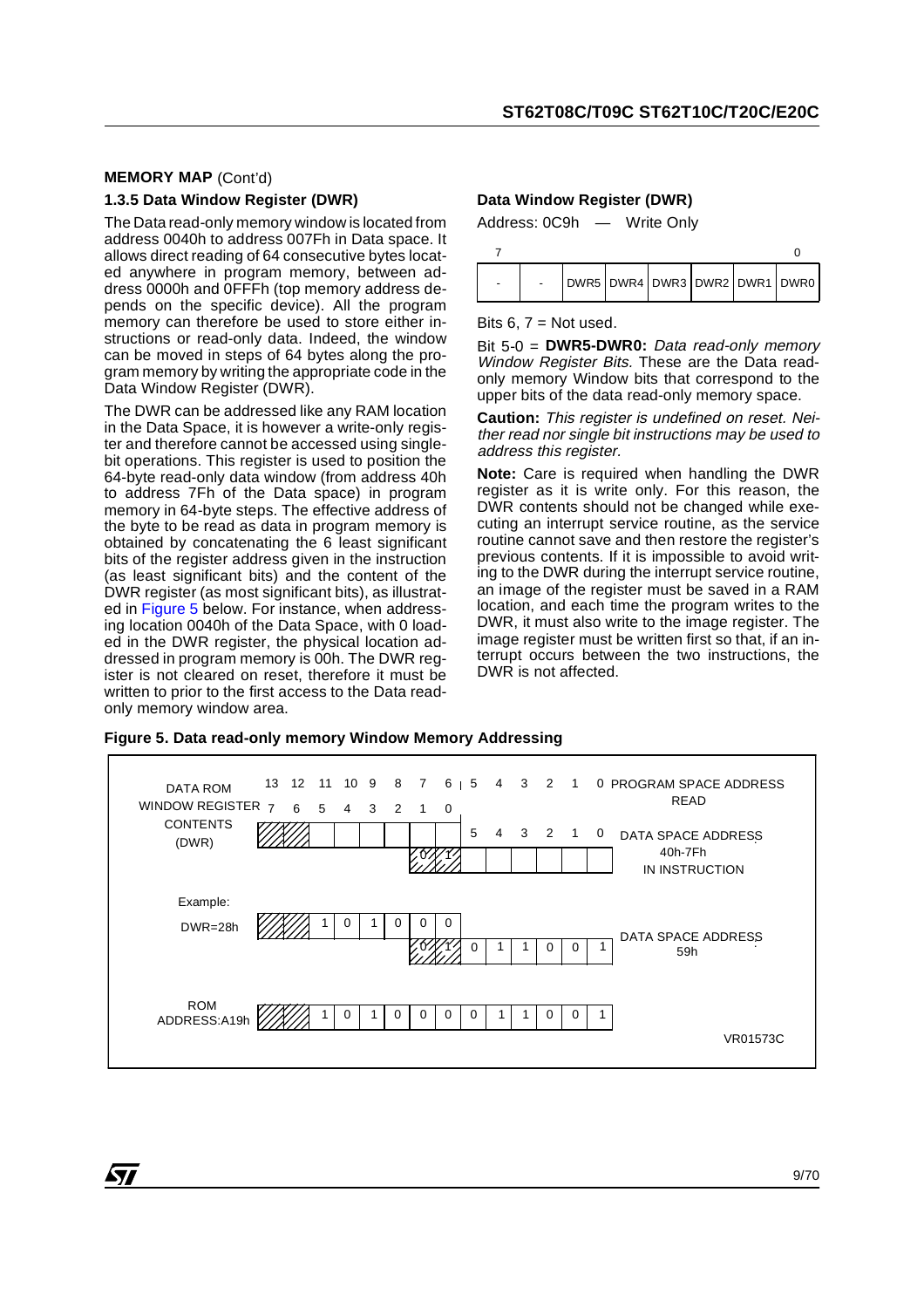**MEMORY MAP** (Cont'd)

### 1.3.5 Data Window Register (DWR)

The Data read-only memory window is located from address 0040h to address 007Fh in Data space. It allows direct reading of 64 consecutive bytes located anywhere in program memory, between address 0000h and 0FFFh (top memory address depends on the specific device). All the program memory can therefore be used to store either instructions or read-only data. Indeed, the window can be moved in steps of 64 bytes along the program memory by writing the appropriate code in the Data Window Register (DWR).

The DWR can be addressed like any RAM location in the Data Space, it is however a write-only register and therefore cannot be accessed using single-bit operations. This register is used to position the 64-byte read-only data window (from address 40h to address 7Fh of the Data space) in program memory in 64-byte steps. The effective address of the byte to be read as data in program memory is obtained by concatenating the 6 least significant bits of the register address given in the instruction (as least significant bits) and the content of the DWR register (as most significant bits), as illustrated in Figure 5 below. For instance, when addressing location 0040h of the Data Space, with 0 loaded in the DWR register, the physical location addressed in program memory is 00h. The DWR register is not cleared on reset, therefore it must be written to prior to the first access to the Data read-only memory window area.

**Data Window Register (DWR)**

Address: 0C9h — Write Only

| 7 | | | | | | | 0 |
|---|---|---|---|---|---|---|---|
| - | - | DWR5 | DWR4 | DWR3 | DWR2 | DWR1 | DWR0 |

Bits 6, 7 = Not used.

Bit 5-0 = **DWR5-DWR0:** *Data read-only memory Window Register Bits.* These are the Data read-only memory Window bits that correspond to the upper bits of the data read-only memory space.

**Caution:** *This register is undefined on reset. Neither read nor single bit instructions may be used to address this register.*

**Note:** Care is required when handling the DWR register as it is write only. For this reason, the DWR contents should not be changed while executing an interrupt service routine, as the service routine cannot save and then restore the register's previous contents. If it is impossible to avoid writing to the DWR during the interrupt service routine, an image of the register must be saved in a RAM location, and each time the program writes to the DWR, it must also write to the image register. The image register must be written first so that, if an interrupt occurs between the two instructions, the DWR is not affected.

**Figure 5. Data read-only memory Window Memory Addressing**

| | 13 | 12 | 11 | 10 | 9 | 8 | 7 | 6 | 5 | 4 | 3 | 2 | 1 | 0 | |
|---|---|---|---|---|---|---|---|---|---|---|---|---|---|---|---|
| DATA ROM WINDOW REGISTER CONTENTS (DWR) | 7 | 6 | 5 | 4 | 3 | 2 | 1 | 0 | | | | | | | PROGRAM SPACE ADDRESS READ |
| | | | | | | | 0 | 1 | 5 | 4 | 3 | 2 | 1 | 0 | DATA SPACE ADDRESS 40h-7Fh IN INSTRUCTION |
| Example: DWR=28h | | | 1 | 0 | 1 | 0 | 0 | 0 | | | | | | | |
| | | | | | | | 0 | 1 | 0 | 1 | 1 | 0 | 0 | 1 | DATA SPACE ADDRESS 59h |
| ROM ADDRESS:A19h | | | 1 | 0 | 1 | 0 | 0 | 0 | 0 | 1 | 1 | 0 | 0 | 1 | |

VR01573C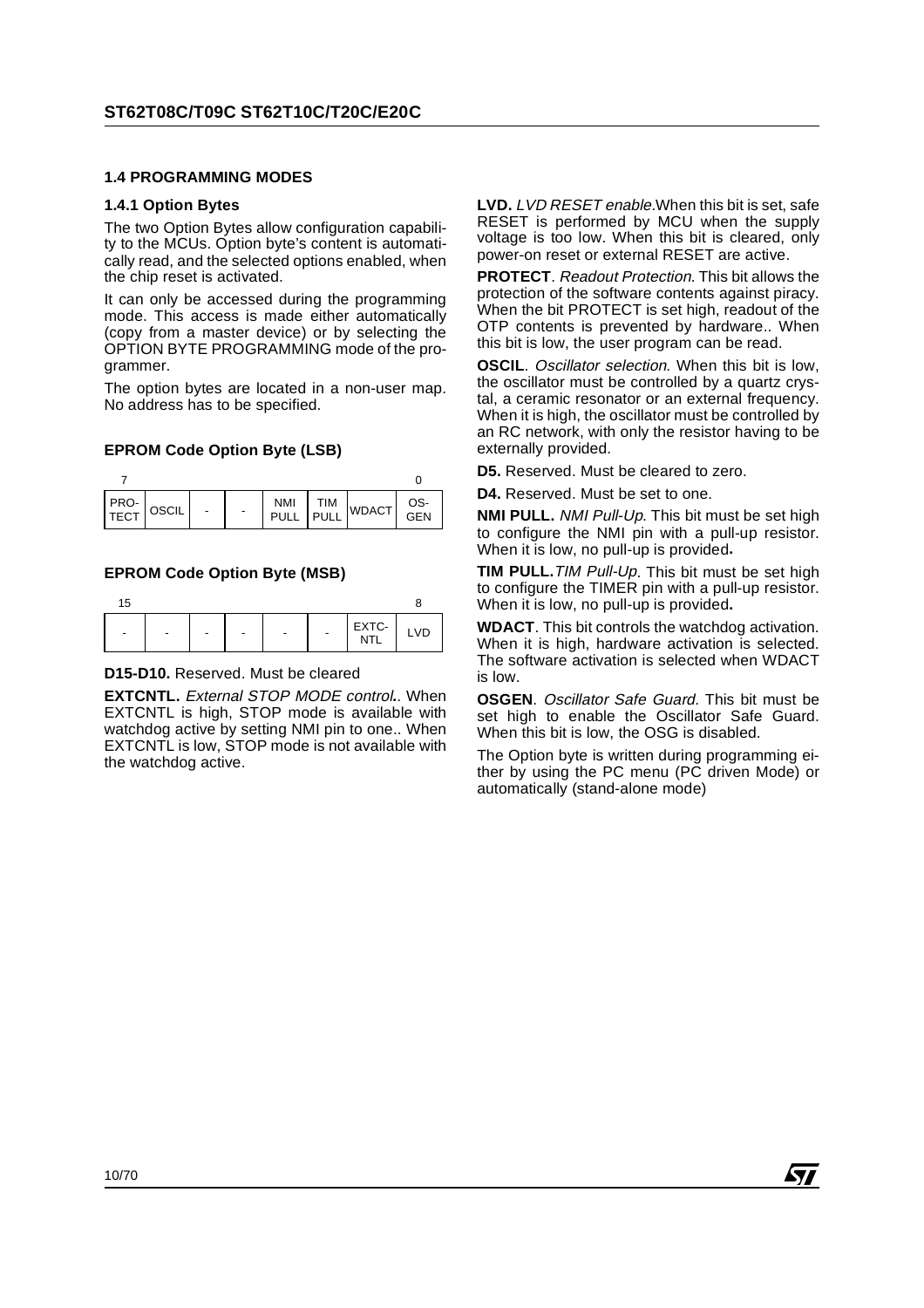### 1.4 PROGRAMMING MODES

#### 1.4.1 Option Bytes

The two Option Bytes allow configuration capability to the MCUs. Option byte's content is automatically read, and the selected options enabled, when the chip reset is activated.

It can only be accessed during the programming mode. This access is made either automatically (copy from a master device) or by selecting the OPTION BYTE PROGRAMMING mode of the programmer.

The option bytes are located in a non-user map. No address has to be specified.

**EPROM Code Option Byte (LSB)**

| 7 | | | | | | | 0 |
|---|---|---|---|---|---|---|---|
| PRO-TECT | OSCIL | - | - | NMI PULL | TIM PULL | WDACT | OS-GEN |

**EPROM Code Option Byte (MSB)**

| 15 | | | | | | | 8 |
|---|---|---|---|---|---|---|---|
| - | - | - | - | - | - | EXTC-NTL | LVD |

**D15-D10.** Reserved. Must be cleared

**EXTCNTL.** *External STOP MODE control.*. When EXTCNTL is high, STOP mode is available with watchdog active by setting NMI pin to one.. When EXTCNTL is low, STOP mode is not available with the watchdog active.

**LVD.** *LVD RESET enable.*When this bit is set, safe RESET is performed by MCU when the supply voltage is too low. When this bit is cleared, only power-on reset or external RESET are active.

**PROTECT**. *Readout Protection.* This bit allows the protection of the software contents against piracy. When the bit PROTECT is set high, readout of the OTP contents is prevented by hardware.. When this bit is low, the user program can be read.

**OSCIL**. *Oscillator selection.* When this bit is low, the oscillator must be controlled by a quartz crystal, a ceramic resonator or an external frequency. When it is high, the oscillator must be controlled by an RC network, with only the resistor having to be externally provided.

**D5.** Reserved. Must be cleared to zero.

**D4.** Reserved. Must be set to one.

**NMI PULL.** *NMI Pull-Up.* This bit must be set high to configure the NMI pin with a pull-up resistor. When it is low, no pull-up is provided**.**

**TIM PULL.***TIM Pull-Up.* This bit must be set high to configure the TIMER pin with a pull-up resistor. When it is low, no pull-up is provided**.**

**WDACT**. This bit controls the watchdog activation. When it is high, hardware activation is selected. The software activation is selected when WDACT is low.

**OSGEN**. *Oscillator Safe Guard.* This bit must be set high to enable the Oscillator Safe Guard. When this bit is low, the OSG is disabled.

The Option byte is written during programming either by using the PC menu (PC driven Mode) or automatically (stand-alone mode)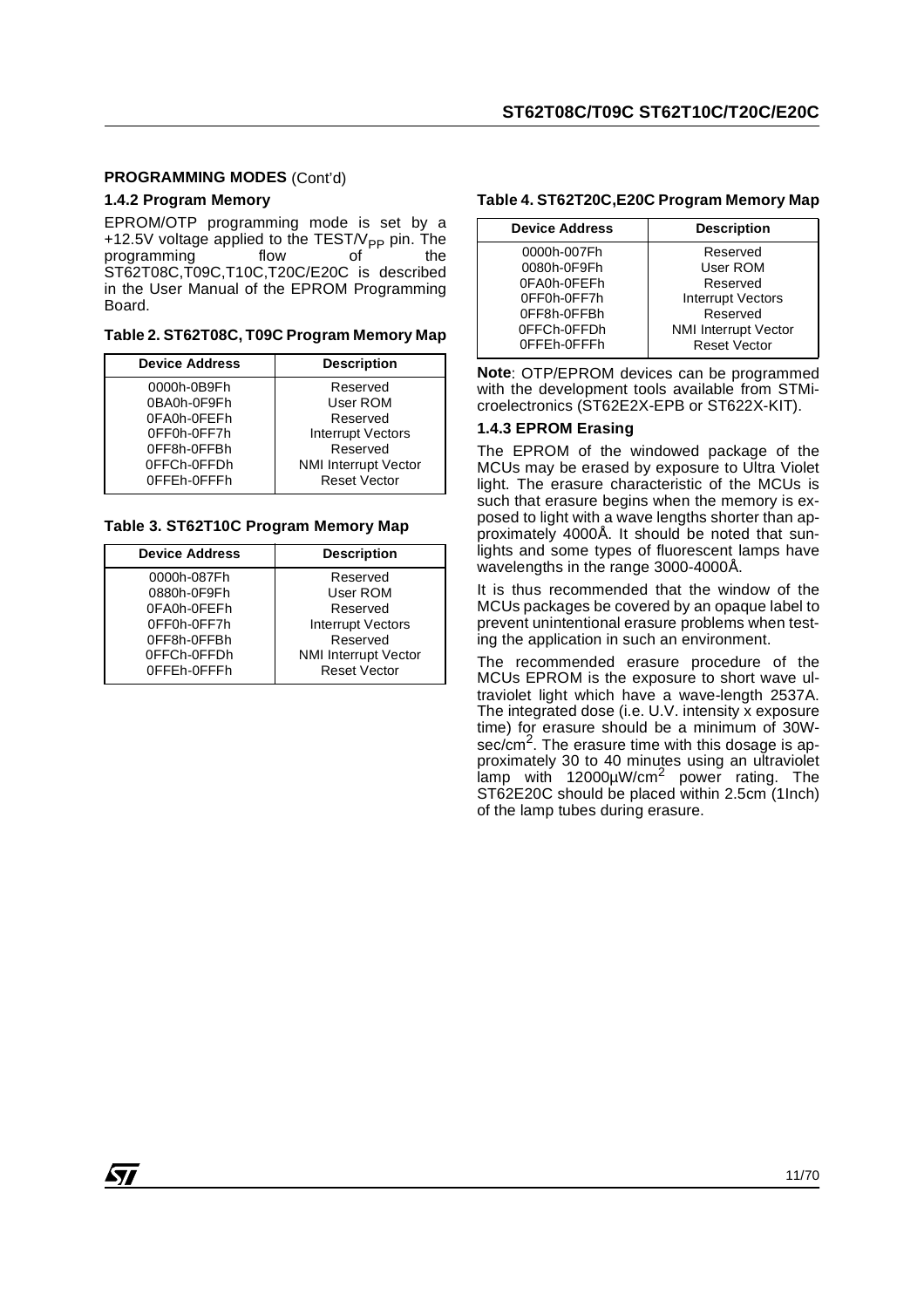**PROGRAMMING MODES** (Cont'd)

### 1.4.2 Program Memory

EPROM/OTP programming mode is set by a +12.5V voltage applied to the TEST/$V_{PP}$ pin. The programming flow of the ST62T08C,T09C,T10C,T20C/E20C is described in the User Manual of the EPROM Programming Board.

**Table 2. ST62T08C, T09C Program Memory Map**

| Device Address | Description |
|---|---|
| 0000h-0B9Fh | Reserved |
| 0BA0h-0F9Fh | User ROM |
| 0FA0h-0FEFh | Reserved |
| 0FF0h-0FF7h | Interrupt Vectors |
| 0FF8h-0FFBh | Reserved |
| 0FFCh-0FFDh | NMI Interrupt Vector |
| 0FFEh-0FFFh | Reset Vector |

**Table 3. ST62T10C Program Memory Map**

| Device Address | Description |
|---|---|
| 0000h-087Fh | Reserved |
| 0880h-0F9Fh | User ROM |
| 0FA0h-0FEFh | Reserved |
| 0FF0h-0FF7h | Interrupt Vectors |
| 0FF8h-0FFBh | Reserved |
| 0FFCh-0FFDh | NMI Interrupt Vector |
| 0FFEh-0FFFh | Reset Vector |

**Table 4. ST62T20C,E20C Program Memory Map**

| Device Address | Description |
|---|---|
| 0000h-007Fh | Reserved |
| 0080h-0F9Fh | User ROM |
| 0FA0h-0FEFh | Reserved |
| 0FF0h-0FF7h | Interrupt Vectors |
| 0FF8h-0FFBh | Reserved |
| 0FFCh-0FFDh | NMI Interrupt Vector |
| 0FFEh-0FFFh | Reset Vector |

**Note**: OTP/EPROM devices can be programmed with the development tools available from STMicroelectronics (ST62E2X-EPB or ST622X-KIT).

### 1.4.3 EPROM Erasing

The EPROM of the windowed package of the MCUs may be erased by exposure to Ultra Violet light. The erasure characteristic of the MCUs is such that erasure begins when the memory is exposed to light with a wave lengths shorter than approximately 4000Å. It should be noted that sunlights and some types of fluorescent lamps have wavelengths in the range 3000-4000Å.

It is thus recommended that the window of the MCUs packages be covered by an opaque label to prevent unintentional erasure problems when testing the application in such an environment.

The recommended erasure procedure of the MCUs EPROM is the exposure to short wave ultraviolet light which have a wave-length 2537A. The integrated dose (i.e. U.V. intensity x exposure time) for erasure should be a minimum of 30W-sec/$cm^2$. The erasure time with this dosage is approximately 30 to 40 minutes using an ultraviolet lamp with 12000µW/$cm^2$ power rating. The ST62E20C should be placed within 2.5cm (1Inch) of the lamp tubes during erasure.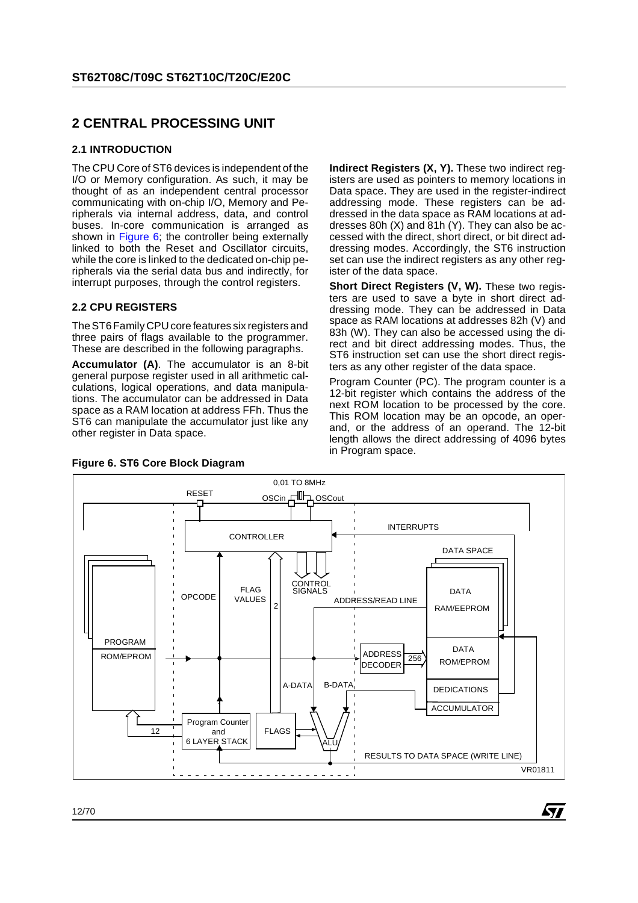## 2 CENTRAL PROCESSING UNIT

### 2.1 INTRODUCTION

The CPU Core of ST6 devices is independent of the I/O or Memory configuration. As such, it may be thought of as an independent central processor communicating with on-chip I/O, Memory and Peripherals via internal address, data, and control buses. In-core communication is arranged as shown in Figure 6; the controller being externally linked to both the Reset and Oscillator circuits, while the core is linked to the dedicated on-chip peripherals via the serial data bus and indirectly, for interrupt purposes, through the control registers.

### 2.2 CPU REGISTERS

The ST6 Family CPU core features six registers and three pairs of flags available to the programmer. These are described in the following paragraphs.

**Accumulator (A)**. The accumulator is an 8-bit general purpose register used in all arithmetic calculations, logical operations, and data manipulations. The accumulator can be addressed in Data space as a RAM location at address FFh. Thus the ST6 can manipulate the accumulator just like any other register in Data space.

**Indirect Registers (X, Y).** These two indirect registers are used as pointers to memory locations in Data space. They are used in the register-indirect addressing mode. These registers can be addressed in the data space as RAM locations at addresses 80h (X) and 81h (Y). They can also be accessed with the direct, short direct, or bit direct addressing modes. Accordingly, the ST6 instruction set can use the indirect registers as any other register of the data space.

**Short Direct Registers (V, W).** These two registers are used to save a byte in short direct addressing mode. They can be addressed in Data space as RAM locations at addresses 82h (V) and 83h (W). They can also be accessed using the direct and bit direct addressing modes. Thus, the ST6 instruction set can use the short direct registers as any other register of the data space.

Program Counter (PC). The program counter is a 12-bit register which contains the address of the next ROM location to be processed by the core. This ROM location may be an opcode, an operand, or the address of an operand. The 12-bit length allows the direct addressing of 4096 bytes in Program space.

**Figure 6. ST6 Core Block Diagram**

0,01 TO 8MHz
RESET OSCin OSCout
CONTROLLER INTERRUPTS
DATA SPACE
OPCODE FLAG VALUES 2 CONTROL SIGNALS ADDRESS/READ LINE
DATA RAM/EEPROM
PROGRAM ROM/EPROM
ADDRESS DECODER 256 DATA ROM/EPROM
A-DATA B-DATA DEDICATIONS
ACCUMULATOR
12 Program Counter and 6 LAYER STACK FLAGS ALU
RESULTS TO DATA SPACE (WRITE LINE)
VR01811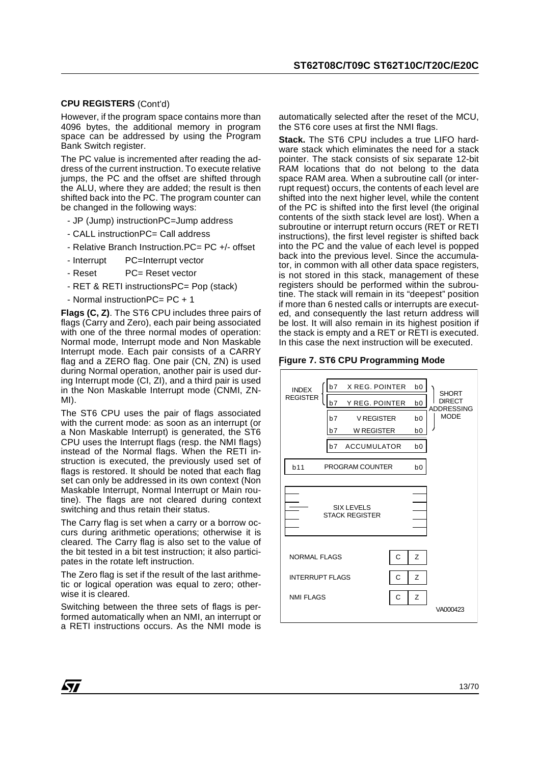**CPU REGISTERS** (Cont'd)

However, if the program space contains more than 4096 bytes, the additional memory in program space can be addressed by using the Program Bank Switch register.

The PC value is incremented after reading the address of the current instruction. To execute relative jumps, the PC and the offset are shifted through the ALU, where they are added; the result is then shifted back into the PC. The program counter can be changed in the following ways:

- JP (Jump) instructionPC=Jump address
- CALL instructionPC= Call address
- Relative Branch Instruction.PC= PC +/- offset
- Interrupt PC=Interrupt vector
- Reset PC= Reset vector
- RET & RETI instructionsPC= Pop (stack)
- Normal instructionPC= PC + 1

**Flags (C, Z)**. The ST6 CPU includes three pairs of flags (Carry and Zero), each pair being associated with one of the three normal modes of operation: Normal mode, Interrupt mode and Non Maskable Interrupt mode. Each pair consists of a CARRY flag and a ZERO flag. One pair (CN, ZN) is used during Normal operation, another pair is used during Interrupt mode (CI, ZI), and a third pair is used in the Non Maskable Interrupt mode (CNMI, ZNMI).

The ST6 CPU uses the pair of flags associated with the current mode: as soon as an interrupt (or a Non Maskable Interrupt) is generated, the ST6 CPU uses the Interrupt flags (resp. the NMI flags) instead of the Normal flags. When the RETI instruction is executed, the previously used set of flags is restored. It should be noted that each flag set can only be addressed in its own context (Non Maskable Interrupt, Normal Interrupt or Main routine). The flags are not cleared during context switching and thus retain their status.

The Carry flag is set when a carry or a borrow occurs during arithmetic operations; otherwise it is cleared. The Carry flag is also set to the value of the bit tested in a bit test instruction; it also participates in the rotate left instruction.

The Zero flag is set if the result of the last arithmetic or logical operation was equal to zero; otherwise it is cleared.

Switching between the three sets of flags is performed automatically when an NMI, an interrupt or a RETI instructions occurs. As the NMI mode is automatically selected after the reset of the MCU, the ST6 core uses at first the NMI flags.

**Stack.** The ST6 CPU includes a true LIFO hardware stack which eliminates the need for a stack pointer. The stack consists of six separate 12-bit RAM locations that do not belong to the data space RAM area. When a subroutine call (or interrupt request) occurs, the contents of each level are shifted into the next higher level, while the content of the PC is shifted into the first level (the original contents of the sixth stack level are lost). When a subroutine or interrupt return occurs (RET or RETI instructions), the first level register is shifted back into the PC and the value of each level is popped back into the previous level. Since the accumulator, in common with all other data space registers, is not stored in this stack, management of these registers should be performed within the subroutine. The stack will remain in its "deepest" position if more than 6 nested calls or interrupts are executed, and consequently the last return address will be lost. It will also remain in its highest position if the stack is empty and a RET or RETI is executed. In this case the next instruction will be executed.

**Figure 7. ST6 CPU Programming Mode**

INDEX REGISTER: b7 X REG. POINTER b0; b7 Y REG. POINTER b0
b7 V REGISTER b0; b7 W REGISTER b0 — SHORT DIRECT ADDRESSING MODE
b7 ACCUMULATOR b0
b11 PROGRAM COUNTER b0
SIX LEVELS STACK REGISTER
NORMAL FLAGS C Z
INTERRUPT FLAGS C Z
NMI FLAGS C Z

VA000423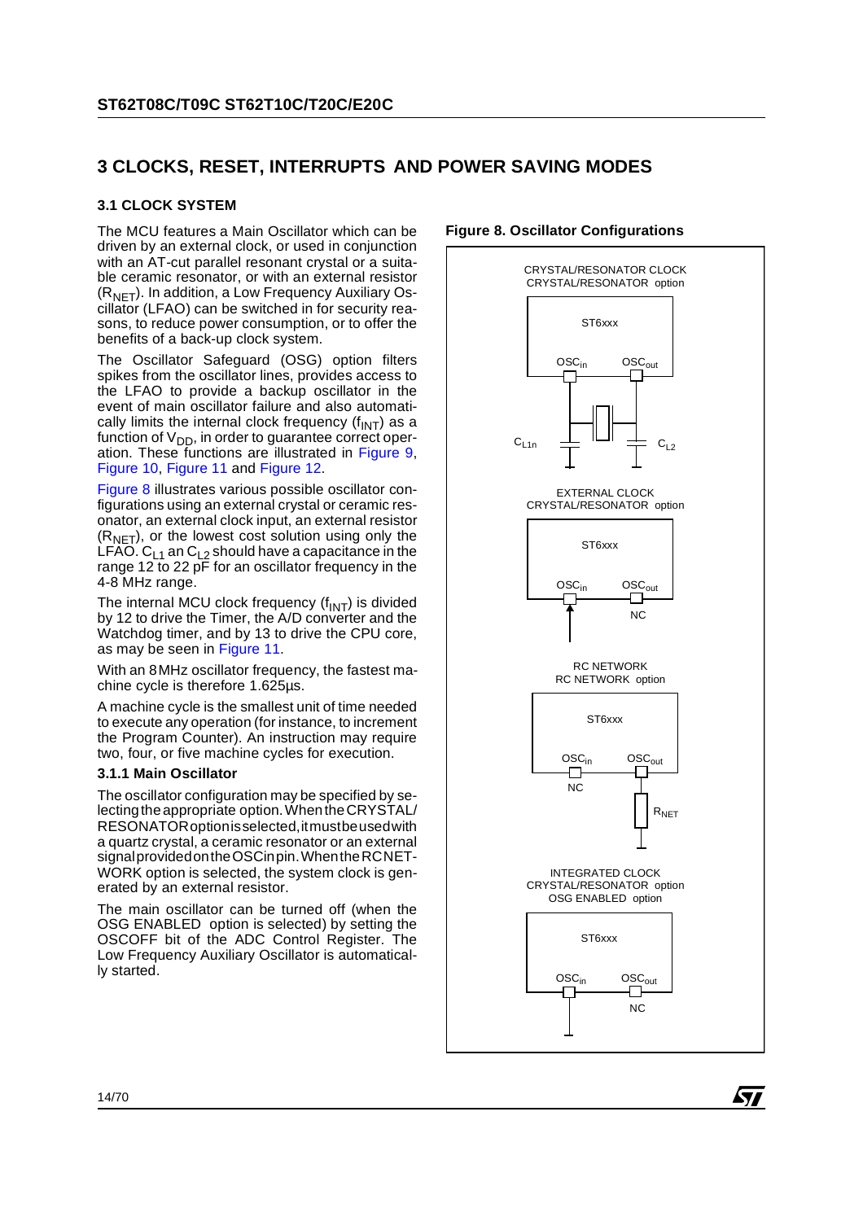# 3 CLOCKS, RESET, INTERRUPTS AND POWER SAVING MODES

## 3.1 CLOCK SYSTEM

The MCU features a Main Oscillator which can be driven by an external clock, or used in conjunction with an AT-cut parallel resonant crystal or a suitable ceramic resonator, or with an external resistor ($R_{NET}$). In addition, a Low Frequency Auxiliary Oscillator (LFAO) can be switched in for security reasons, to reduce power consumption, or to offer the benefits of a back-up clock system.

The Oscillator Safeguard (OSG) option filters spikes from the oscillator lines, provides access to the LFAO to provide a backup oscillator in the event of main oscillator failure and also automatically limits the internal clock frequency ($f_{INT}$) as a function of $V_{DD}$, in order to guarantee correct operation. These functions are illustrated in Figure 9, Figure 10, Figure 11 and Figure 12.

Figure 8 illustrates various possible oscillator configurations using an external crystal or ceramic resonator, an external clock input, an external resistor ($R_{NET}$), or the lowest cost solution using only the LFAO. $C_{L1}$ an $C_{L2}$ should have a capacitance in the range 12 to 22 pF for an oscillator frequency in the 4-8 MHz range.

The internal MCU clock frequency ($f_{INT}$) is divided by 12 to drive the Timer, the A/D converter and the Watchdog timer, and by 13 to drive the CPU core, as may be seen in Figure 11.

With an 8MHz oscillator frequency, the fastest machine cycle is therefore 1.625µs.

A machine cycle is the smallest unit of time needed to execute any operation (for instance, to increment the Program Counter). An instruction may require two, four, or five machine cycles for execution.

### 3.1.1 Main Oscillator

The oscillator configuration may be specified by selecting the appropriate option. When the CRYSTAL/RESONATOR option is selected, it must be used with a quartz crystal, a ceramic resonator or an external signal provided on the OSCin pin. When the RC NETWORK option is selected, the system clock is generated by an external resistor.

The main oscillator can be turned off (when the OSG ENABLED option is selected) by setting the OSCOFF bit of the ADC Control Register. The Low Frequency Auxiliary Oscillator is automatically started.

**Figure 8. Oscillator Configurations**

CRYSTAL/RESONATOR CLOCK
CRYSTAL/RESONATOR option

ST6xxx
$OSC_{in}$ $OSC_{out}$
$C_{L1n}$ $C_{L2}$

EXTERNAL CLOCK
CRYSTAL/RESONATOR option

ST6xxx
$OSC_{in}$ $OSC_{out}$
NC

RC NETWORK
RC NETWORK option

ST6xxx
$OSC_{in}$ $OSC_{out}$
NC
$R_{NET}$

INTEGRATED CLOCK
CRYSTAL/RESONATOR option
OSG ENABLED option

ST6xxx
$OSC_{in}$ $OSC_{out}$
NC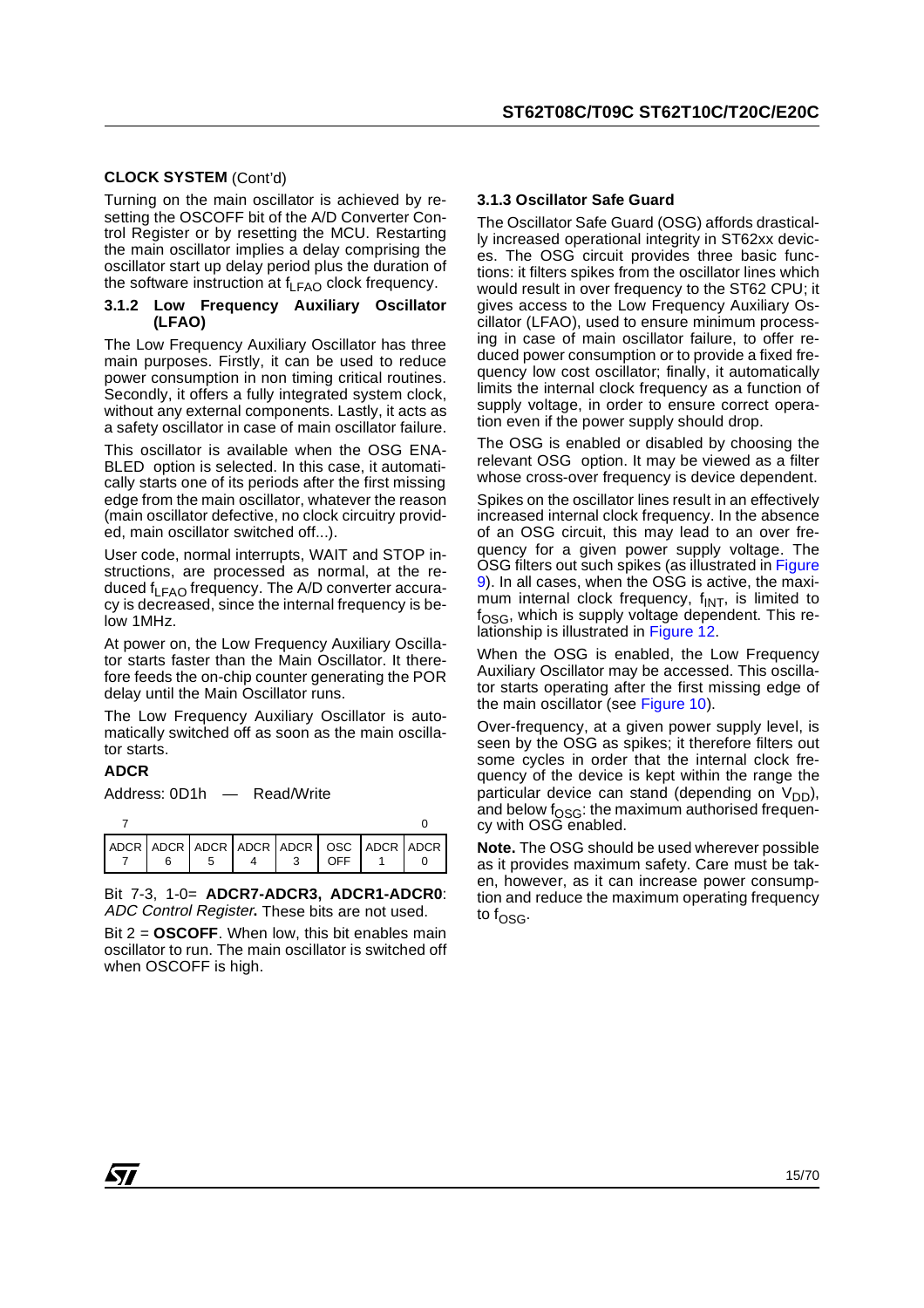**CLOCK SYSTEM** (Cont'd)

Turning on the main oscillator is achieved by resetting the OSCOFF bit of the A/D Converter Control Register or by resetting the MCU. Restarting the main oscillator implies a delay comprising the oscillator start up delay period plus the duration of the software instruction at $f_{LFAO}$ clock frequency.

#### 3.1.2 Low Frequency Auxiliary Oscillator (LFAO)

The Low Frequency Auxiliary Oscillator has three main purposes. Firstly, it can be used to reduce power consumption in non timing critical routines. Secondly, it offers a fully integrated system clock, without any external components. Lastly, it acts as a safety oscillator in case of main oscillator failure.

This oscillator is available when the OSG ENABLED option is selected. In this case, it automatically starts one of its periods after the first missing edge from the main oscillator, whatever the reason (main oscillator defective, no clock circuitry provided, main oscillator switched off...).

User code, normal interrupts, WAIT and STOP instructions, are processed as normal, at the reduced $f_{LFAO}$ frequency. The A/D converter accuracy is decreased, since the internal frequency is below 1MHz.

At power on, the Low Frequency Auxiliary Oscillator starts faster than the Main Oscillator. It therefore feeds the on-chip counter generating the POR delay until the Main Oscillator runs.

The Low Frequency Auxiliary Oscillator is automatically switched off as soon as the main oscillator starts.

**ADCR**

Address: 0D1h — Read/Write

| 7 | | | | | | | 0 |
|---|---|---|---|---|---|---|---|
| ADCR 7 | ADCR 6 | ADCR 5 | ADCR 4 | ADCR 3 | OSC OFF | ADCR 1 | ADCR 0 |

Bit 7-3, 1-0= **ADCR7-ADCR3, ADCR1-ADCR0**: *ADC Control Register.* These bits are not used.

Bit 2 = **OSCOFF**. When low, this bit enables main oscillator to run. The main oscillator is switched off when OSCOFF is high.

#### 3.1.3 Oscillator Safe Guard

The Oscillator Safe Guard (OSG) affords drastically increased operational integrity in ST62xx devices. The OSG circuit provides three basic functions: it filters spikes from the oscillator lines which would result in over frequency to the ST62 CPU; it gives access to the Low Frequency Auxiliary Oscillator (LFAO), used to ensure minimum processing in case of main oscillator failure, to offer reduced power consumption or to provide a fixed frequency low cost oscillator; finally, it automatically limits the internal clock frequency as a function of supply voltage, in order to ensure correct operation even if the power supply should drop.

The OSG is enabled or disabled by choosing the relevant OSG option. It may be viewed as a filter whose cross-over frequency is device dependent.

Spikes on the oscillator lines result in an effectively increased internal clock frequency. In the absence of an OSG circuit, this may lead to an over frequency for a given power supply voltage. The OSG filters out such spikes (as illustrated in Figure 9). In all cases, when the OSG is active, the maximum internal clock frequency, $f_{INT}$, is limited to $f_{OSG}$, which is supply voltage dependent. This relationship is illustrated in Figure 12.

When the OSG is enabled, the Low Frequency Auxiliary Oscillator may be accessed. This oscillator starts operating after the first missing edge of the main oscillator (see Figure 10).

Over-frequency, at a given power supply level, is seen by the OSG as spikes; it therefore filters out some cycles in order that the internal clock frequency of the device is kept within the range the particular device can stand (depending on $V_{DD}$), and below $f_{OSG}$: the maximum authorised frequency with OSG enabled.

**Note.** The OSG should be used wherever possible as it provides maximum safety. Care must be taken, however, as it can increase power consumption and reduce the maximum operating frequency to $f_{OSG}$.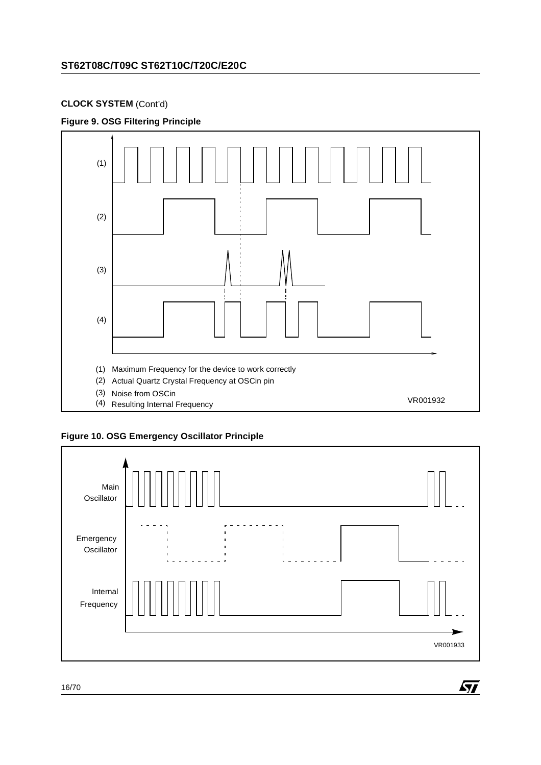**CLOCK SYSTEM** (Cont'd)

**Figure 9. OSG Filtering Principle**

(1) Maximum Frequency for the device to work correctly
(2) Actual Quartz Crystal Frequency at OSCin pin
(3) Noise from OSCin
(4) Resulting Internal Frequency

VR001932

**Figure 10. OSG Emergency Oscillator Principle**

Main Oscillator

Emergency Oscillator

Internal Frequency

VR001933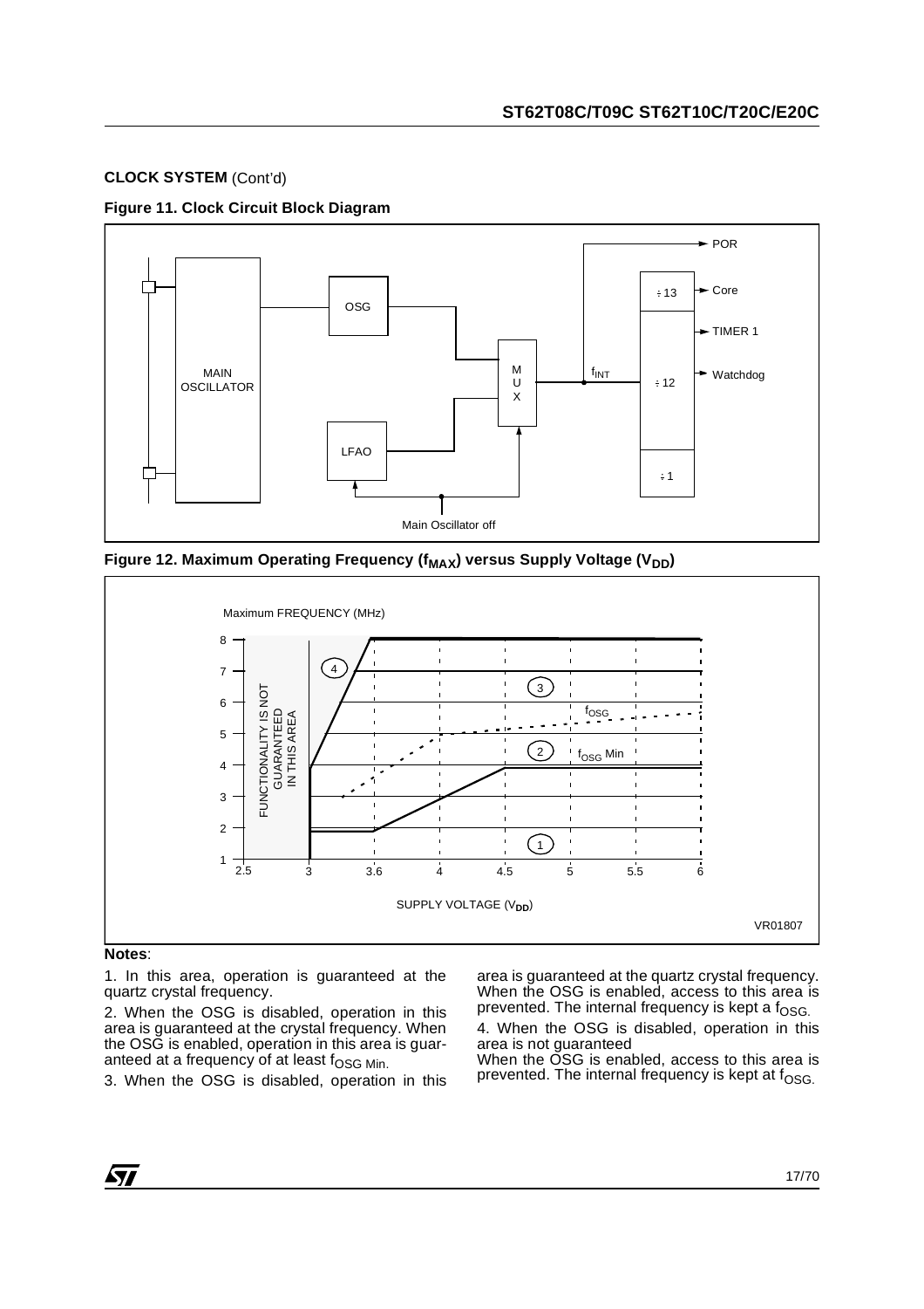**CLOCK SYSTEM** (Cont'd)

**Figure 11. Clock Circuit Block Diagram**

**Figure 12. Maximum Operating Frequency ($f_{MAX}$) versus Supply Voltage ($V_{DD}$)**

**Notes**:

1. In this area, operation is guaranteed at the quartz crystal frequency.

2. When the OSG is disabled, operation in this area is guaranteed at the crystal frequency. When the OSG is enabled, operation in this area is guaranteed at a frequency of at least $f_{OSG\ Min.}$

3. When the OSG is disabled, operation in this area is guaranteed at the quartz crystal frequency. When the OSG is enabled, access to this area is prevented. The internal frequency is kept a $f_{OSG.}$

4. When the OSG is disabled, operation in this area is not guaranteed
When the OSG is enabled, access to this area is prevented. The internal frequency is kept at $f_{OSG.}$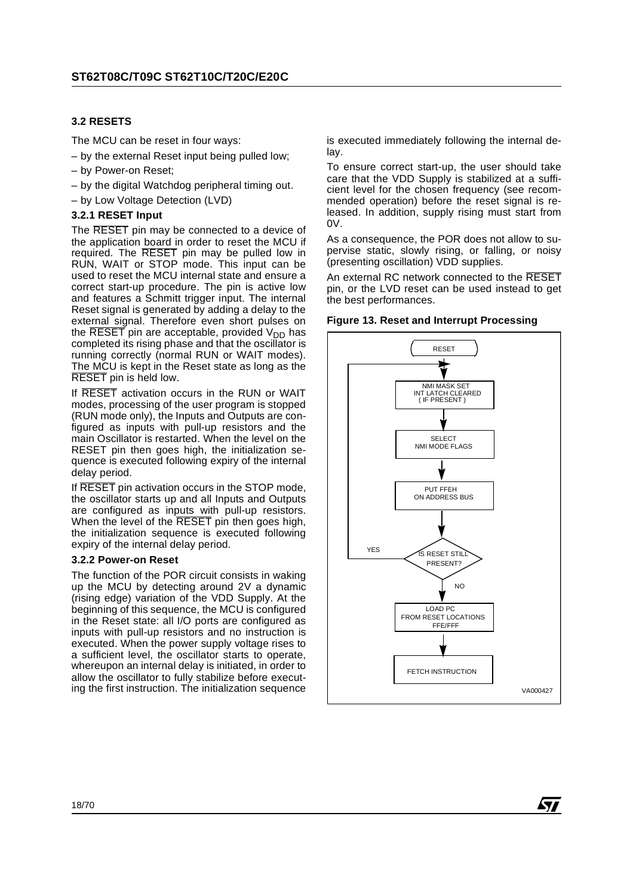### 3.2 RESETS

The MCU can be reset in four ways:

– by the external Reset input being pulled low;

– by Power-on Reset;

– by the digital Watchdog peripheral timing out.

– by Low Voltage Detection (LVD)

#### 3.2.1 RESET Input

The $\overline{\text{RESET}}$ pin may be connected to a device of the application board in order to reset the MCU if required. The $\overline{\text{RESET}}$ pin may be pulled low in RUN, WAIT or STOP mode. This input can be used to reset the MCU internal state and ensure a correct start-up procedure. The pin is active low and features a Schmitt trigger input. The internal Reset signal is generated by adding a delay to the external signal. Therefore even short pulses on the $\overline{\text{RESET}}$ pin are acceptable, provided $V_{DD}$ has completed its rising phase and that the oscillator is running correctly (normal RUN or WAIT modes). The MCU is kept in the Reset state as long as the $\overline{\text{RESET}}$ pin is held low.

If $\overline{\text{RESET}}$ activation occurs in the RUN or WAIT modes, processing of the user program is stopped (RUN mode only), the Inputs and Outputs are configured as inputs with pull-up resistors and the main Oscillator is restarted. When the level on the RESET pin then goes high, the initialization sequence is executed following expiry of the internal delay period.

If $\overline{\text{RESET}}$ pin activation occurs in the STOP mode, the oscillator starts up and all Inputs and Outputs are configured as inputs with pull-up resistors. When the level of the $\overline{\text{RESET}}$ pin then goes high, the initialization sequence is executed following expiry of the internal delay period.

#### 3.2.2 Power-on Reset

The function of the POR circuit consists in waking up the MCU by detecting around 2V a dynamic (rising edge) variation of the VDD Supply. At the beginning of this sequence, the MCU is configured in the Reset state: all I/O ports are configured as inputs with pull-up resistors and no instruction is executed. When the power supply voltage rises to a sufficient level, the oscillator starts to operate, whereupon an internal delay is initiated, in order to allow the oscillator to fully stabilize before executing the first instruction. The initialization sequence is executed immediately following the internal delay.

To ensure correct start-up, the user should take care that the VDD Supply is stabilized at a sufficient level for the chosen frequency (see recommended operation) before the reset signal is released. In addition, supply rising must start from 0V.

As a consequence, the POR does not allow to supervise static, slowly rising, or falling, or noisy (presenting oscillation) VDD supplies.

An external RC network connected to the $\overline{\text{RESET}}$ pin, or the LVD reset can be used instead to get the best performances.

**Figure 13. Reset and Interrupt Processing**

RESET → NMI MASK SET, INT LATCH CLEARED (IF PRESENT) → SELECT NMI MODE FLAGS → PUT FFEH ON ADDRESS BUS → IS RESET STILL PRESENT? (YES: loop back to NMI MASK SET; NO: continue) → LOAD PC FROM RESET LOCATIONS FFE/FFF → FETCH INSTRUCTION

VA000427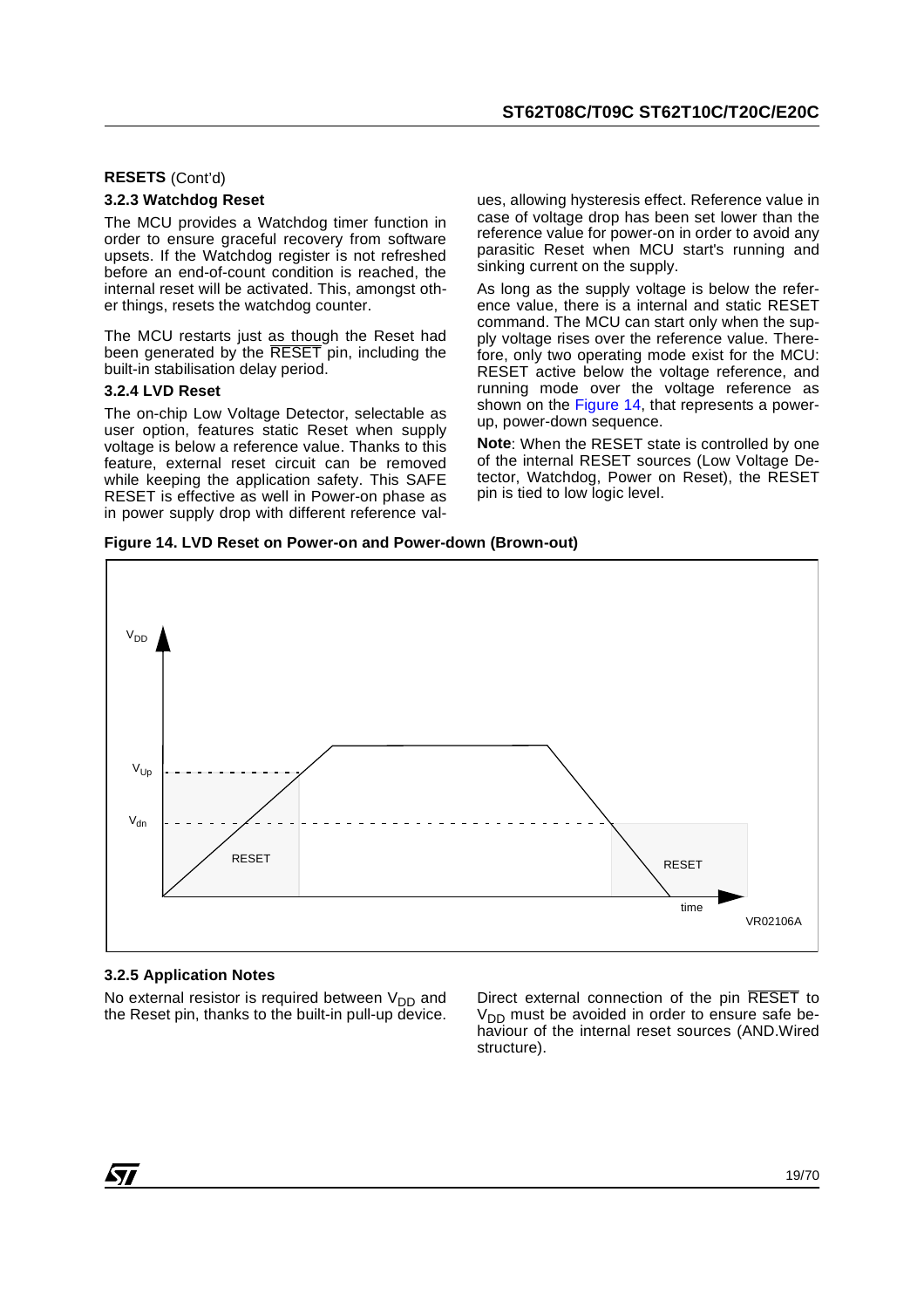**RESETS** (Cont'd)

### 3.2.3 Watchdog Reset

The MCU provides a Watchdog timer function in order to ensure graceful recovery from software upsets. If the Watchdog register is not refreshed before an end-of-count condition is reached, the internal reset will be activated. This, amongst other things, resets the watchdog counter.

The MCU restarts just as though the Reset had been generated by the $\overline{RESET}$ pin, including the built-in stabilisation delay period.

### 3.2.4 LVD Reset

The on-chip Low Voltage Detector, selectable as user option, features static Reset when supply voltage is below a reference value. Thanks to this feature, external reset circuit can be removed while keeping the application safety. This SAFE RESET is effective as well in Power-on phase as in power supply drop with different reference values, allowing hysteresis effect. Reference value in case of voltage drop has been set lower than the reference value for power-on in order to avoid any parasitic Reset when MCU start's running and sinking current on the supply.

As long as the supply voltage is below the reference value, there is a internal and static RESET command. The MCU can start only when the supply voltage rises over the reference value. Therefore, only two operating mode exist for the MCU: RESET active below the voltage reference, and running mode over the voltage reference as shown on the Figure 14, that represents a power-up, power-down sequence.

**Note**: When the RESET state is controlled by one of the internal RESET sources (Low Voltage Detector, Watchdog, Power on Reset), the RESET pin is tied to low logic level.

**Figure 14. LVD Reset on Power-on and Power-down (Brown-out)**

### 3.2.5 Application Notes

No external resistor is required between $V_{DD}$ and the Reset pin, thanks to the built-in pull-up device.

Direct external connection of the pin $\overline{RESET}$ to $V_{DD}$ must be avoided in order to ensure safe behaviour of the internal reset sources (AND.Wired structure).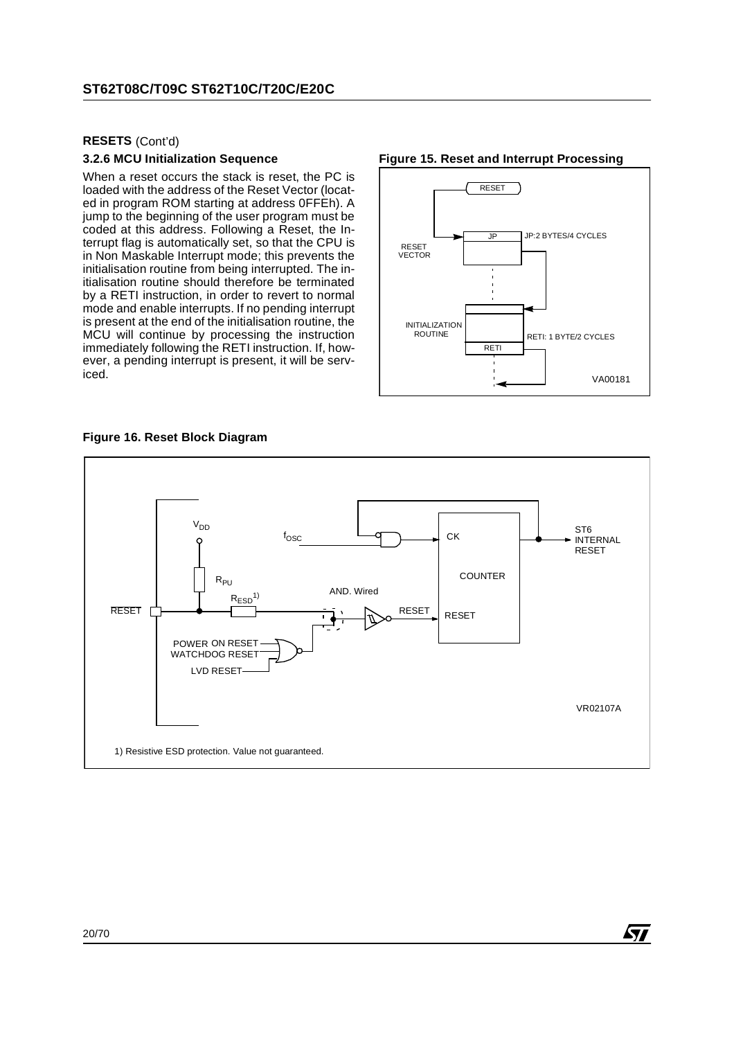**RESETS** (Cont'd)

### 3.2.6 MCU Initialization Sequence

When a reset occurs the stack is reset, the PC is loaded with the address of the Reset Vector (located in program ROM starting at address 0FFEh). A jump to the beginning of the user program must be coded at this address. Following a Reset, the Interrupt flag is automatically set, so that the CPU is in Non Maskable Interrupt mode; this prevents the initialisation routine from being interrupted. The initialisation routine should therefore be terminated by a RETI instruction, in order to revert to normal mode and enable interrupts. If no pending interrupt is present at the end of the initialisation routine, the MCU will continue by processing the instruction immediately following the RETI instruction. If, however, a pending interrupt is present, it will be serviced.

**Figure 15. Reset and Interrupt Processing**

**Figure 16. Reset Block Diagram**

1) Resistive ESD protection. Value not guaranteed.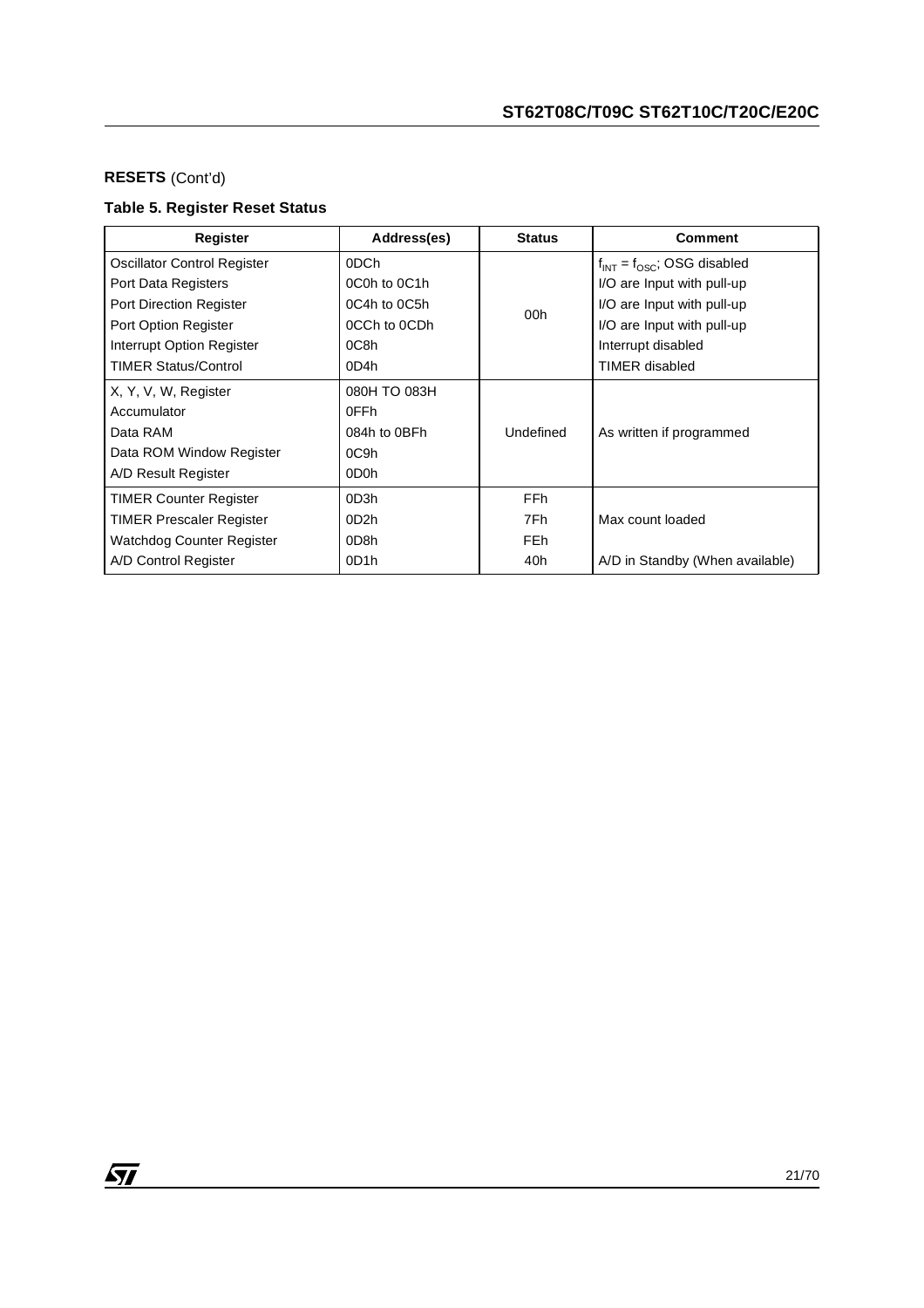**RESETS** (Cont'd)

**Table 5. Register Reset Status**

| Register | Address(es) | Status | Comment |
|---|---|---|---|
| Oscillator Control Register | 0DCh | 00h | $f_{INT} = f_{OSC}$; OSG disabled |
| Port Data Registers | 0C0h to 0C1h | | I/O are Input with pull-up |
| Port Direction Register | 0C4h to 0C5h | | I/O are Input with pull-up |
| Port Option Register | 0CCh to 0CDh | | I/O are Input with pull-up |
| Interrupt Option Register | 0C8h | | Interrupt disabled |
| TIMER Status/Control | 0D4h | | TIMER disabled |
| X, Y, V, W, Register | 080H TO 083H | Undefined | As written if programmed |
| Accumulator | 0FFh | | |
| Data RAM | 084h to 0BFh | | |
| Data ROM Window Register | 0C9h | | |
| A/D Result Register | 0D0h | | |
| TIMER Counter Register | 0D3h | FFh | Max count loaded |
| TIMER Prescaler Register | 0D2h | 7Fh | |
| Watchdog Counter Register | 0D8h | FEh | |
| A/D Control Register | 0D1h | 40h | A/D in Standby (When available) |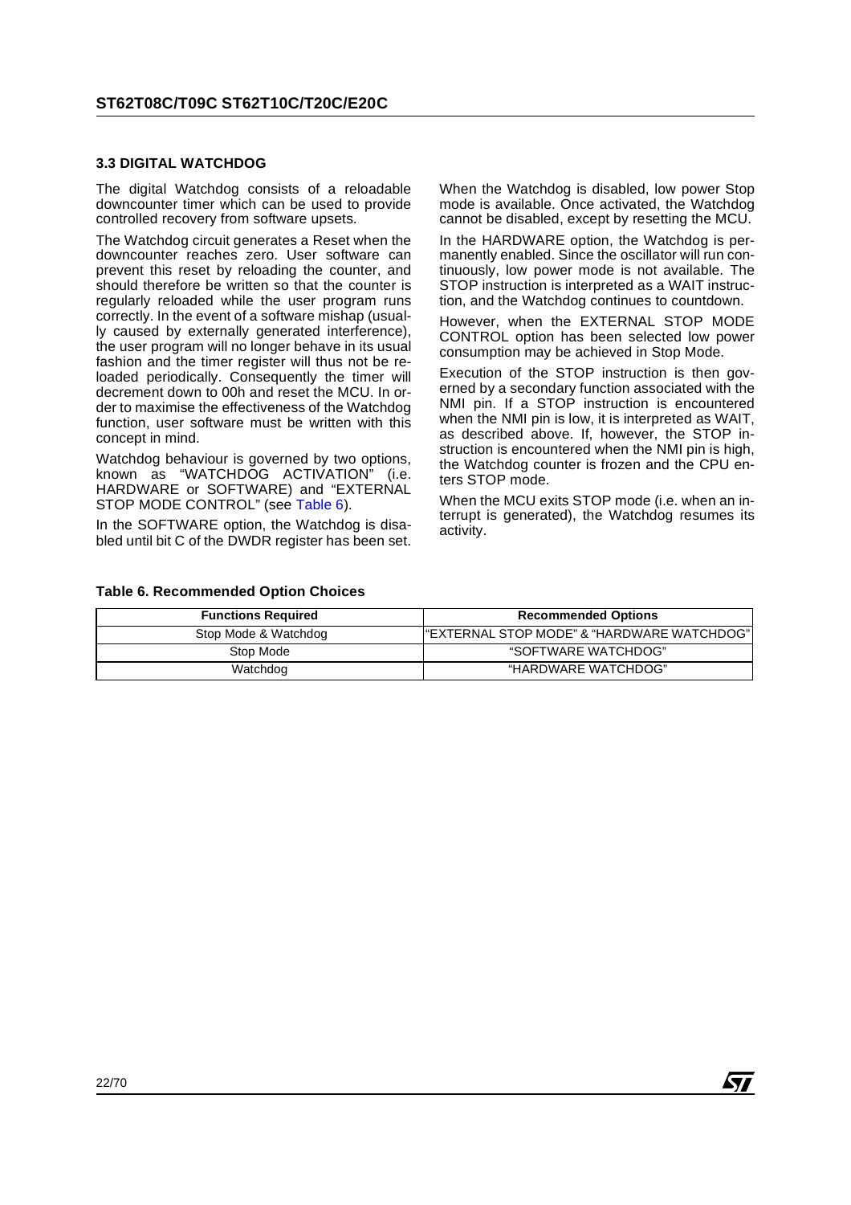### 3.3 DIGITAL WATCHDOG

The digital Watchdog consists of a reloadable downcounter timer which can be used to provide controlled recovery from software upsets.

The Watchdog circuit generates a Reset when the downcounter reaches zero. User software can prevent this reset by reloading the counter, and should therefore be written so that the counter is regularly reloaded while the user program runs correctly. In the event of a software mishap (usually caused by externally generated interference), the user program will no longer behave in its usual fashion and the timer register will thus not be reloaded periodically. Consequently the timer will decrement down to 00h and reset the MCU. In order to maximise the effectiveness of the Watchdog function, user software must be written with this concept in mind.

Watchdog behaviour is governed by two options, known as "WATCHDOG ACTIVATION" (i.e. HARDWARE or SOFTWARE) and "EXTERNAL STOP MODE CONTROL" (see Table 6).

In the SOFTWARE option, the Watchdog is disabled until bit C of the DWDR register has been set.

When the Watchdog is disabled, low power Stop mode is available. Once activated, the Watchdog cannot be disabled, except by resetting the MCU.

In the HARDWARE option, the Watchdog is permanently enabled. Since the oscillator will run continuously, low power mode is not available. The STOP instruction is interpreted as a WAIT instruction, and the Watchdog continues to countdown.

However, when the EXTERNAL STOP MODE CONTROL option has been selected low power consumption may be achieved in Stop Mode.

Execution of the STOP instruction is then governed by a secondary function associated with the NMI pin. If a STOP instruction is encountered when the NMI pin is low, it is interpreted as WAIT, as described above. If, however, the STOP instruction is encountered when the NMI pin is high, the Watchdog counter is frozen and the CPU enters STOP mode.

When the MCU exits STOP mode (i.e. when an interrupt is generated), the Watchdog resumes its activity.

**Table 6. Recommended Option Choices**

| Functions Required | Recommended Options |
|---|---|
| Stop Mode & Watchdog | "EXTERNAL STOP MODE" & "HARDWARE WATCHDOG" |
| Stop Mode | "SOFTWARE WATCHDOG" |
| Watchdog | "HARDWARE WATCHDOG" |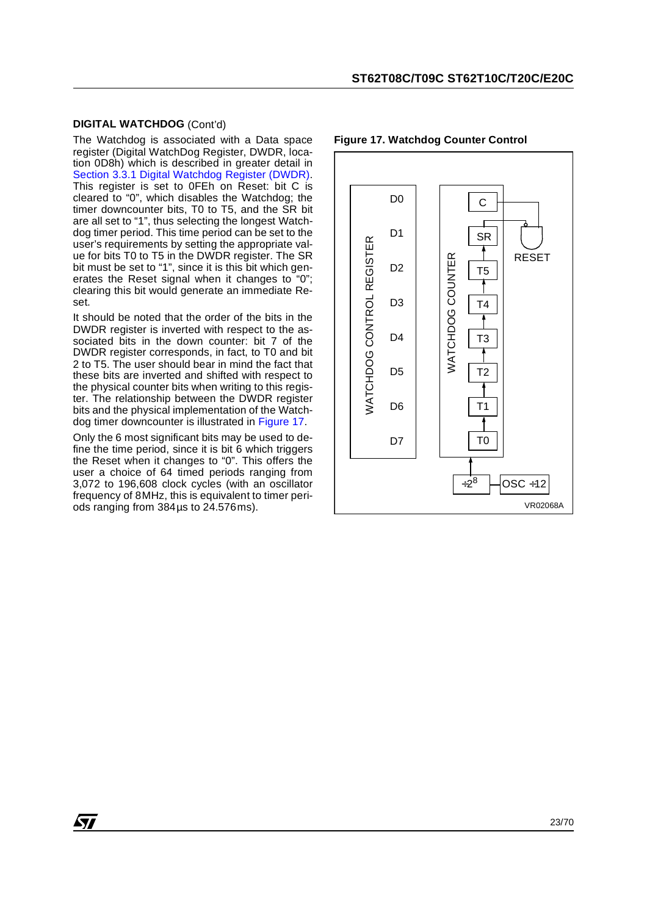**DIGITAL WATCHDOG** (Cont'd)

The Watchdog is associated with a Data space register (Digital WatchDog Register, DWDR, location 0D8h) which is described in greater detail in Section 3.3.1 Digital Watchdog Register (DWDR). This register is set to 0FEh on Reset: bit C is cleared to "0", which disables the Watchdog; the timer downcounter bits, T0 to T5, and the SR bit are all set to "1", thus selecting the longest Watchdog timer period. This time period can be set to the user's requirements by setting the appropriate value for bits T0 to T5 in the DWDR register. The SR bit must be set to "1", since it is this bit which generates the Reset signal when it changes to "0"; clearing this bit would generate an immediate Reset.

It should be noted that the order of the bits in the DWDR register is inverted with respect to the associated bits in the down counter: bit 7 of the DWDR register corresponds, in fact, to T0 and bit 2 to T5. The user should bear in mind the fact that these bits are inverted and shifted with respect to the physical counter bits when writing to this register. The relationship between the DWDR register bits and the physical implementation of the Watchdog timer downcounter is illustrated in Figure 17.

Only the 6 most significant bits may be used to define the time period, since it is bit 6 which triggers the Reset when it changes to "0". This offers the user a choice of 64 timed periods ranging from 3,072 to 196,608 clock cycles (with an oscillator frequency of 8MHz, this is equivalent to timer periods ranging from 384µs to 24.576ms).

**Figure 17. Watchdog Counter Control**

| WATCHDOG CONTROL REGISTER | WATCHDOG COUNTER |
|---|---|
| D0 | C |
| D1 | SR |
| D2 | T5 |
| D3 | T4 |
| D4 | T3 |
| D5 | T2 |
| D6 | T1 |
| D7 | T0 |

RESET

$\div 2^8$ ← OSC $\div 12$

VR02068A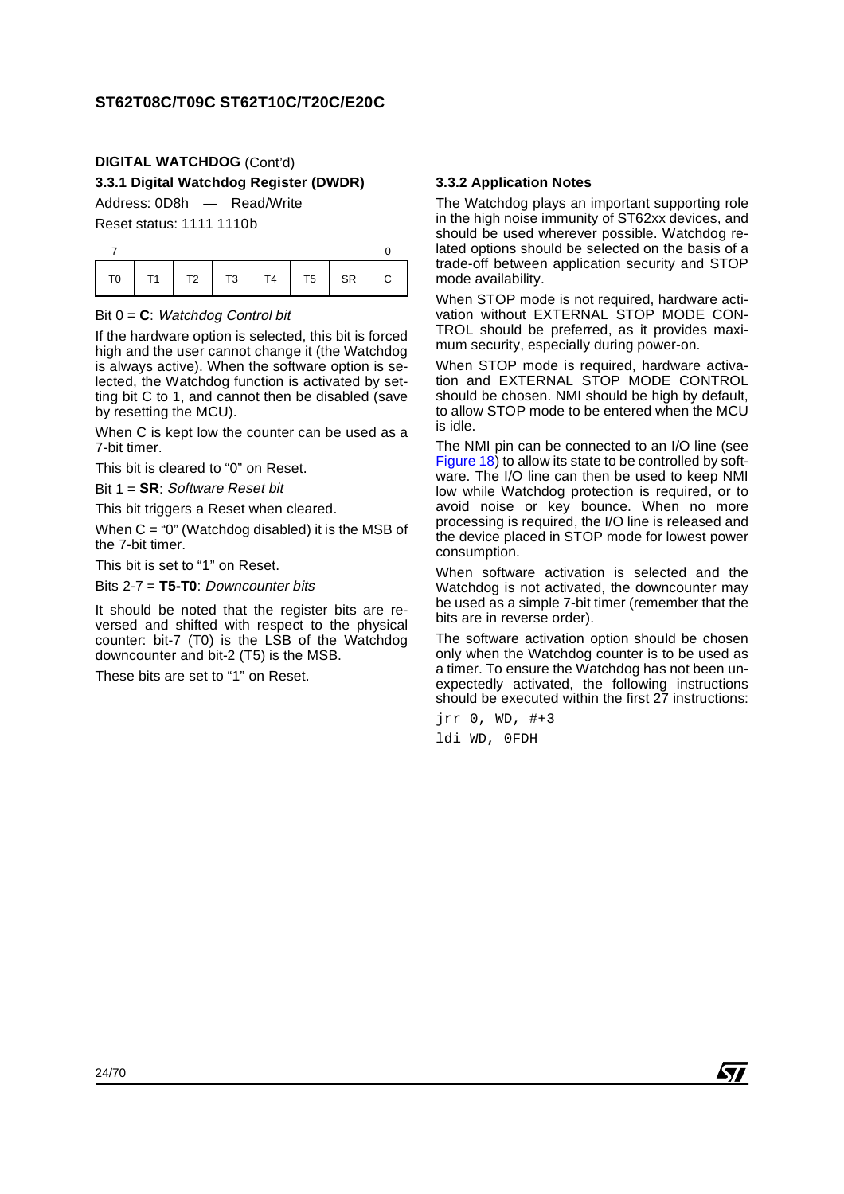**DIGITAL WATCHDOG** (Cont'd)

### 3.3.1 Digital Watchdog Register (DWDR)

Address: 0D8h — Read/Write

Reset status: 1111 1110b

| 7 | | | | | | | 0 |
|---|---|---|---|---|---|---|---|
| T0 | T1 | T2 | T3 | T4 | T5 | SR | C |

Bit 0 = **C**: *Watchdog Control bit*

If the hardware option is selected, this bit is forced high and the user cannot change it (the Watchdog is always active). When the software option is selected, the Watchdog function is activated by setting bit C to 1, and cannot then be disabled (save by resetting the MCU).

When C is kept low the counter can be used as a 7-bit timer.

This bit is cleared to "0" on Reset.

Bit 1 = **SR**: *Software Reset bit*

This bit triggers a Reset when cleared.

When C = "0" (Watchdog disabled) it is the MSB of the 7-bit timer.

This bit is set to "1" on Reset.

Bits 2-7 = **T5-T0**: *Downcounter bits*

It should be noted that the register bits are reversed and shifted with respect to the physical counter: bit-7 (T0) is the LSB of the Watchdog downcounter and bit-2 (T5) is the MSB.

These bits are set to "1" on Reset.

### 3.3.2 Application Notes

The Watchdog plays an important supporting role in the high noise immunity of ST62xx devices, and should be used wherever possible. Watchdog related options should be selected on the basis of a trade-off between application security and STOP mode availability.

When STOP mode is not required, hardware activation without EXTERNAL STOP MODE CONTROL should be preferred, as it provides maximum security, especially during power-on.

When STOP mode is required, hardware activation and EXTERNAL STOP MODE CONTROL should be chosen. NMI should be high by default, to allow STOP mode to be entered when the MCU is idle.

The NMI pin can be connected to an I/O line (see Figure 18) to allow its state to be controlled by software. The I/O line can then be used to keep NMI low while Watchdog protection is required, or to avoid noise or key bounce. When no more processing is required, the I/O line is released and the device placed in STOP mode for lowest power consumption.

When software activation is selected and the Watchdog is not activated, the downcounter may be used as a simple 7-bit timer (remember that the bits are in reverse order).

The software activation option should be chosen only when the Watchdog counter is to be used as a timer. To ensure the Watchdog has not been unexpectedly activated, the following instructions should be executed within the first 27 instructions:

```
jrr 0, WD, #+3
ldi WD, 0FDH
```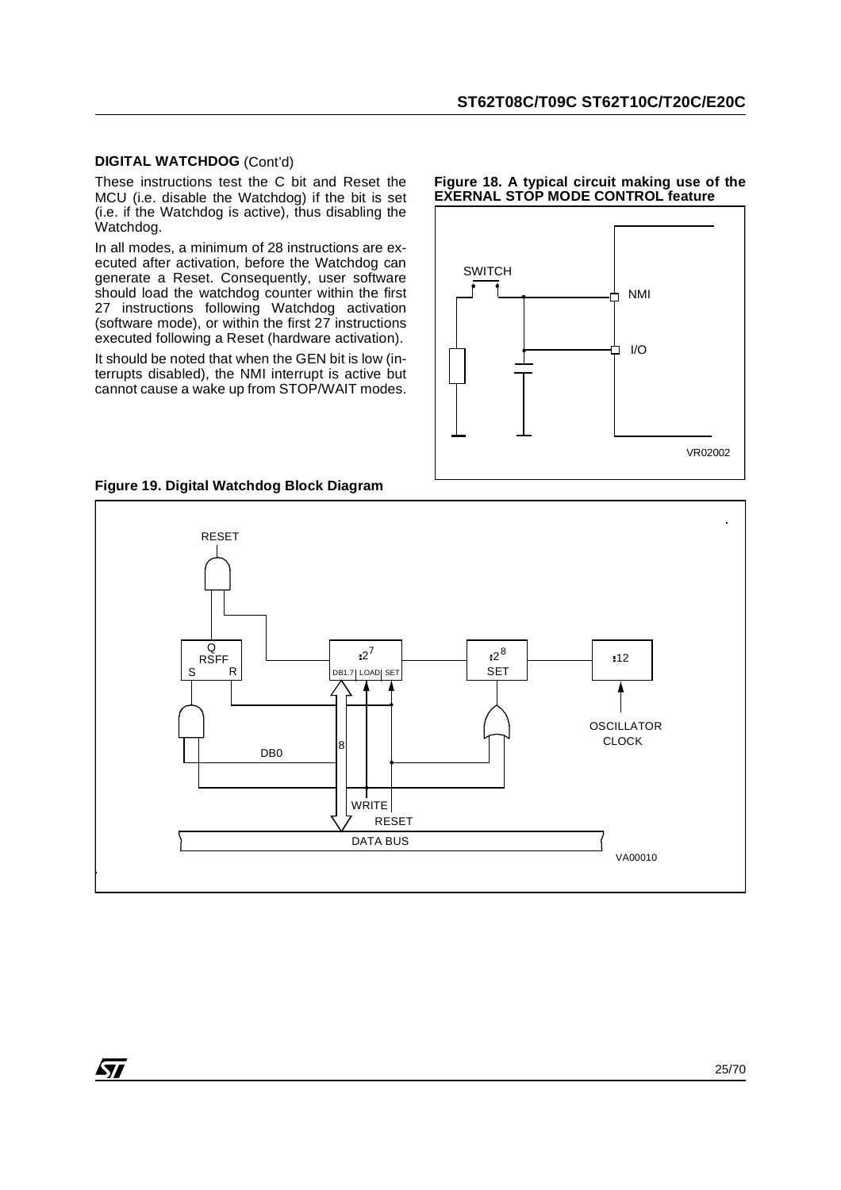**DIGITAL WATCHDOG** (Cont'd)

These instructions test the C bit and Reset the MCU (i.e. disable the Watchdog) if the bit is set (i.e. if the Watchdog is active), thus disabling the Watchdog.

In all modes, a minimum of 28 instructions are executed after activation, before the Watchdog can generate a Reset. Consequently, user software should load the watchdog counter within the first 27 instructions following Watchdog activation (software mode), or within the first 27 instructions executed following a Reset (hardware activation).

It should be noted that when the GEN bit is low (interrupts disabled), the NMI interrupt is active but cannot cause a wake up from STOP/WAIT modes.

**Figure 18. A typical circuit making use of the EXERNAL STOP MODE CONTROL feature**

**Figure 19. Digital Watchdog Block Diagram**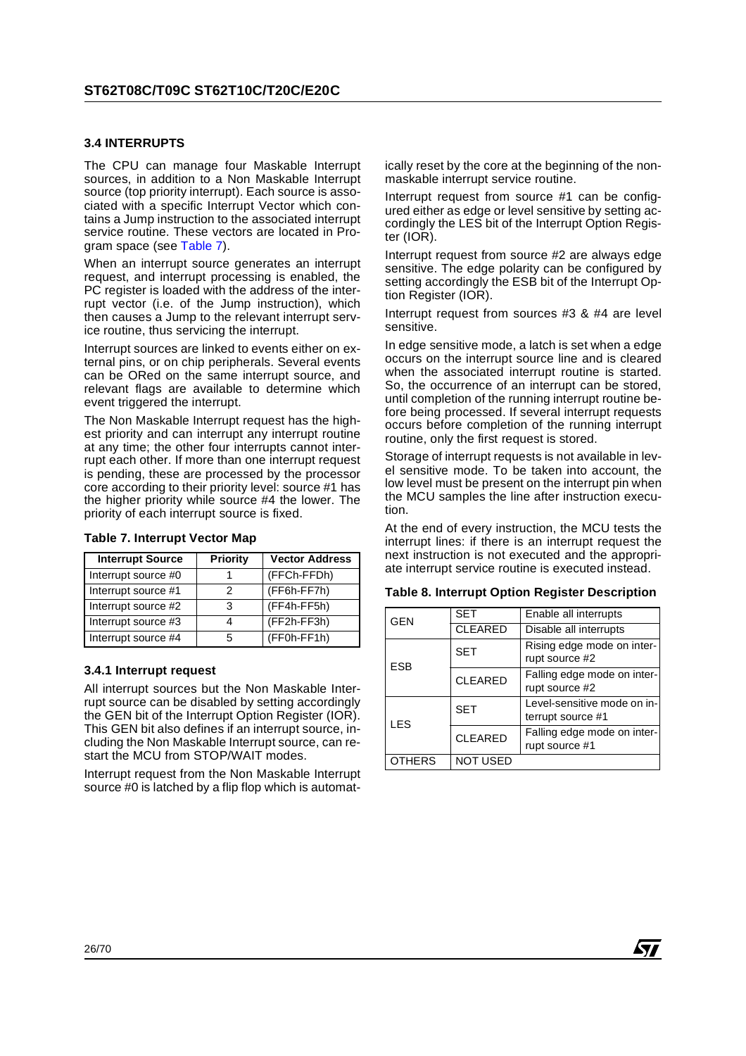### 3.4 INTERRUPTS

The CPU can manage four Maskable Interrupt sources, in addition to a Non Maskable Interrupt source (top priority interrupt). Each source is associated with a specific Interrupt Vector which contains a Jump instruction to the associated interrupt service routine. These vectors are located in Program space (see Table 7).

When an interrupt source generates an interrupt request, and interrupt processing is enabled, the PC register is loaded with the address of the interrupt vector (i.e. of the Jump instruction), which then causes a Jump to the relevant interrupt service routine, thus servicing the interrupt.

Interrupt sources are linked to events either on external pins, or on chip peripherals. Several events can be ORed on the same interrupt source, and relevant flags are available to determine which event triggered the interrupt.

The Non Maskable Interrupt request has the highest priority and can interrupt any interrupt routine at any time; the other four interrupts cannot interrupt each other. If more than one interrupt request is pending, these are processed by the processor core according to their priority level: source #1 has the higher priority while source #4 the lower. The priority of each interrupt source is fixed.

**Table 7. Interrupt Vector Map**

| Interrupt Source | Priority | Vector Address |
|---|---|---|
| Interrupt source #0 | 1 | (FFCh-FFDh) |
| Interrupt source #1 | 2 | (FF6h-FF7h) |
| Interrupt source #2 | 3 | (FF4h-FF5h) |
| Interrupt source #3 | 4 | (FF2h-FF3h) |
| Interrupt source #4 | 5 | (FF0h-FF1h) |

#### 3.4.1 Interrupt request

All interrupt sources but the Non Maskable Interrupt source can be disabled by setting accordingly the GEN bit of the Interrupt Option Register (IOR). This GEN bit also defines if an interrupt source, including the Non Maskable Interrupt source, can restart the MCU from STOP/WAIT modes.

Interrupt request from the Non Maskable Interrupt source #0 is latched by a flip flop which is automatically reset by the core at the beginning of the non-maskable interrupt service routine.

Interrupt request from source #1 can be configured either as edge or level sensitive by setting accordingly the LES bit of the Interrupt Option Register (IOR).

Interrupt request from source #2 are always edge sensitive. The edge polarity can be configured by setting accordingly the ESB bit of the Interrupt Option Register (IOR).

Interrupt request from sources #3 & #4 are level sensitive.

In edge sensitive mode, a latch is set when a edge occurs on the interrupt source line and is cleared when the associated interrupt routine is started. So, the occurrence of an interrupt can be stored, until completion of the running interrupt routine before being processed. If several interrupt requests occurs before completion of the running interrupt routine, only the first request is stored.

Storage of interrupt requests is not available in level sensitive mode. To be taken into account, the low level must be present on the interrupt pin when the MCU samples the line after instruction execution.

At the end of every instruction, the MCU tests the interrupt lines: if there is an interrupt request the next instruction is not executed and the appropriate interrupt service routine is executed instead.

**Table 8. Interrupt Option Register Description**

| | | |
|---|---|---|
| GEN | SET | Enable all interrupts |
| | CLEARED | Disable all interrupts |
| ESB | SET | Rising edge mode on interrupt source #2 |
| | CLEARED | Falling edge mode on interrupt source #2 |
| LES | SET | Level-sensitive mode on interrupt source #1 |
| | CLEARED | Falling edge mode on interrupt source #1 |
| OTHERS | NOT USED | |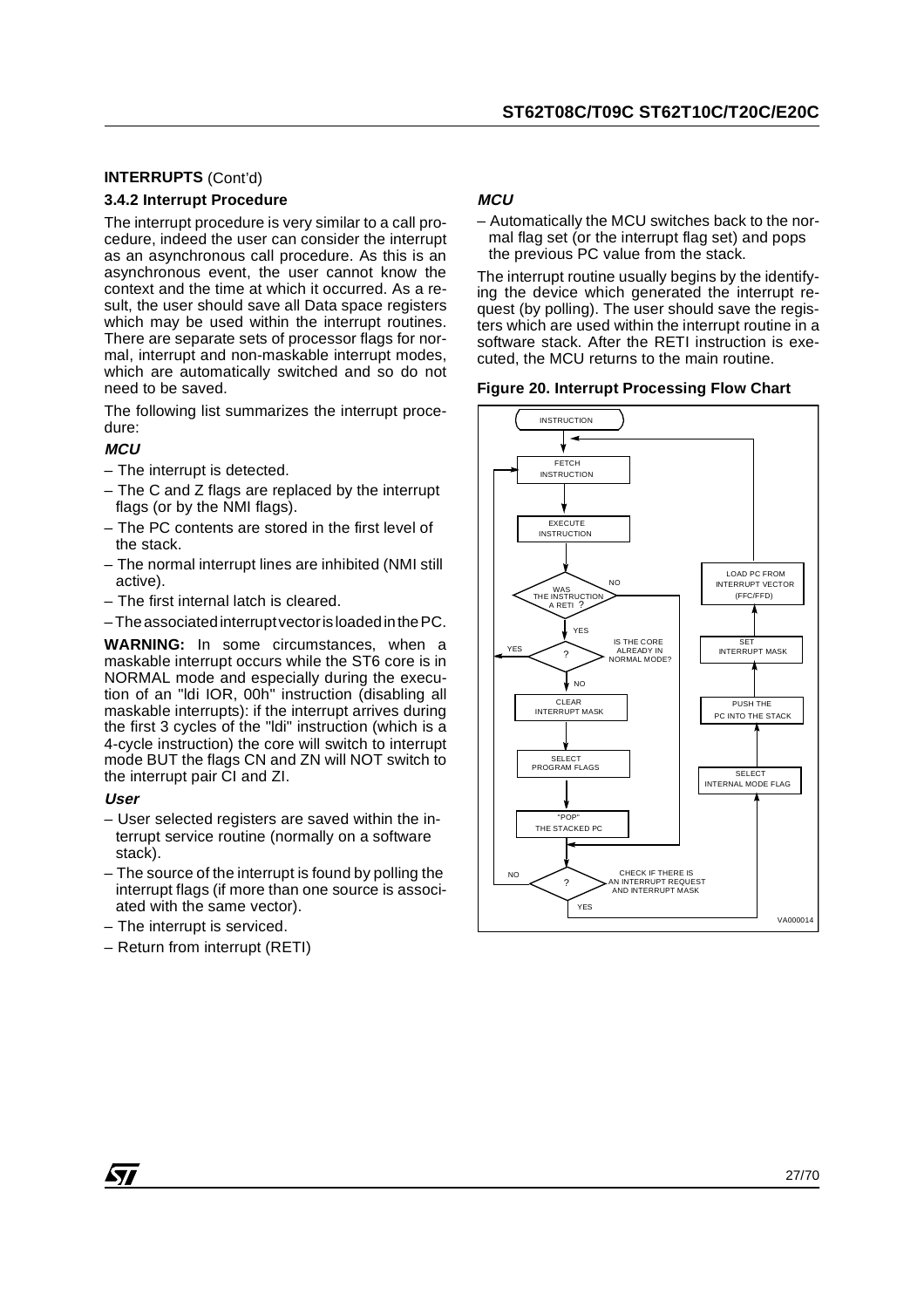**INTERRUPTS** (Cont'd)

### 3.4.2 Interrupt Procedure

The interrupt procedure is very similar to a call procedure, indeed the user can consider the interrupt as an asynchronous call procedure. As this is an asynchronous event, the user cannot know the context and the time at which it occurred. As a result, the user should save all Data space registers which may be used within the interrupt routines. There are separate sets of processor flags for normal, interrupt and non-maskable interrupt modes, which are automatically switched and so do not need to be saved.

The following list summarizes the interrupt procedure:

***MCU***

- The interrupt is detected.
- The C and Z flags are replaced by the interrupt flags (or by the NMI flags).
- The PC contents are stored in the first level of the stack.
- The normal interrupt lines are inhibited (NMI still active).
- The first internal latch is cleared.
- The associated interrupt vector is loaded in the PC.

**WARNING:** In some circumstances, when a maskable interrupt occurs while the ST6 core is in NORMAL mode and especially during the execution of an "ldi IOR, 00h" instruction (disabling all maskable interrupts): if the interrupt arrives during the first 3 cycles of the "ldi" instruction (which is a 4-cycle instruction) the core will switch to interrupt mode BUT the flags CN and ZN will NOT switch to the interrupt pair CI and ZI.

***User***

- User selected registers are saved within the interrupt service routine (normally on a software stack).
- The source of the interrupt is found by polling the interrupt flags (if more than one source is associated with the same vector).
- The interrupt is serviced.
- Return from interrupt (RETI)

***MCU***

- Automatically the MCU switches back to the normal flag set (or the interrupt flag set) and pops the previous PC value from the stack.

The interrupt routine usually begins by the identifying the device which generated the interrupt request (by polling). The user should save the registers which are used within the interrupt routine in a software stack. After the RETI instruction is executed, the MCU returns to the main routine.

**Figure 20. Interrupt Processing Flow Chart**

INSTRUCTION → FETCH INSTRUCTION → EXECUTE INSTRUCTION → WAS THE INSTRUCTION A RETI ? (NO → check interrupt; YES → IS THE CORE ALREADY IN NORMAL MODE? (YES → exit; NO → CLEAR INTERRUPT MASK → SELECT PROGRAM FLAGS → "POP" THE STACKED PC)) → CHECK IF THERE IS AN INTERRUPT REQUEST AND INTERRUPT MASK ? (NO → FETCH INSTRUCTION; YES → SELECT INTERNAL MODE FLAG → PUSH THE PC INTO THE STACK → SET INTERRUPT MASK → LOAD PC FROM INTERRUPT VECTOR (FFC/FFD) → FETCH INSTRUCTION)

VA000014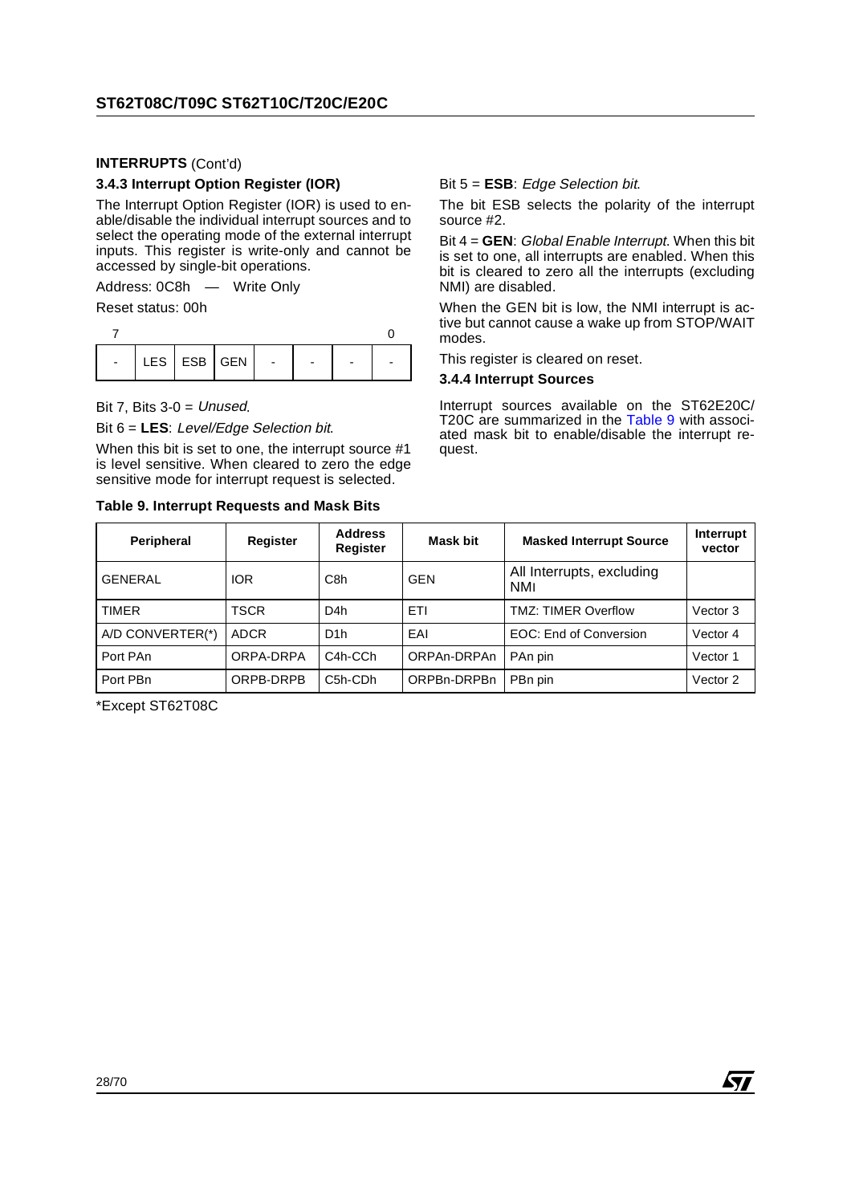**INTERRUPTS** (Cont'd)

### 3.4.3 Interrupt Option Register (IOR)

The Interrupt Option Register (IOR) is used to enable/disable the individual interrupt sources and to select the operating mode of the external interrupt inputs. This register is write-only and cannot be accessed by single-bit operations.

Address: 0C8h — Write Only

Reset status: 00h

| 7 | | | | | | | 0 |
|---|---|---|---|---|---|---|---|
| - | LES | ESB | GEN | - | - | - | - |

Bit 7, Bits 3-0 = *Unused*.

Bit 6 = **LES**: *Level/Edge Selection bit*.

When this bit is set to one, the interrupt source #1 is level sensitive. When cleared to zero the edge sensitive mode for interrupt request is selected.

Bit 5 = **ESB**: *Edge Selection bit*.

The bit ESB selects the polarity of the interrupt source #2.

Bit 4 = **GEN**: *Global Enable Interrupt*. When this bit is set to one, all interrupts are enabled. When this bit is cleared to zero all the interrupts (excluding NMI) are disabled.

When the GEN bit is low, the NMI interrupt is active but cannot cause a wake up from STOP/WAIT modes.

This register is cleared on reset.

### 3.4.4 Interrupt Sources

Interrupt sources available on the ST62E20C/T20C are summarized in the Table 9 with associated mask bit to enable/disable the interrupt request.

**Table 9. Interrupt Requests and Mask Bits**

| Peripheral | Register | Address Register | Mask bit | Masked Interrupt Source | Interrupt vector |
|---|---|---|---|---|---|
| GENERAL | IOR | C8h | GEN | All Interrupts, excluding NMI | |
| TIMER | TSCR | D4h | ETI | TMZ: TIMER Overflow | Vector 3 |
| A/D CONVERTER(*) | ADCR | D1h | EAI | EOC: End of Conversion | Vector 4 |
| Port PAn | ORPA-DRPA | C4h-CCh | ORPAn-DRPAn | PAn pin | Vector 1 |
| Port PBn | ORPB-DRPB | C5h-CDh | ORPBn-DRPBn | PBn pin | Vector 2 |

*Except ST62T08C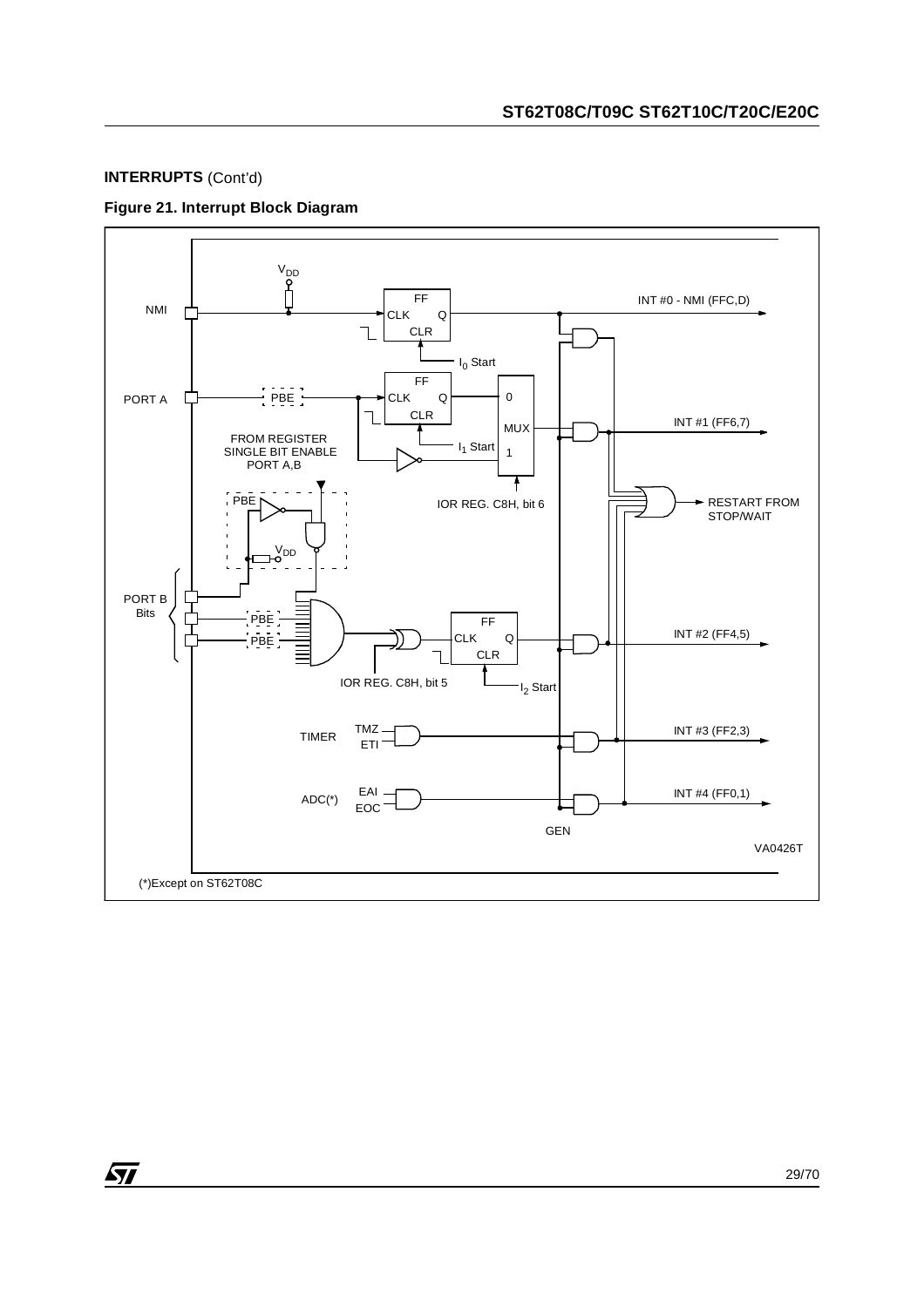**INTERRUPTS** (Cont'd)

**Figure 21. Interrupt Block Diagram**

(*)Except on ST62T08C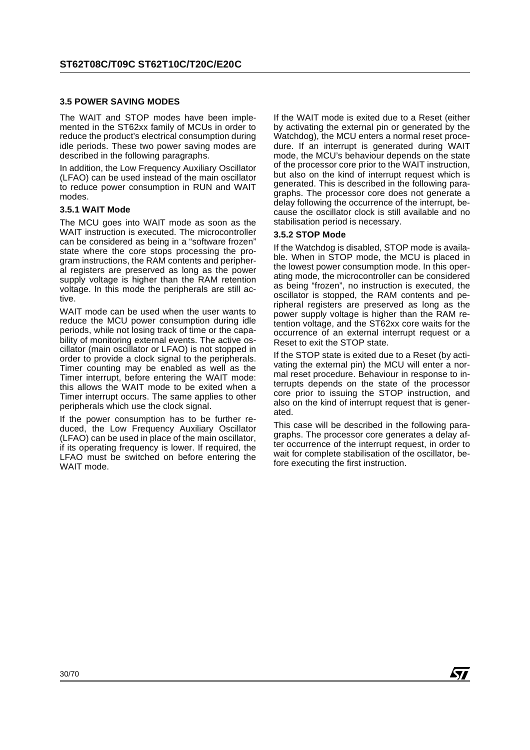### 3.5 POWER SAVING MODES

The WAIT and STOP modes have been implemented in the ST62xx family of MCUs in order to reduce the product's electrical consumption during idle periods. These two power saving modes are described in the following paragraphs.

In addition, the Low Frequency Auxiliary Oscillator (LFAO) can be used instead of the main oscillator to reduce power consumption in RUN and WAIT modes.

#### 3.5.1 WAIT Mode

The MCU goes into WAIT mode as soon as the WAIT instruction is executed. The microcontroller can be considered as being in a "software frozen" state where the core stops processing the program instructions, the RAM contents and peripheral registers are preserved as long as the power supply voltage is higher than the RAM retention voltage. In this mode the peripherals are still active.

WAIT mode can be used when the user wants to reduce the MCU power consumption during idle periods, while not losing track of time or the capability of monitoring external events. The active oscillator (main oscillator or LFAO) is not stopped in order to provide a clock signal to the peripherals. Timer counting may be enabled as well as the Timer interrupt, before entering the WAIT mode: this allows the WAIT mode to be exited when a Timer interrupt occurs. The same applies to other peripherals which use the clock signal.

If the power consumption has to be further reduced, the Low Frequency Auxiliary Oscillator (LFAO) can be used in place of the main oscillator, if its operating frequency is lower. If required, the LFAO must be switched on before entering the WAIT mode.

If the WAIT mode is exited due to a Reset (either by activating the external pin or generated by the Watchdog), the MCU enters a normal reset procedure. If an interrupt is generated during WAIT mode, the MCU's behaviour depends on the state of the processor core prior to the WAIT instruction, but also on the kind of interrupt request which is generated. This is described in the following paragraphs. The processor core does not generate a delay following the occurrence of the interrupt, because the oscillator clock is still available and no stabilisation period is necessary.

#### 3.5.2 STOP Mode

If the Watchdog is disabled, STOP mode is available. When in STOP mode, the MCU is placed in the lowest power consumption mode. In this operating mode, the microcontroller can be considered as being "frozen", no instruction is executed, the oscillator is stopped, the RAM contents and peripheral registers are preserved as long as the power supply voltage is higher than the RAM retention voltage, and the ST62xx core waits for the occurrence of an external interrupt request or a Reset to exit the STOP state.

If the STOP state is exited due to a Reset (by activating the external pin) the MCU will enter a normal reset procedure. Behaviour in response to interrupts depends on the state of the processor core prior to issuing the STOP instruction, and also on the kind of interrupt request that is generated.

This case will be described in the following paragraphs. The processor core generates a delay after occurrence of the interrupt request, in order to wait for complete stabilisation of the oscillator, before executing the first instruction.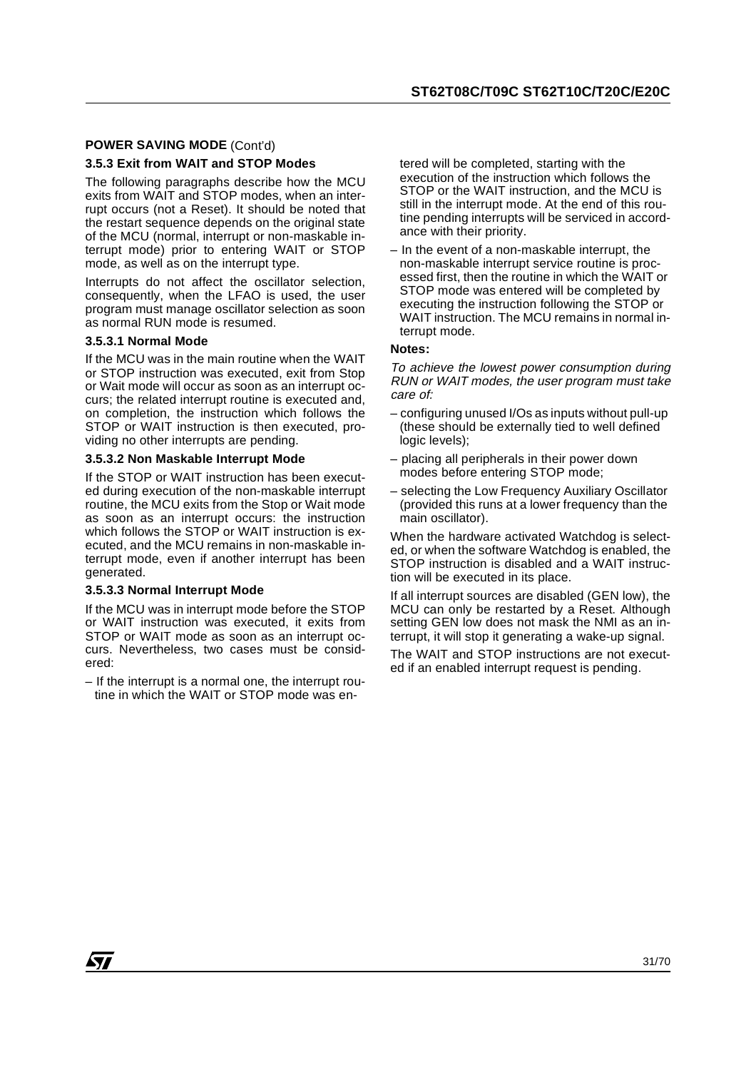**POWER SAVING MODE** (Cont'd)

### 3.5.3 Exit from WAIT and STOP Modes

The following paragraphs describe how the MCU exits from WAIT and STOP modes, when an interrupt occurs (not a Reset). It should be noted that the restart sequence depends on the original state of the MCU (normal, interrupt or non-maskable interrupt mode) prior to entering WAIT or STOP mode, as well as on the interrupt type.

Interrupts do not affect the oscillator selection, consequently, when the LFAO is used, the user program must manage oscillator selection as soon as normal RUN mode is resumed.

#### 3.5.3.1 Normal Mode

If the MCU was in the main routine when the WAIT or STOP instruction was executed, exit from Stop or Wait mode will occur as soon as an interrupt occurs; the related interrupt routine is executed and, on completion, the instruction which follows the STOP or WAIT instruction is then executed, providing no other interrupts are pending.

#### 3.5.3.2 Non Maskable Interrupt Mode

If the STOP or WAIT instruction has been executed during execution of the non-maskable interrupt routine, the MCU exits from the Stop or Wait mode as soon as an interrupt occurs: the instruction which follows the STOP or WAIT instruction is executed, and the MCU remains in non-maskable interrupt mode, even if another interrupt has been generated.

#### 3.5.3.3 Normal Interrupt Mode

If the MCU was in interrupt mode before the STOP or WAIT instruction was executed, it exits from STOP or WAIT mode as soon as an interrupt occurs. Nevertheless, two cases must be considered:

– If the interrupt is a normal one, the interrupt routine in which the WAIT or STOP mode was entered will be completed, starting with the execution of the instruction which follows the STOP or the WAIT instruction, and the MCU is still in the interrupt mode. At the end of this routine pending interrupts will be serviced in accordance with their priority.

– In the event of a non-maskable interrupt, the non-maskable interrupt service routine is processed first, then the routine in which the WAIT or STOP mode was entered will be completed by executing the instruction following the STOP or WAIT instruction. The MCU remains in normal interrupt mode.

**Notes:**

*To achieve the lowest power consumption during RUN or WAIT modes, the user program must take care of:*

– configuring unused I/Os as inputs without pull-up (these should be externally tied to well defined logic levels);

– placing all peripherals in their power down modes before entering STOP mode;

– selecting the Low Frequency Auxiliary Oscillator (provided this runs at a lower frequency than the main oscillator).

When the hardware activated Watchdog is selected, or when the software Watchdog is enabled, the STOP instruction is disabled and a WAIT instruction will be executed in its place.

If all interrupt sources are disabled (GEN low), the MCU can only be restarted by a Reset. Although setting GEN low does not mask the NMI as an interrupt, it will stop it generating a wake-up signal.

The WAIT and STOP instructions are not executed if an enabled interrupt request is pending.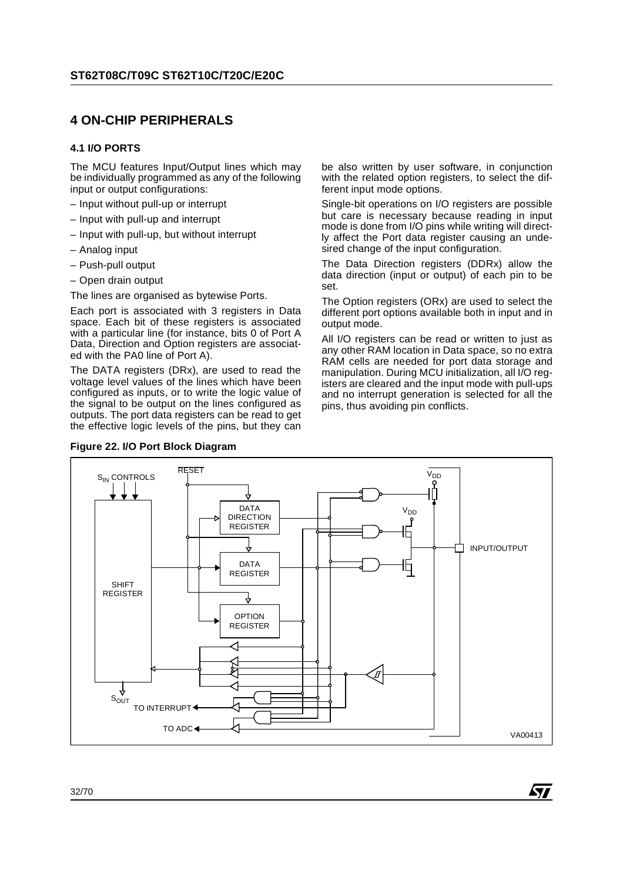## 4 ON-CHIP PERIPHERALS

### 4.1 I/O PORTS

The MCU features Input/Output lines which may be individually programmed as any of the following input or output configurations:

– Input without pull-up or interrupt

– Input with pull-up and interrupt

– Input with pull-up, but without interrupt

– Analog input

– Push-pull output

– Open drain output

The lines are organised as bytewise Ports.

Each port is associated with 3 registers in Data space. Each bit of these registers is associated with a particular line (for instance, bits 0 of Port A Data, Direction and Option registers are associated with the PA0 line of Port A).

The DATA registers (DRx), are used to read the voltage level values of the lines which have been configured as inputs, or to write the logic value of the signal to be output on the lines configured as outputs. The port data registers can be read to get the effective logic levels of the pins, but they can be also written by user software, in conjunction with the related option registers, to select the different input mode options.

Single-bit operations on I/O registers are possible but care is necessary because reading in input mode is done from I/O pins while writing will directly affect the Port data register causing an undesired change of the input configuration.

The Data Direction registers (DDRx) allow the data direction (input or output) of each pin to be set.

The Option registers (ORx) are used to select the different port options available both in input and in output mode.

All I/O registers can be read or written to just as any other RAM location in Data space, so no extra RAM cells are needed for port data storage and manipulation. During MCU initialization, all I/O registers are cleared and the input mode with pull-ups and no interrupt generation is selected for all the pins, thus avoiding pin conflicts.

**Figure 22. I/O Port Block Diagram**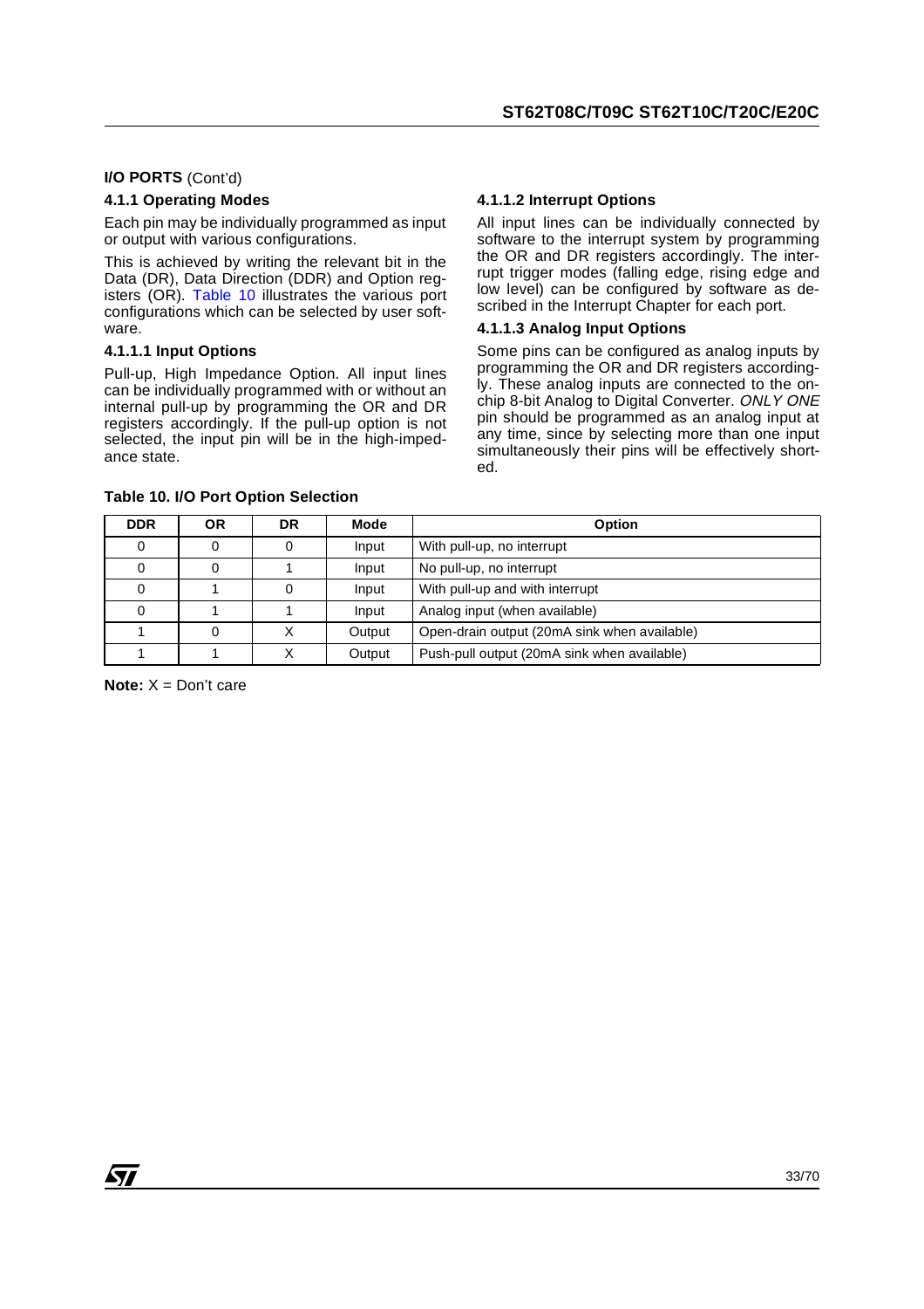**I/O PORTS** (Cont'd)

### 4.1.1 Operating Modes

Each pin may be individually programmed as input or output with various configurations.

This is achieved by writing the relevant bit in the Data (DR), Data Direction (DDR) and Option registers (OR). Table 10 illustrates the various port configurations which can be selected by user software.

#### 4.1.1.1 Input Options

Pull-up, High Impedance Option. All input lines can be individually programmed with or without an internal pull-up by programming the OR and DR registers accordingly. If the pull-up option is not selected, the input pin will be in the high-impedance state.

#### 4.1.1.2 Interrupt Options

All input lines can be individually connected by software to the interrupt system by programming the OR and DR registers accordingly. The interrupt trigger modes (falling edge, rising edge and low level) can be configured by software as described in the Interrupt Chapter for each port.

#### 4.1.1.3 Analog Input Options

Some pins can be configured as analog inputs by programming the OR and DR registers accordingly. These analog inputs are connected to the on-chip 8-bit Analog to Digital Converter. *ONLY ONE* pin should be programmed as an analog input at any time, since by selecting more than one input simultaneously their pins will be effectively shorted.

**Table 10. I/O Port Option Selection**

| DDR | OR | DR | Mode | Option |
|---|---|---|---|---|
| 0 | 0 | 0 | Input | With pull-up, no interrupt |
| 0 | 0 | 1 | Input | No pull-up, no interrupt |
| 0 | 1 | 0 | Input | With pull-up and with interrupt |
| 0 | 1 | 1 | Input | Analog input (when available) |
| 1 | 0 | X | Output | Open-drain output (20mA sink when available) |
| 1 | 1 | X | Output | Push-pull output (20mA sink when available) |

**Note:** X = Don't care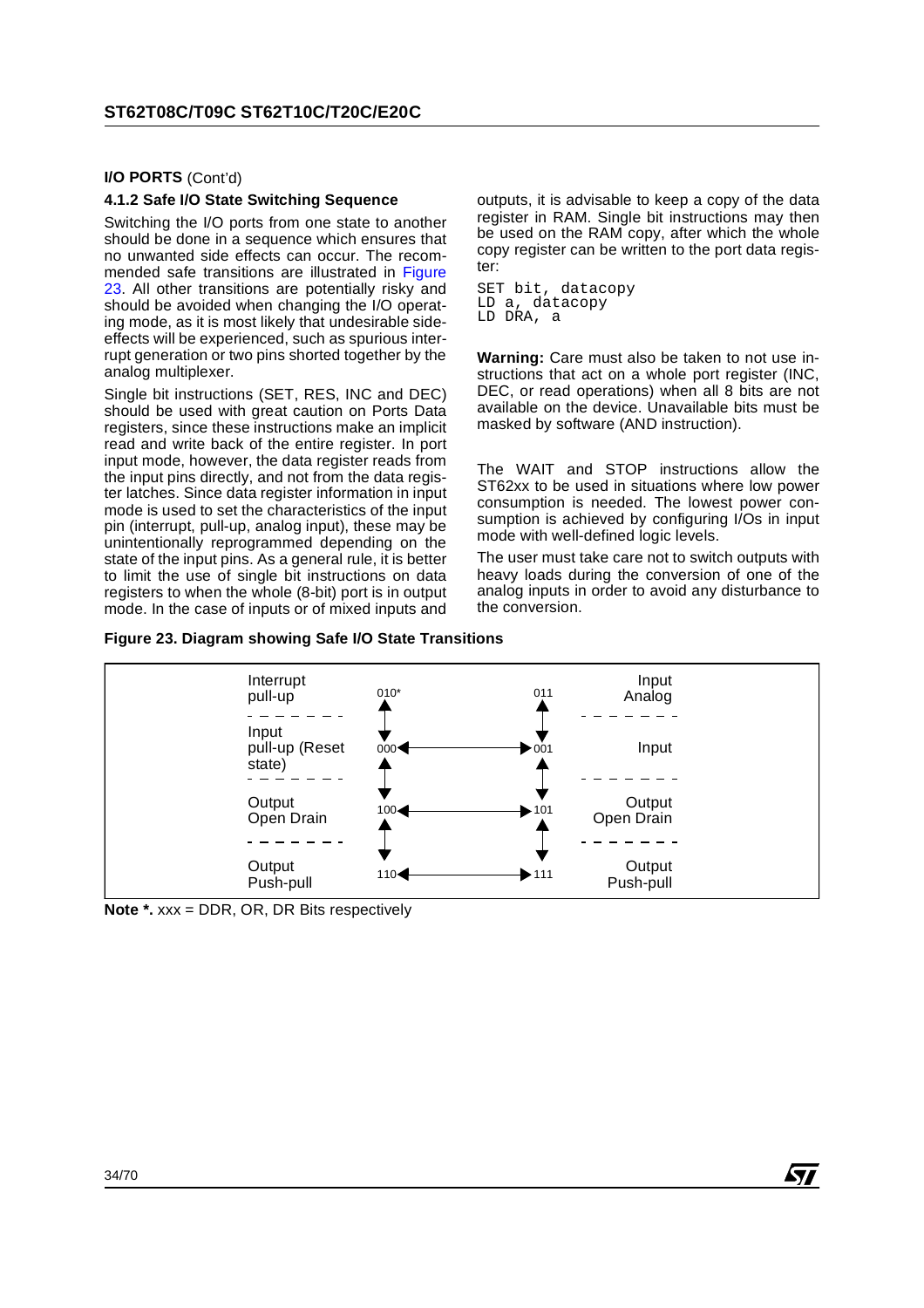**I/O PORTS** (Cont'd)

### 4.1.2 Safe I/O State Switching Sequence

Switching the I/O ports from one state to another should be done in a sequence which ensures that no unwanted side effects can occur. The recommended safe transitions are illustrated in Figure 23. All other transitions are potentially risky and should be avoided when changing the I/O operating mode, as it is most likely that undesirable side-effects will be experienced, such as spurious interrupt generation or two pins shorted together by the analog multiplexer.

Single bit instructions (SET, RES, INC and DEC) should be used with great caution on Ports Data registers, since these instructions make an implicit read and write back of the entire register. In port input mode, however, the data register reads from the input pins directly, and not from the data register latches. Since data register information in input mode is used to set the characteristics of the input pin (interrupt, pull-up, analog input), these may be unintentionally reprogrammed depending on the state of the input pins. As a general rule, it is better to limit the use of single bit instructions on data registers to when the whole (8-bit) port is in output mode. In the case of inputs or of mixed inputs and outputs, it is advisable to keep a copy of the data register in RAM. Single bit instructions may then be used on the RAM copy, after which the whole copy register can be written to the port data register:

```
SET bit, datacopy
LD a, datacopy
LD DRA, a
```

**Warning:** Care must also be taken to not use instructions that act on a whole port register (INC, DEC, or read operations) when all 8 bits are not available on the device. Unavailable bits must be masked by software (AND instruction).

The WAIT and STOP instructions allow the ST62xx to be used in situations where low power consumption is needed. The lowest power consumption is achieved by configuring I/Os in input mode with well-defined logic levels.

The user must take care not to switch outputs with heavy loads during the conversion of one of the analog inputs in order to avoid any disturbance to the conversion.

**Figure 23. Diagram showing Safe I/O State Transitions**

| Mode | Code | | Code | Mode |
|---|---|---|---|---|
| Interrupt pull-up | 010* | | 011 | Input Analog |
| Input pull-up (Reset state) | 000 | ↔ | 001 | Input |
| Output Open Drain | 100 | ↔ | 101 | Output Open Drain |
| Output Push-pull | 110 | ↔ | 111 | Output Push-pull |

(Vertical transitions ↕ allowed between adjacent rows in each column: 010↔000↔100↔110 and 011↔001↔101↔111.)

**Note \*.** xxx = DDR, OR, DR Bits respectively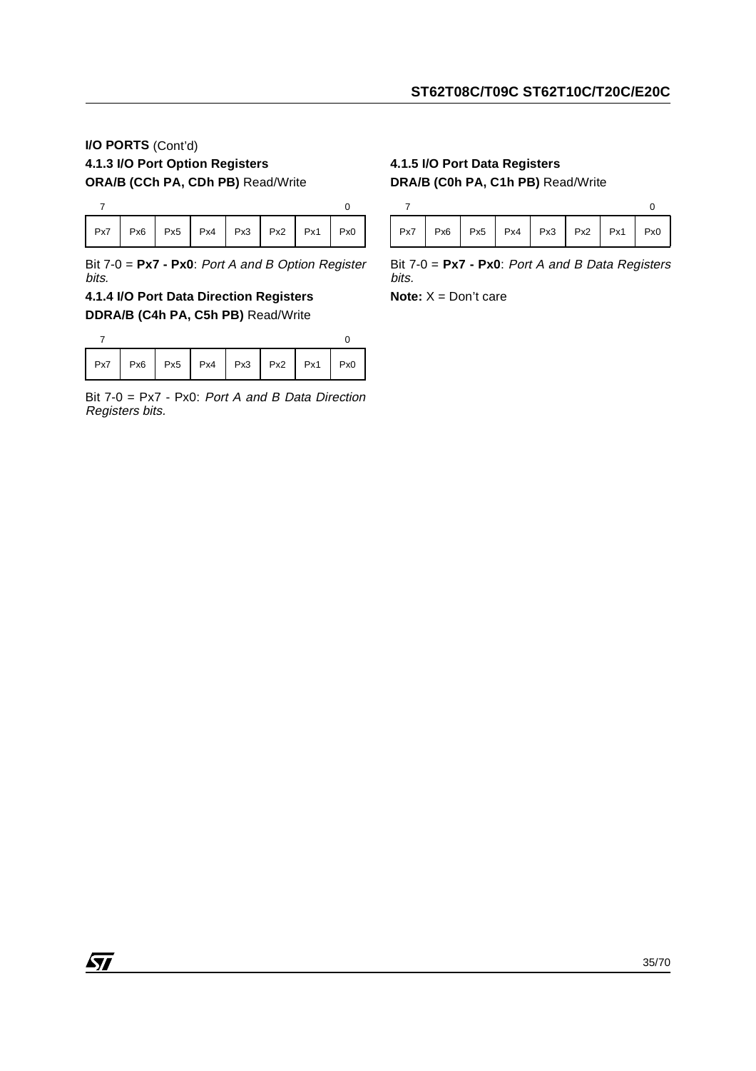**I/O PORTS** (Cont'd)

### 4.1.3 I/O Port Option Registers

**ORA/B (CCh PA, CDh PB)** Read/Write

| 7 | | | | | | | 0 |
|---|---|---|---|---|---|---|---|
| Px7 | Px6 | Px5 | Px4 | Px3 | Px2 | Px1 | Px0 |

Bit 7-0 = **Px7 - Px0**: *Port A and B Option Register bits.*

### 4.1.4 I/O Port Data Direction Registers

**DDRA/B (C4h PA, C5h PB)** Read/Write

| 7 | | | | | | | 0 |
|---|---|---|---|---|---|---|---|
| Px7 | Px6 | Px5 | Px4 | Px3 | Px2 | Px1 | Px0 |

Bit 7-0 = Px7 - Px0: *Port A and B Data Direction Registers bits.*

### 4.1.5 I/O Port Data Registers

**DRA/B (C0h PA, C1h PB)** Read/Write

| 7 | | | | | | | 0 |
|---|---|---|---|---|---|---|---|
| Px7 | Px6 | Px5 | Px4 | Px3 | Px2 | Px1 | Px0 |

Bit 7-0 = **Px7 - Px0**: *Port A and B Data Registers bits.*

**Note:** X = Don't care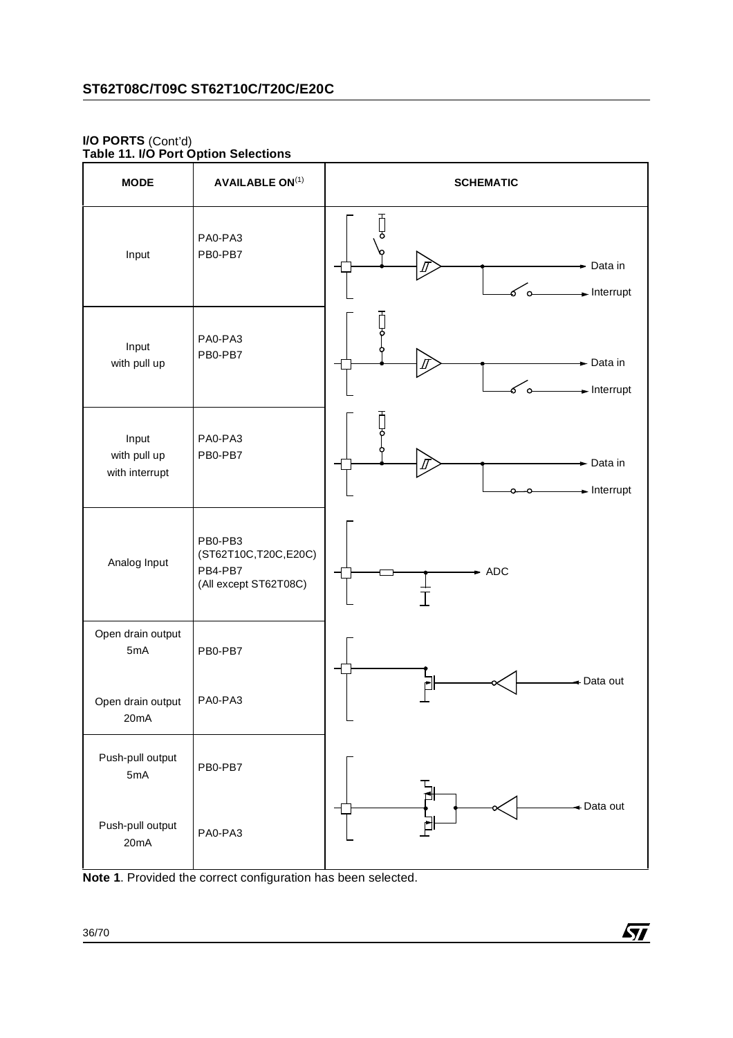**I/O PORTS** (Cont'd)

**Table 11. I/O Port Option Selections**

| MODE | AVAILABLE ON(1) | SCHEMATIC |
|---|---|---|
| Input | PA0-PA3<br>PB0-PB7 | Data in<br>Interrupt |
| Input<br>with pull up | PA0-PA3<br>PB0-PB7 | Data in<br>Interrupt |
| Input<br>with pull up<br>with interrupt | PA0-PA3<br>PB0-PB7 | Data in<br>Interrupt |
| Analog Input | PB0-PB3<br>(ST62T10C,T20C,E20C)<br>PB4-PB7<br>(All except ST62T08C) | ADC |
| Open drain output<br>5mA | PB0-PB7 | Data out |
| Open drain output<br>20mA | PA0-PA3 | |
| Push-pull output<br>5mA | PB0-PB7 | Data out |
| Push-pull output<br>20mA | PA0-PA3 | |

**Note 1**. Provided the correct configuration has been selected.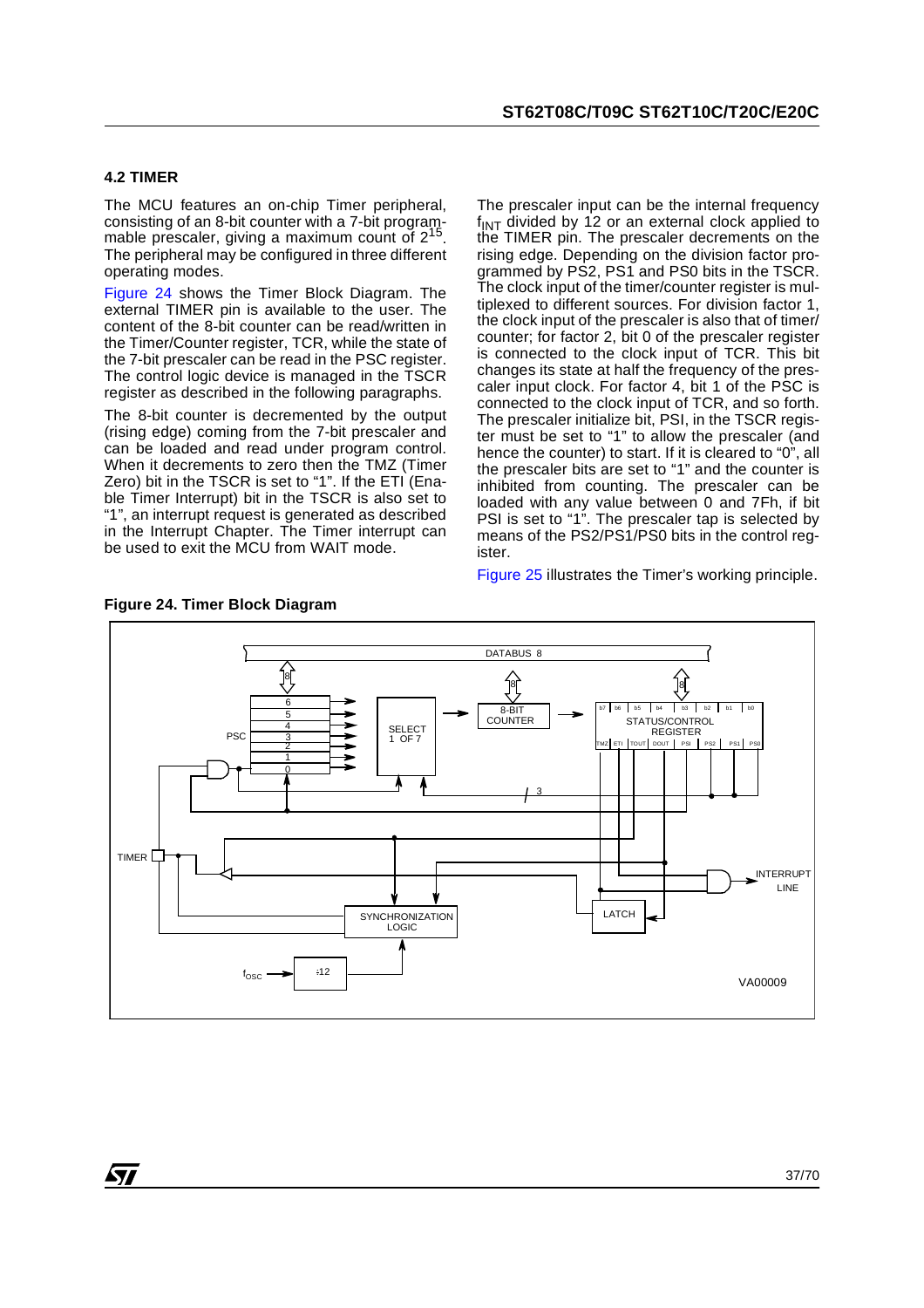### 4.2 TIMER

The MCU features an on-chip Timer peripheral, consisting of an 8-bit counter with a 7-bit programmable prescaler, giving a maximum count of $2^{15}$. The peripheral may be configured in three different operating modes.

Figure 24 shows the Timer Block Diagram. The external TIMER pin is available to the user. The content of the 8-bit counter can be read/written in the Timer/Counter register, TCR, while the state of the 7-bit prescaler can be read in the PSC register. The control logic device is managed in the TSCR register as described in the following paragraphs.

The 8-bit counter is decremented by the output (rising edge) coming from the 7-bit prescaler and can be loaded and read under program control. When it decrements to zero then the TMZ (Timer Zero) bit in the TSCR is set to “1”. If the ETI (Enable Timer Interrupt) bit in the TSCR is also set to “1”, an interrupt request is generated as described in the Interrupt Chapter. The Timer interrupt can be used to exit the MCU from WAIT mode.

The prescaler input can be the internal frequency $f_{INT}$ divided by 12 or an external clock applied to the TIMER pin. The prescaler decrements on the rising edge. Depending on the division factor programmed by PS2, PS1 and PS0 bits in the TSCR. The clock input of the timer/counter register is multiplexed to different sources. For division factor 1, the clock input of the prescaler is also that of timer/counter; for factor 2, bit 0 of the prescaler register is connected to the clock input of TCR. This bit changes its state at half the frequency of the prescaler input clock. For factor 4, bit 1 of the PSC is connected to the clock input of TCR, and so forth. The prescaler initialize bit, PSI, in the TSCR register must be set to “1” to allow the prescaler (and hence the counter) to start. If it is cleared to “0”, all the prescaler bits are set to “1” and the counter is inhibited from counting. The prescaler can be loaded with any value between 0 and 7Fh, if bit PSI is set to “1”. The prescaler tap is selected by means of the PS2/PS1/PS0 bits in the control register.

Figure 25 illustrates the Timer’s working principle.

**Figure 24. Timer Block Diagram**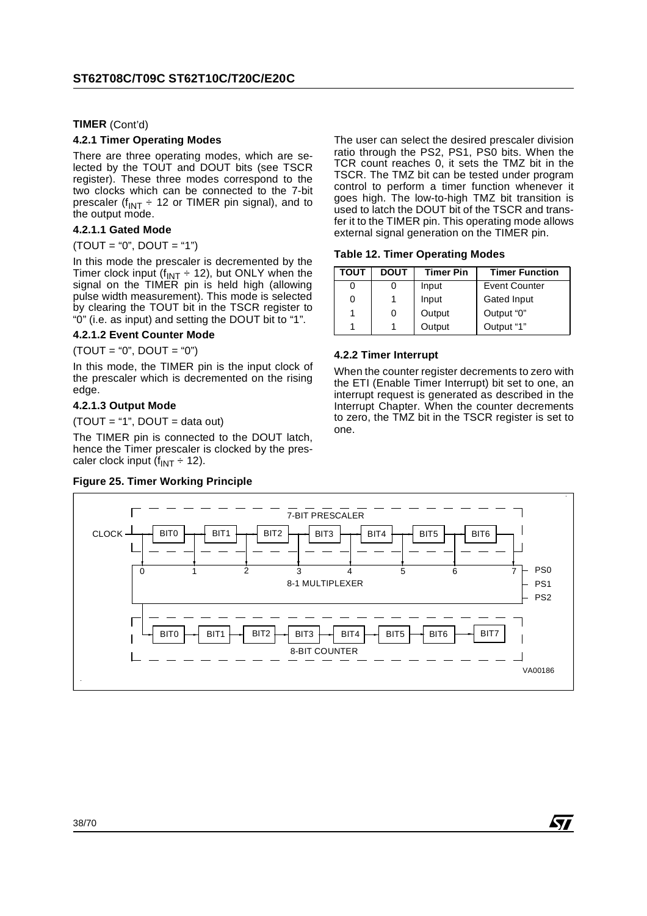**TIMER** (Cont'd)

#### 4.2.1 Timer Operating Modes

There are three operating modes, which are selected by the TOUT and DOUT bits (see TSCR register). These three modes correspond to the two clocks which can be connected to the 7-bit prescaler ($f_{INT} \div 12$ or TIMER pin signal), and to the output mode.

#### 4.2.1.1 Gated Mode

(TOUT = “0”, DOUT = “1”)

In this mode the prescaler is decremented by the Timer clock input ($f_{INT} \div 12$), but ONLY when the signal on the TIMER pin is held high (allowing pulse width measurement). This mode is selected by clearing the TOUT bit in the TSCR register to “0” (i.e. as input) and setting the DOUT bit to “1”.

#### 4.2.1.2 Event Counter Mode

(TOUT = “0”, DOUT = “0”)

In this mode, the TIMER pin is the input clock of the prescaler which is decremented on the rising edge.

#### 4.2.1.3 Output Mode

(TOUT = “1”, DOUT = data out)

The TIMER pin is connected to the DOUT latch, hence the Timer prescaler is clocked by the prescaler clock input ($f_{INT} \div 12$).

The user can select the desired prescaler division ratio through the PS2, PS1, PS0 bits. When the TCR count reaches 0, it sets the TMZ bit in the TSCR. The TMZ bit can be tested under program control to perform a timer function whenever it goes high. The low-to-high TMZ bit transition is used to latch the DOUT bit of the TSCR and transfer it to the TIMER pin. This operating mode allows external signal generation on the TIMER pin.

**Table 12. Timer Operating Modes**

| TOUT | DOUT | Timer Pin | Timer Function |
|---|---|---|---|
| 0 | 0 | Input | Event Counter |
| 0 | 1 | Input | Gated Input |
| 1 | 0 | Output | Output “0” |
| 1 | 1 | Output | Output “1” |

#### 4.2.2 Timer Interrupt

When the counter register decrements to zero with the ETI (Enable Timer Interrupt) bit set to one, an interrupt request is generated as described in the Interrupt Chapter. When the counter decrements to zero, the TMZ bit in the TSCR register is set to one.

**Figure 25. Timer Working Principle**

7-BIT PRESCALER: CLOCK → BIT0 → BIT1 → BIT2 → BIT3 → BIT4 → BIT5 → BIT6

8-1 MULTIPLEXER: inputs 0, 1, 2, 3, 4, 5, 6, 7; select PS0, PS1, PS2

8-BIT COUNTER: BIT0 → BIT1 → BIT2 → BIT3 → BIT4 → BIT5 → BIT6 → BIT7

VA00186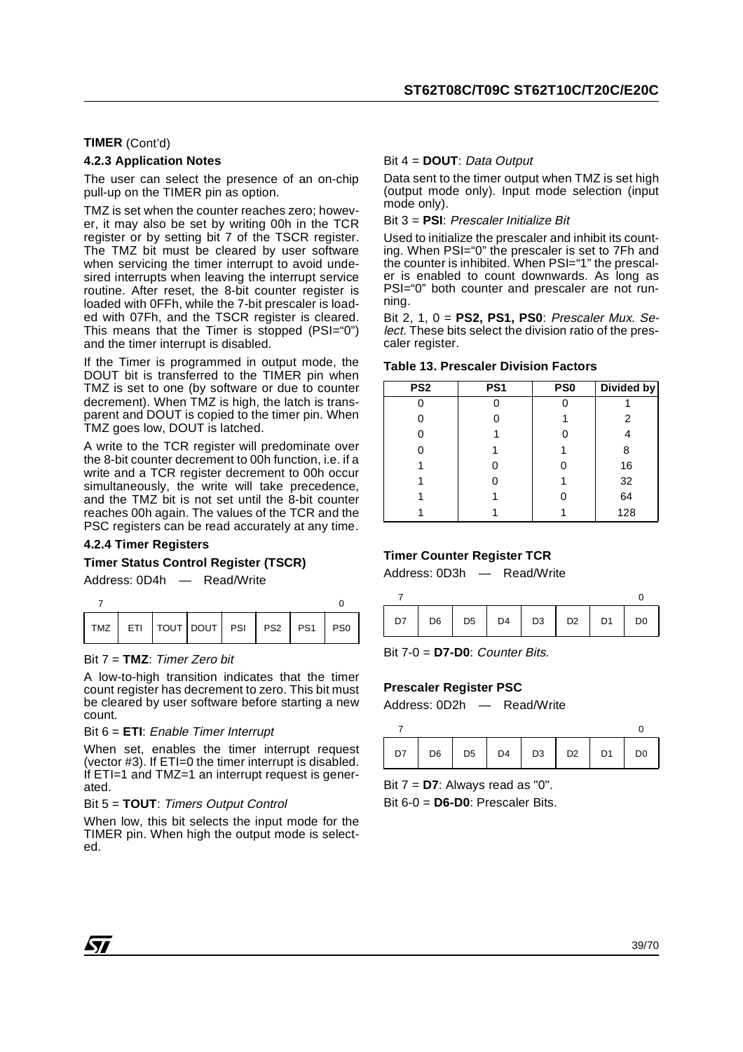**TIMER** (Cont'd)

### 4.2.3 Application Notes

The user can select the presence of an on-chip pull-up on the TIMER pin as option.

TMZ is set when the counter reaches zero; however, it may also be set by writing 00h in the TCR register or by setting bit 7 of the TSCR register. The TMZ bit must be cleared by user software when servicing the timer interrupt to avoid undesired interrupts when leaving the interrupt service routine. After reset, the 8-bit counter register is loaded with 0FFh, while the 7-bit prescaler is loaded with 07Fh, and the TSCR register is cleared. This means that the Timer is stopped (PSI="0") and the timer interrupt is disabled.

If the Timer is programmed in output mode, the DOUT bit is transferred to the TIMER pin when TMZ is set to one (by software or due to counter decrement). When TMZ is high, the latch is transparent and DOUT is copied to the timer pin. When TMZ goes low, DOUT is latched.

A write to the TCR register will predominate over the 8-bit counter decrement to 00h function, i.e. if a write and a TCR register decrement to 00h occur simultaneously, the write will take precedence, and the TMZ bit is not set until the 8-bit counter reaches 00h again. The values of the TCR and the PSC registers can be read accurately at any time.

### 4.2.4 Timer Registers

**Timer Status Control Register (TSCR)**

Address: 0D4h — Read/Write

| 7 | | | | | | | 0 |
|---|---|---|---|---|---|---|---|
| TMZ | ETI | TOUT | DOUT | PSI | PS2 | PS1 | PS0 |

Bit 7 = **TMZ**: *Timer Zero bit*

A low-to-high transition indicates that the timer count register has decrement to zero. This bit must be cleared by user software before starting a new count.

Bit 6 = **ETI**: *Enable Timer Interrupt*

When set, enables the timer interrupt request (vector #3). If ETI=0 the timer interrupt is disabled. If ETI=1 and TMZ=1 an interrupt request is generated.

Bit 5 = **TOUT**: *Timers Output Control*

When low, this bit selects the input mode for the TIMER pin. When high the output mode is selected.

Bit 4 = **DOUT**: *Data Output*

Data sent to the timer output when TMZ is set high (output mode only). Input mode selection (input mode only).

Bit 3 = **PSI**: *Prescaler Initialize Bit*

Used to initialize the prescaler and inhibit its counting. When PSI="0" the prescaler is set to 7Fh and the counter is inhibited. When PSI="1" the prescaler is enabled to count downwards. As long as PSI="0" both counter and prescaler are not running.

Bit 2, 1, 0 = **PS2, PS1, PS0**: *Prescaler Mux. Select.* These bits select the division ratio of the prescaler register.

**Table 13. Prescaler Division Factors**

| PS2 | PS1 | PS0 | Divided by |
|---|---|---|---|
| 0 | 0 | 0 | 1 |
| 0 | 0 | 1 | 2 |
| 0 | 1 | 0 | 4 |
| 0 | 1 | 1 | 8 |
| 1 | 0 | 0 | 16 |
| 1 | 0 | 1 | 32 |
| 1 | 1 | 0 | 64 |
| 1 | 1 | 1 | 128 |

**Timer Counter Register TCR**

Address: 0D3h — Read/Write

| 7 | | | | | | | 0 |
|---|---|---|---|---|---|---|---|
| D7 | D6 | D5 | D4 | D3 | D2 | D1 | D0 |

Bit 7-0 = **D7-D0**: *Counter Bits.*

**Prescaler Register PSC**

Address: 0D2h — Read/Write

| 7 | | | | | | | 0 |
|---|---|---|---|---|---|---|---|
| D7 | D6 | D5 | D4 | D3 | D2 | D1 | D0 |

Bit 7 = **D7**: Always read as "0".

Bit 6-0 = **D6-D0**: Prescaler Bits.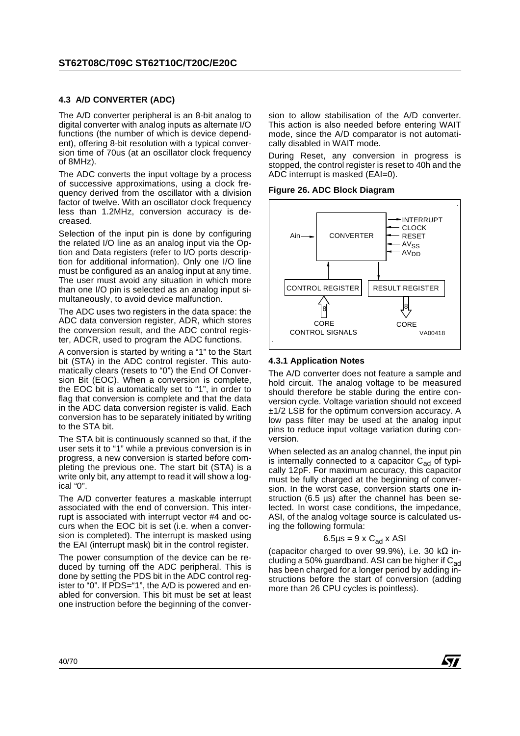### 4.3 A/D CONVERTER (ADC)

The A/D converter peripheral is an 8-bit analog to digital converter with analog inputs as alternate I/O functions (the number of which is device dependent), offering 8-bit resolution with a typical conversion time of 70us (at an oscillator clock frequency of 8MHz).

The ADC converts the input voltage by a process of successive approximations, using a clock frequency derived from the oscillator with a division factor of twelve. With an oscillator clock frequency less than 1.2MHz, conversion accuracy is decreased.

Selection of the input pin is done by configuring the related I/O line as an analog input via the Option and Data registers (refer to I/O ports description for additional information). Only one I/O line must be configured as an analog input at any time. The user must avoid any situation in which more than one I/O pin is selected as an analog input simultaneously, to avoid device malfunction.

The ADC uses two registers in the data space: the ADC data conversion register, ADR, which stores the conversion result, and the ADC control register, ADCR, used to program the ADC functions.

A conversion is started by writing a "1" to the Start bit (STA) in the ADC control register. This automatically clears (resets to "0") the End Of Conversion Bit (EOC). When a conversion is complete, the EOC bit is automatically set to "1", in order to flag that conversion is complete and that the data in the ADC data conversion register is valid. Each conversion has to be separately initiated by writing to the STA bit.

The STA bit is continuously scanned so that, if the user sets it to "1" while a previous conversion is in progress, a new conversion is started before completing the previous one. The start bit (STA) is a write only bit, any attempt to read it will show a logical "0".

The A/D converter features a maskable interrupt associated with the end of conversion. This interrupt is associated with interrupt vector #4 and occurs when the EOC bit is set (i.e. when a conversion is completed). The interrupt is masked using the EAI (interrupt mask) bit in the control register.

The power consumption of the device can be reduced by turning off the ADC peripheral. This is done by setting the PDS bit in the ADC control register to "0". If PDS="1", the A/D is powered and enabled for conversion. This bit must be set at least one instruction before the beginning of the conversion to allow stabilisation of the A/D converter. This action is also needed before entering WAIT mode, since the A/D comparator is not automatically disabled in WAIT mode.

During Reset, any conversion in progress is stopped, the control register is reset to 40h and the ADC interrupt is masked (EAI=0).

**Figure 26. ADC Block Diagram**

Ain → CONVERTER; INTERRUPT, CLOCK, RESET, $AV_{SS}$, $AV_{DD}$; CONTROL REGISTER ← 8 ← CORE CONTROL SIGNALS; RESULT REGISTER → 8 → CORE; VA00418

#### 4.3.1 Application Notes

The A/D converter does not feature a sample and hold circuit. The analog voltage to be measured should therefore be stable during the entire conversion cycle. Voltage variation should not exceed ±1/2 LSB for the optimum conversion accuracy. A low pass filter may be used at the analog input pins to reduce input voltage variation during conversion.

When selected as an analog channel, the input pin is internally connected to a capacitor $C_{ad}$ of typically 12pF. For maximum accuracy, this capacitor must be fully charged at the beginning of conversion. In the worst case, conversion starts one instruction (6.5 µs) after the channel has been selected. In worst case conditions, the impedance, ASI, of the analog voltage source is calculated using the following formula:

$$6.5\mu s = 9 \times C_{ad} \times ASI$$

(capacitor charged to over 99.9%), i.e. 30 kΩ including a 50% guardband. ASI can be higher if $C_{ad}$ has been charged for a longer period by adding instructions before the start of conversion (adding more than 26 CPU cycles is pointless).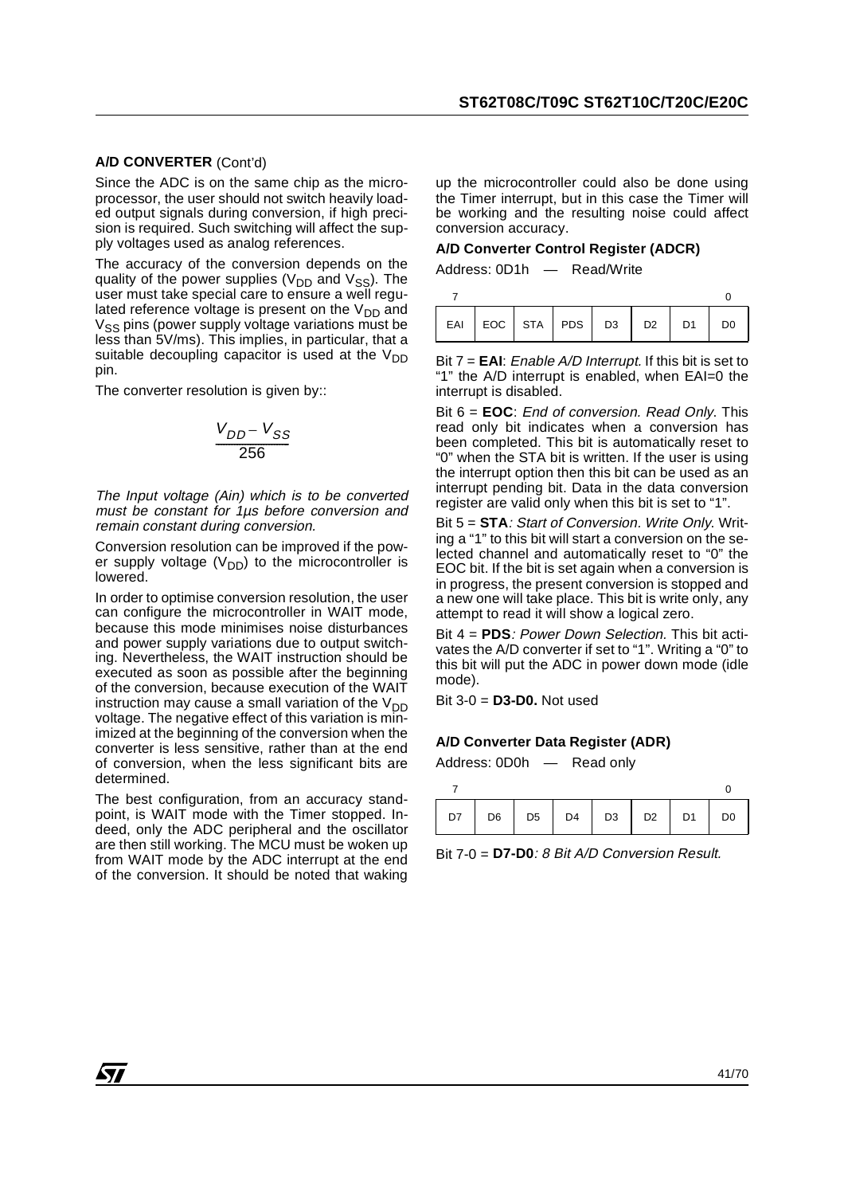**A/D CONVERTER** (Cont'd)

Since the ADC is on the same chip as the microprocessor, the user should not switch heavily loaded output signals during conversion, if high precision is required. Such switching will affect the supply voltages used as analog references.

The accuracy of the conversion depends on the quality of the power supplies ($V_{DD}$ and $V_{SS}$). The user must take special care to ensure a well regulated reference voltage is present on the $V_{DD}$ and $V_{SS}$ pins (power supply voltage variations must be less than 5V/ms). This implies, in particular, that a suitable decoupling capacitor is used at the $V_{DD}$ pin.

The converter resolution is given by::

$$\frac{V_{DD} - V_{SS}}{256}$$

*The Input voltage (Ain) which is to be converted must be constant for 1µs before conversion and remain constant during conversion.*

Conversion resolution can be improved if the power supply voltage ($V_{DD}$) to the microcontroller is lowered.

In order to optimise conversion resolution, the user can configure the microcontroller in WAIT mode, because this mode minimises noise disturbances and power supply variations due to output switching. Nevertheless, the WAIT instruction should be executed as soon as possible after the beginning of the conversion, because execution of the WAIT instruction may cause a small variation of the $V_{DD}$ voltage. The negative effect of this variation is minimized at the beginning of the conversion when the converter is less sensitive, rather than at the end of conversion, when the less significant bits are determined.

The best configuration, from an accuracy standpoint, is WAIT mode with the Timer stopped. Indeed, only the ADC peripheral and the oscillator are then still working. The MCU must be woken up from WAIT mode by the ADC interrupt at the end of the conversion. It should be noted that waking up the microcontroller could also be done using the Timer interrupt, but in this case the Timer will be working and the resulting noise could affect conversion accuracy.

**A/D Converter Control Register (ADCR)**

Address: 0D1h — Read/Write

| 7 | | | | | | | 0 |
|---|---|---|---|---|---|---|---|
| EAI | EOC | STA | PDS | D3 | D2 | D1 | D0 |

Bit 7 = **EAI**: *Enable A/D Interrupt.* If this bit is set to "1" the A/D interrupt is enabled, when EAI=0 the interrupt is disabled.

Bit 6 = **EOC**: *End of conversion. Read Only*. This read only bit indicates when a conversion has been completed. This bit is automatically reset to "0" when the STA bit is written. If the user is using the interrupt option then this bit can be used as an interrupt pending bit. Data in the data conversion register are valid only when this bit is set to "1".

Bit 5 = **STA**: *Start of Conversion. Write Only*. Writing a "1" to this bit will start a conversion on the selected channel and automatically reset to "0" the EOC bit. If the bit is set again when a conversion is in progress, the present conversion is stopped and a new one will take place. This bit is write only, any attempt to read it will show a logical zero.

Bit 4 = **PDS**: *Power Down Selection.* This bit activates the A/D converter if set to "1". Writing a "0" to this bit will put the ADC in power down mode (idle mode).

Bit 3-0 = **D3-D0.** Not used

**A/D Converter Data Register (ADR)**

Address: 0D0h — Read only

| 7 | | | | | | | 0 |
|---|---|---|---|---|---|---|---|
| D7 | D6 | D5 | D4 | D3 | D2 | D1 | D0 |

Bit 7-0 = **D7-D0**: *8 Bit A/D Conversion Result.*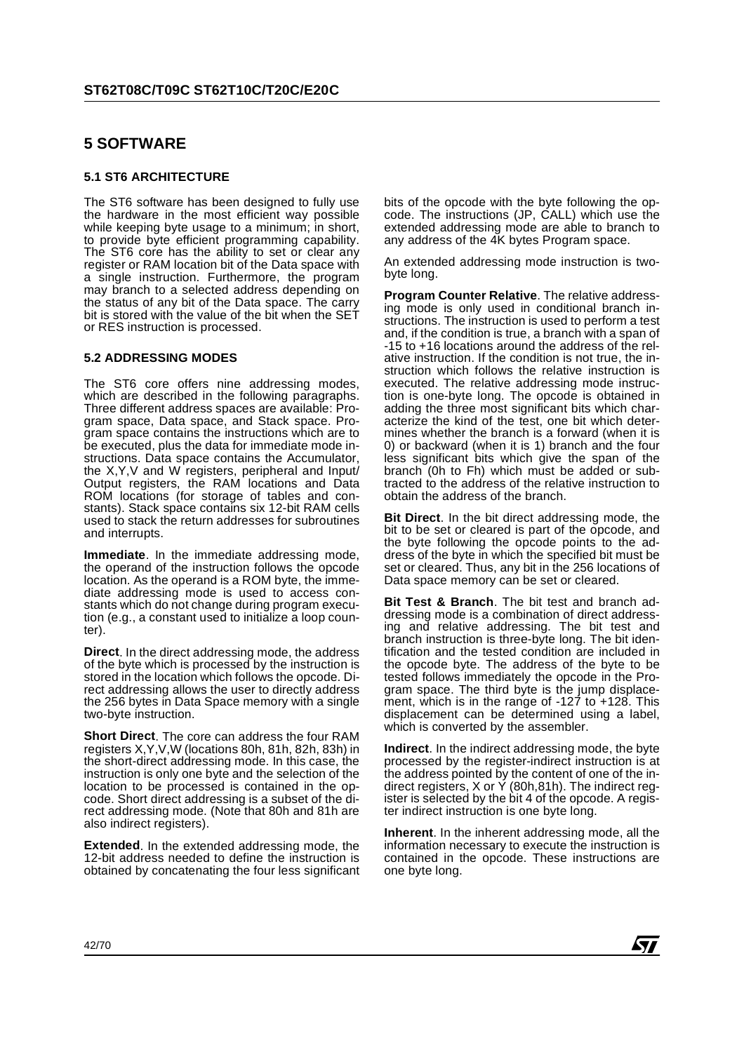# 5 SOFTWARE

## 5.1 ST6 ARCHITECTURE

The ST6 software has been designed to fully use the hardware in the most efficient way possible while keeping byte usage to a minimum; in short, to provide byte efficient programming capability. The ST6 core has the ability to set or clear any register or RAM location bit of the Data space with a single instruction. Furthermore, the program may branch to a selected address depending on the status of any bit of the Data space. The carry bit is stored with the value of the bit when the SET or RES instruction is processed.

## 5.2 ADDRESSING MODES

The ST6 core offers nine addressing modes, which are described in the following paragraphs. Three different address spaces are available: Program space, Data space, and Stack space. Program space contains the instructions which are to be executed, plus the data for immediate mode instructions. Data space contains the Accumulator, the X,Y,V and W registers, peripheral and Input/Output registers, the RAM locations and Data ROM locations (for storage of tables and constants). Stack space contains six 12-bit RAM cells used to stack the return addresses for subroutines and interrupts.

**Immediate**. In the immediate addressing mode, the operand of the instruction follows the opcode location. As the operand is a ROM byte, the immediate addressing mode is used to access constants which do not change during program execution (e.g., a constant used to initialize a loop counter).

**Direct**. In the direct addressing mode, the address of the byte which is processed by the instruction is stored in the location which follows the opcode. Direct addressing allows the user to directly address the 256 bytes in Data Space memory with a single two-byte instruction.

**Short Direct**. The core can address the four RAM registers X,Y,V,W (locations 80h, 81h, 82h, 83h) in the short-direct addressing mode. In this case, the instruction is only one byte and the selection of the location to be processed is contained in the opcode. Short direct addressing is a subset of the direct addressing mode. (Note that 80h and 81h are also indirect registers).

**Extended**. In the extended addressing mode, the 12-bit address needed to define the instruction is obtained by concatenating the four less significant bits of the opcode with the byte following the opcode. The instructions (JP, CALL) which use the extended addressing mode are able to branch to any address of the 4K bytes Program space.

An extended addressing mode instruction is two-byte long.

**Program Counter Relative**. The relative addressing mode is only used in conditional branch instructions. The instruction is used to perform a test and, if the condition is true, a branch with a span of -15 to +16 locations around the address of the relative instruction. If the condition is not true, the instruction which follows the relative instruction is executed. The relative addressing mode instruction is one-byte long. The opcode is obtained in adding the three most significant bits which characterize the kind of the test, one bit which determines whether the branch is a forward (when it is 0) or backward (when it is 1) branch and the four less significant bits which give the span of the branch (0h to Fh) which must be added or subtracted to the address of the relative instruction to obtain the address of the branch.

**Bit Direct**. In the bit direct addressing mode, the bit to be set or cleared is part of the opcode, and the byte following the opcode points to the address of the byte in which the specified bit must be set or cleared. Thus, any bit in the 256 locations of Data space memory can be set or cleared.

**Bit Test & Branch**. The bit test and branch addressing mode is a combination of direct addressing and relative addressing. The bit test and branch instruction is three-byte long. The bit identification and the tested condition are included in the opcode byte. The address of the byte to be tested follows immediately the opcode in the Program space. The third byte is the jump displacement, which is in the range of -127 to +128. This displacement can be determined using a label, which is converted by the assembler.

**Indirect**. In the indirect addressing mode, the byte processed by the register-indirect instruction is at the address pointed by the content of one of the indirect registers, X or Y (80h,81h). The indirect register is selected by the bit 4 of the opcode. A register indirect instruction is one byte long.

**Inherent**. In the inherent addressing mode, all the information necessary to execute the instruction is contained in the opcode. These instructions are one byte long.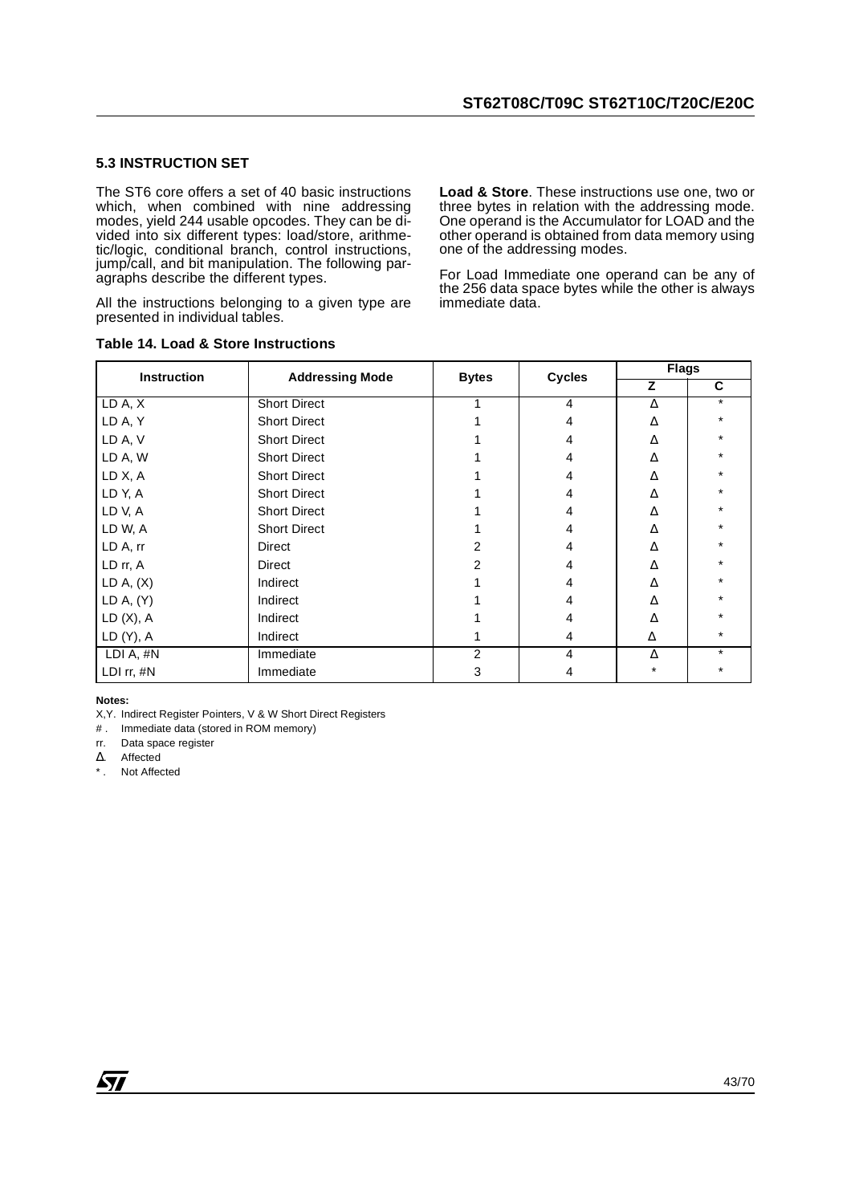### 5.3 INSTRUCTION SET

The ST6 core offers a set of 40 basic instructions which, when combined with nine addressing modes, yield 244 usable opcodes. They can be divided into six different types: load/store, arithmetic/logic, conditional branch, control instructions, jump/call, and bit manipulation. The following paragraphs describe the different types.

All the instructions belonging to a given type are presented in individual tables.

**Load & Store**. These instructions use one, two or three bytes in relation with the addressing mode. One operand is the Accumulator for LOAD and the other operand is obtained from data memory using one of the addressing modes.

For Load Immediate one operand can be any of the 256 data space bytes while the other is always immediate data.

**Table 14. Load & Store Instructions**

| Instruction | Addressing Mode | Bytes | Cycles | Flags | |
|---|---|---|---|---|---|
| | | | | Z | C |
| LD A, X | Short Direct | 1 | 4 | Δ | * |
| LD A, Y | Short Direct | 1 | 4 | Δ | * |
| LD A, V | Short Direct | 1 | 4 | Δ | * |
| LD A, W | Short Direct | 1 | 4 | Δ | * |
| LD X, A | Short Direct | 1 | 4 | Δ | * |
| LD Y, A | Short Direct | 1 | 4 | Δ | * |
| LD V, A | Short Direct | 1 | 4 | Δ | * |
| LD W, A | Short Direct | 1 | 4 | Δ | * |
| LD A, rr | Direct | 2 | 4 | Δ | * |
| LD rr, A | Direct | 2 | 4 | Δ | * |
| LD A, (X) | Indirect | 1 | 4 | Δ | * |
| LD A, (Y) | Indirect | 1 | 4 | Δ | * |
| LD (X), A | Indirect | 1 | 4 | Δ | * |
| LD (Y), A | Indirect | 1 | 4 | Δ | * |
| LDI A, #N | Immediate | 2 | 4 | Δ | * |
| LDI rr, #N | Immediate | 3 | 4 | * | * |

**Notes:**

X,Y. Indirect Register Pointers, V & W Short Direct Registers
\# . Immediate data (stored in ROM memory)
rr. Data space register
Δ. Affected
\* . Not Affected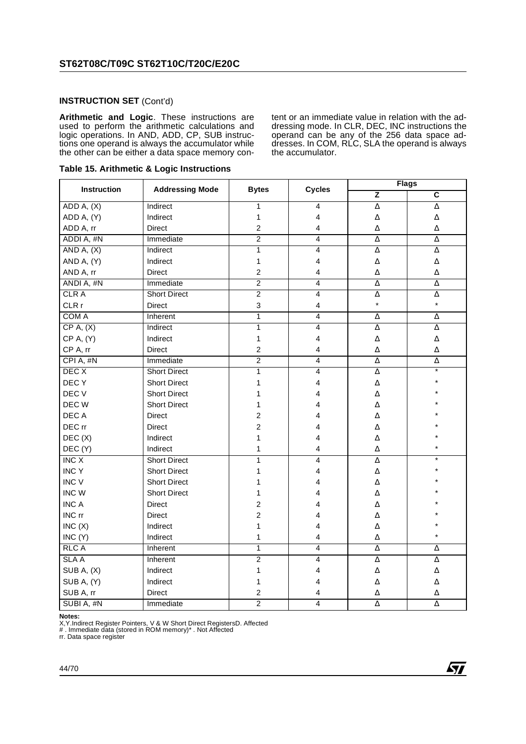**INSTRUCTION SET** (Cont'd)

**Arithmetic and Logic**. These instructions are used to perform the arithmetic calculations and logic operations. In AND, ADD, CP, SUB instructions one operand is always the accumulator while the other can be either a data space memory content or an immediate value in relation with the addressing mode. In CLR, DEC, INC instructions the operand can be any of the 256 data space addresses. In COM, RLC, SLA the operand is always the accumulator.

**Table 15. Arithmetic & Logic Instructions**

| Instruction | Addressing Mode | Bytes | Cycles | Flags | |
|---|---|---|---|---|---|
| | | | | Z | C |
| ADD A, (X) | Indirect | 1 | 4 | Δ | Δ |
| ADD A, (Y) | Indirect | 1 | 4 | Δ | Δ |
| ADD A, rr | Direct | 2 | 4 | Δ | Δ |
| ADDI A, #N | Immediate | 2 | 4 | Δ | Δ |
| AND A, (X) | Indirect | 1 | 4 | Δ | Δ |
| AND A, (Y) | Indirect | 1 | 4 | Δ | Δ |
| AND A, rr | Direct | 2 | 4 | Δ | Δ |
| ANDI A, #N | Immediate | 2 | 4 | Δ | Δ |
| CLR A | Short Direct | 2 | 4 | Δ | Δ |
| CLR r | Direct | 3 | 4 | * | * |
| COM A | Inherent | 1 | 4 | Δ | Δ |
| CP A, (X) | Indirect | 1 | 4 | Δ | Δ |
| CP A, (Y) | Indirect | 1 | 4 | Δ | Δ |
| CP A, rr | Direct | 2 | 4 | Δ | Δ |
| CPI A, #N | Immediate | 2 | 4 | Δ | Δ |
| DEC X | Short Direct | 1 | 4 | Δ | * |
| DEC Y | Short Direct | 1 | 4 | Δ | * |
| DEC V | Short Direct | 1 | 4 | Δ | * |
| DEC W | Short Direct | 1 | 4 | Δ | * |
| DEC A | Direct | 2 | 4 | Δ | * |
| DEC rr | Direct | 2 | 4 | Δ | * |
| DEC (X) | Indirect | 1 | 4 | Δ | * |
| DEC (Y) | Indirect | 1 | 4 | Δ | * |
| INC X | Short Direct | 1 | 4 | Δ | * |
| INC Y | Short Direct | 1 | 4 | Δ | * |
| INC V | Short Direct | 1 | 4 | Δ | * |
| INC W | Short Direct | 1 | 4 | Δ | * |
| INC A | Direct | 2 | 4 | Δ | * |
| INC rr | Direct | 2 | 4 | Δ | * |
| INC (X) | Indirect | 1 | 4 | Δ | * |
| INC (Y) | Indirect | 1 | 4 | Δ | * |
| RLC A | Inherent | 1 | 4 | Δ | Δ |
| SLA A | Inherent | 2 | 4 | Δ | Δ |
| SUB A, (X) | Indirect | 1 | 4 | Δ | Δ |
| SUB A, (Y) | Indirect | 1 | 4 | Δ | Δ |
| SUB A, rr | Direct | 2 | 4 | Δ | Δ |
| SUBI A, #N | Immediate | 2 | 4 | Δ | Δ |

**Notes:**
X,Y.Indirect Register Pointers, V & W Short Direct RegistersD. Affected
# . Immediate data (stored in ROM memory)* . Not Affected
rr. Data space register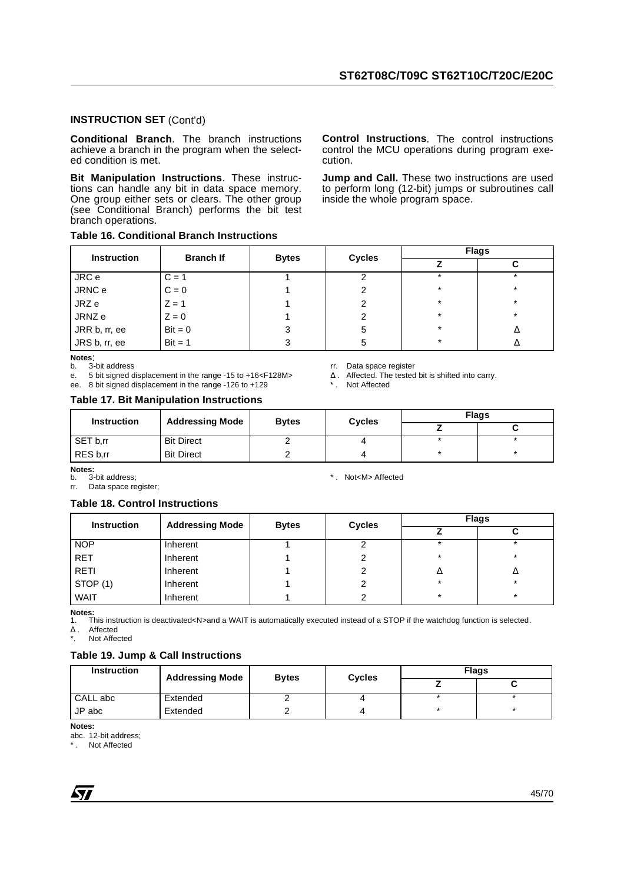**INSTRUCTION SET** (Cont'd)

**Conditional Branch**. The branch instructions achieve a branch in the program when the selected condition is met.

**Bit Manipulation Instructions**. These instructions can handle any bit in data space memory. One group either sets or clears. The other group (see Conditional Branch) performs the bit test branch operations.

**Control Instructions**. The control instructions control the MCU operations during program execution.

**Jump and Call.** These two instructions are used to perform long (12-bit) jumps or subroutines call inside the whole program space.

**Table 16. Conditional Branch Instructions**

| Instruction | Branch If | Bytes | Cycles | Flags | |
|---|---|---|---|---|---|
| | | | | Z | C |
| JRC e | C = 1 | 1 | 2 | * | * |
| JRNC e | C = 0 | 1 | 2 | * | * |
| JRZ e | Z = 1 | 1 | 2 | * | * |
| JRNZ e | Z = 0 | 1 | 2 | * | * |
| JRR b, rr, ee | Bit = 0 | 3 | 5 | * | Δ |
| JRS b, rr, ee | Bit = 1 | 3 | 5 | * | Δ |

**Notes**:
b. 3-bit address
e. 5 bit signed displacement in the range -15 to +16<F128M>
ee. 8 bit signed displacement in the range -126 to +129
rr. Data space register
Δ . Affected. The tested bit is shifted into carry.
* . Not Affected

**Table 17. Bit Manipulation Instructions**

| Instruction | Addressing Mode | Bytes | Cycles | Flags | |
|---|---|---|---|---|---|
| | | | | Z | C |
| SET b,rr | Bit Direct | 2 | 4 | * | * |
| RES b,rr | Bit Direct | 2 | 4 | * | * |

**Notes:**
b. 3-bit address;
rr. Data space register;
* . Not<M> Affected

**Table 18. Control Instructions**

| Instruction | Addressing Mode | Bytes | Cycles | Flags | |
|---|---|---|---|---|---|
| | | | | Z | C |
| NOP | Inherent | 1 | 2 | * | * |
| RET | Inherent | 1 | 2 | * | * |
| RETI | Inherent | 1 | 2 | Δ | Δ |
| STOP (1) | Inherent | 1 | 2 | * | * |
| WAIT | Inherent | 1 | 2 | * | * |

**Notes:**
1. This instruction is deactivated<N>and a WAIT is automatically executed instead of a STOP if the watchdog function is selected.
Δ . Affected
*. Not Affected

**Table 19. Jump & Call Instructions**

| Instruction | Addressing Mode | Bytes | Cycles | Flags | |
|---|---|---|---|---|---|
| | | | | Z | C |
| CALL abc | Extended | 2 | 4 | * | * |
| JP abc | Extended | 2 | 4 | * | * |

**Notes:**
abc. 12-bit address;
* . Not Affected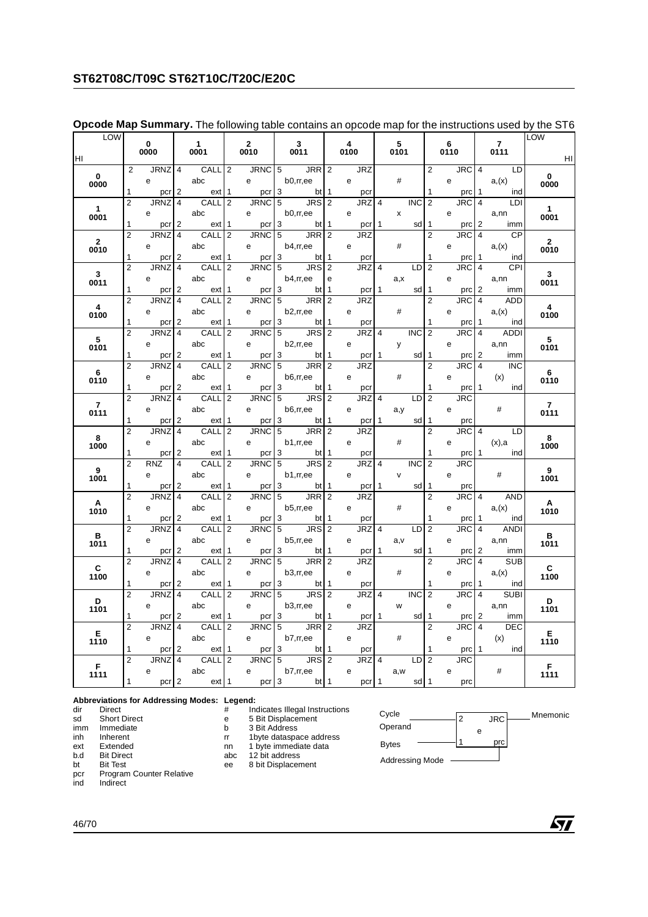**Opcode Map Summary.** The following table contains an opcode map for the instructions used by the ST6

| LOW / HI | 0 0000 | 1 0001 | 2 0010 | 3 0011 | 4 0100 | 5 0101 | 6 0110 | 7 0111 | LOW / HI |
|---|---|---|---|---|---|---|---|---|---|
| **0 0000** | 2 JRNZ e 1 pcr | 4 CALL abc 2 ext | 2 JRNC e 1 pcr | 5 JRR b0,rr,ee 3 bt | 2 JRZ e 1 pcr | # | 2 JRC e 1 prc | 4 LD a,(x) 1 ind | **0 0000** |
| **1 0001** | 2 JRNZ e 1 pcr | 4 CALL abc 2 ext | 2 JRNC e 1 pcr | 5 JRS b0,rr,ee 3 bt | 2 JRZ e 1 pcr | 4 INC x 1 sd | 2 JRC e 1 prc | 4 LDI a,nn 2 imm | **1 0001** |
| **2 0010** | 2 JRNZ e 1 pcr | 4 CALL abc 2 ext | 2 JRNC e 1 pcr | 5 JRR b4,rr,ee 3 bt | 2 JRZ e 1 pcr | # | 2 JRC e 1 prc | 4 CP a,(x) 1 ind | **2 0010** |
| **3 0011** | 2 JRNZ e 1 pcr | 4 CALL abc 2 ext | 2 JRNC e 1 pcr | 5 JRS b4,rr,ee 3 bt | 2 JRZ e 1 pcr | 4 LD a,x 1 sd | 2 JRC e 1 prc | 4 CPI a,nn 2 imm | **3 0011** |
| **4 0100** | 2 JRNZ e 1 pcr | 4 CALL abc 2 ext | 2 JRNC e 1 pcr | 5 JRR b2,rr,ee 3 bt | 2 JRZ e 1 pcr | # | 2 JRC e 1 prc | 4 ADD a,(x) 1 ind | **4 0100** |
| **5 0101** | 2 JRNZ e 1 pcr | 4 CALL abc 2 ext | 2 JRNC e 1 pcr | 5 JRS b2,rr,ee 3 bt | 2 JRZ e 1 pcr | 4 INC y 1 sd | 2 JRC e 1 prc | 4 ADDI a,nn 2 imm | **5 0101** |
| **6 0110** | 2 JRNZ e 1 pcr | 4 CALL abc 2 ext | 2 JRNC e 1 pcr | 5 JRR b6,rr,ee 3 bt | 2 JRZ e 1 pcr | # | 2 JRC e 1 prc | 4 INC (x) 1 ind | **6 0110** |
| **7 0111** | 2 JRNZ e 1 pcr | 4 CALL abc 2 ext | 2 JRNC e 1 pcr | 5 JRS b6,rr,ee 3 bt | 2 JRZ e 1 pcr | 4 LD a,y 1 sd | 2 JRC e 1 prc | # | **7 0111** |
| **8 1000** | 2 JRNZ e 1 pcr | 4 CALL abc 2 ext | 2 JRNC e 1 pcr | 5 JRR b1,rr,ee 3 bt | 2 JRZ e 1 pcr | # | 2 JRC e 1 prc | 4 LD (x),a 1 ind | **8 1000** |
| **9 1001** | 2 RNZ e 1 pcr | 4 CALL abc 2 ext | 2 JRNC e 1 pcr | 5 JRS b1,rr,ee 3 bt | 2 JRZ e 1 pcr | 4 INC v 1 sd | 2 JRC e 1 prc | # | **9 1001** |
| **A 1010** | 2 JRNZ e 1 pcr | 4 CALL abc 2 ext | 2 JRNC e 1 pcr | 5 JRR b5,rr,ee 3 bt | 2 JRZ e 1 pcr | # | 2 JRC e 1 prc | 4 AND a,(x) 1 ind | **A 1010** |
| **B 1011** | 2 JRNZ e 1 pcr | 4 CALL abc 2 ext | 2 JRNC e 1 pcr | 5 JRS b5,rr,ee 3 bt | 2 JRZ e 1 pcr | 4 LD a,v 1 sd | 2 JRC e 1 prc | 4 ANDI a,nn 2 imm | **B 1011** |
| **C 1100** | 2 JRNZ e 1 pcr | 4 CALL abc 2 ext | 2 JRNC e 1 pcr | 5 JRR b3,rr,ee 3 bt | 2 JRZ e 1 pcr | # | 2 JRC e 1 prc | 4 SUB a,(x) 1 ind | **C 1100** |
| **D 1101** | 2 JRNZ e 1 pcr | 4 CALL abc 2 ext | 2 JRNC e 1 pcr | 5 JRS b3,rr,ee 3 bt | 2 JRZ e 1 pcr | 4 INC w 1 sd | 2 JRC e 1 prc | 4 SUBI a,nn 2 imm | **D 1101** |
| **E 1110** | 2 JRNZ e 1 pcr | 4 CALL abc 2 ext | 2 JRNC e 1 pcr | 5 JRR b7,rr,ee 3 bt | 2 JRZ e 1 pcr | # | 2 JRC e 1 prc | 4 DEC (x) 1 ind | **E 1110** |
| **F 1111** | 2 JRNZ e 1 pcr | 4 CALL abc 2 ext | 2 JRNC e 1 pcr | 5 JRS b7,rr,ee 3 bt | 2 JRZ e 1 pcr | 4 LD a,w 1 sd | 2 JRC e 1 prc | # | **F 1111** |

**Abbreviations for Addressing Modes:**

| | |
|---|---|
| dir | Direct |
| sd | Short Direct |
| imm | Immediate |
| inh | Inherent |
| ext | Extended |
| b.d | Bit Direct |
| bt | Bit Test |
| pcr | Program Counter Relative |
| ind | Indirect |

**Legend:**

| | |
|---|---|
| # | Indicates Illegal Instructions |
| e | 5 Bit Displacement |
| b | 3 Bit Address |
| rr | 1byte dataspace address |
| nn | 1 byte immediate data |
| abc | 12 bit address |
| ee | 8 bit Displacement |

Cell layout example: Cycle (2), Mnemonic (JRC), Operand (e), Bytes (1), Addressing Mode (prc).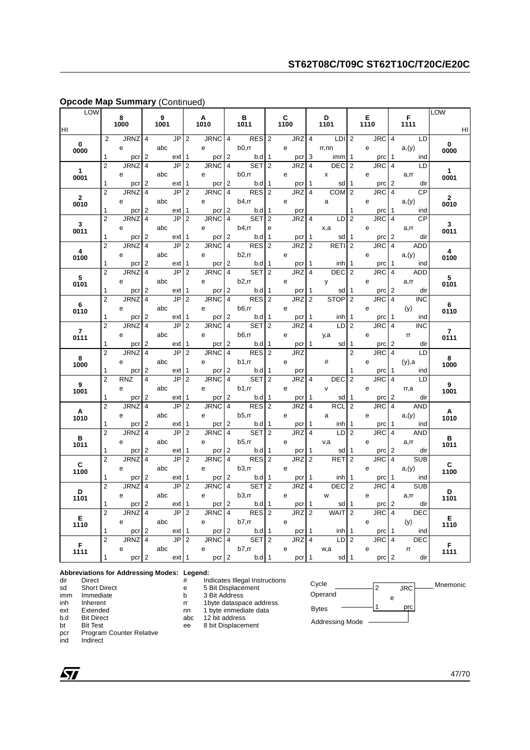## Opcode Map Summary (Continued)

| LOW / HI | 8 1000 | 9 1001 | A 1010 | B 1011 | C 1100 | D 1101 | E 1110 | F 1111 | LOW / HI |
|---|---|---|---|---|---|---|---|---|---|
| 0 0000 | 2 JRNZ e 1 pcr | 4 JP abc 2 ext | 2 JRNC e 1 pcr | 4 RES b0,rr 2 b.d | 2 JRZ e 1 pcr | 4 LDI rr,nn 3 imm | 2 JRC e 1 prc | 4 LD a,(y) 1 ind | 0 0000 |
| 1 0001 | 2 JRNZ e 1 pcr | 4 JP abc 2 ext | 2 JRNC e 1 pcr | 4 SET b0,rr 2 b.d | 2 JRZ e 1 pcr | 4 DEC x 1 sd | 2 JRC e 1 prc | 4 LD a,rr 2 dir | 1 0001 |
| 2 0010 | 2 JRNZ e 1 pcr | 4 JP abc 2 ext | 2 JRNC e 1 pcr | 4 RES b4,rr 2 b.d | 2 JRZ e 1 pcr | 4 COM a | 2 JRC e 1 prc | 4 CP a,(y) 1 ind | 2 0010 |
| 3 0011 | 2 JRNZ e 1 pcr | 4 JP abc 2 ext | 2 JRNC e 1 pcr | 4 SET b4,rr 2 b.d | 2 JRZ e 1 pcr | 4 LD x,a 1 sd | 2 JRC e 1 prc | 4 CP a,rr 2 dir | 3 0011 |
| 4 0100 | 2 JRNZ e 1 pcr | 4 JP abc 2 ext | 2 JRNC e 1 pcr | 4 RES b2,rr 2 b.d | 2 JRZ e 1 pcr | 2 RETI 1 inh | 2 JRC e 1 prc | 4 ADD a,(y) 1 ind | 4 0100 |
| 5 0101 | 2 JRNZ e 1 pcr | 4 JP abc 2 ext | 2 JRNC e 1 pcr | 4 SET b2,rr 2 b.d | 2 JRZ e 1 pcr | 4 DEC y 1 sd | 2 JRC e 1 prc | 4 ADD a,rr 2 dir | 5 0101 |
| 6 0110 | 2 JRNZ e 1 pcr | 4 JP abc 2 ext | 2 JRNC e 1 pcr | 4 RES b6,rr 2 b.d | 2 JRZ e 1 pcr | 2 STOP 1 inh | 2 JRC e 1 prc | 4 INC (y) 1 ind | 6 0110 |
| 7 0111 | 2 JRNZ e 1 pcr | 4 JP abc 2 ext | 2 JRNC e 1 pcr | 4 SET b6,rr 2 b.d | 2 JRZ e 1 pcr | 4 LD y,a 1 sd | 2 JRC e 1 prc | 4 INC rr 2 dir | 7 0111 |
| 8 1000 | 2 JRNZ e 1 pcr | 4 JP abc 2 ext | 2 JRNC e 1 pcr | 4 RES b1,rr 2 b.d | 2 JRZ e 1 pcr | # | 2 JRC e 1 prc | 4 LD (y),a 1 ind | 8 1000 |
| 9 1001 | 2 RNZ e 1 pcr | 4 JP abc 2 ext | 2 JRNC e 1 pcr | 4 SET b1,rr 2 b.d | 2 JRZ e 1 pcr | 4 DEC v 1 sd | 2 JRC e 1 prc | 4 LD rr,a 2 dir | 9 1001 |
| A 1010 | 2 JRNZ e 1 pcr | 4 JP abc 2 ext | 2 JRNC e 1 pcr | 4 RES b5,rr 2 b.d | 2 JRZ e 1 pcr | 4 RCL a 1 inh | 2 JRC e 1 prc | 4 AND a,(y) 1 ind | A 1010 |
| B 1011 | 2 JRNZ e 1 pcr | 4 JP abc 2 ext | 2 JRNC e 1 pcr | 4 SET b5,rr 2 b.d | 2 JRZ e 1 pcr | 4 LD v,a 1 sd | 2 JRC e 1 prc | 4 AND a,rr 2 dir | B 1011 |
| C 1100 | 2 JRNZ e 1 pcr | 4 JP abc 2 ext | 2 JRNC e 1 pcr | 4 RES b3,rr 2 b.d | 2 JRZ e 1 pcr | 2 RET 1 inh | 2 JRC e 1 prc | 4 SUB a,(y) 1 ind | C 1100 |
| D 1101 | 2 JRNZ e 1 pcr | 4 JP abc 2 ext | 2 JRNC e 1 pcr | 4 SET b3,rr 2 b.d | 2 JRZ e 1 pcr | 4 DEC w 1 sd | 2 JRC e 1 prc | 4 SUB a,rr 2 dir | D 1101 |
| E 1110 | 2 JRNZ e 1 pcr | 4 JP abc 2 ext | 2 JRNC e 1 pcr | 4 RES b7,rr 2 b.d | 2 JRZ e 1 pcr | 2 WAIT 1 inh | 2 JRC e 1 prc | 4 DEC (y) 1 ind | E 1110 |
| F 1111 | 2 JRNZ e 1 pcr | 4 JP abc 2 ext | 2 JRNC e 1 pcr | 4 SET b7,rr 2 b.d | 2 JRZ e 1 pcr | 4 LD w,a 1 sd | 2 JRC e 1 prc | 4 DEC rr 2 dir | F 1111 |

**Abbreviations for Addressing Modes:**

- dir Direct
- sd Short Direct
- imm Immediate
- inh Inherent
- ext Extended
- b.d Bit Direct
- bt Bit Test
- pcr Program Counter Relative
- ind Indirect

**Legend:**

- # Indicates Illegal Instructions
- e 5 Bit Displacement
- b 3 Bit Address
- rr 1byte dataspace address
- nn 1 byte immediate data
- abc 12 bit address
- ee 8 bit Displacement

Legend example: Cycle = 2, Mnemonic = JRC, Operand = e, Bytes = 1, Addressing Mode = prc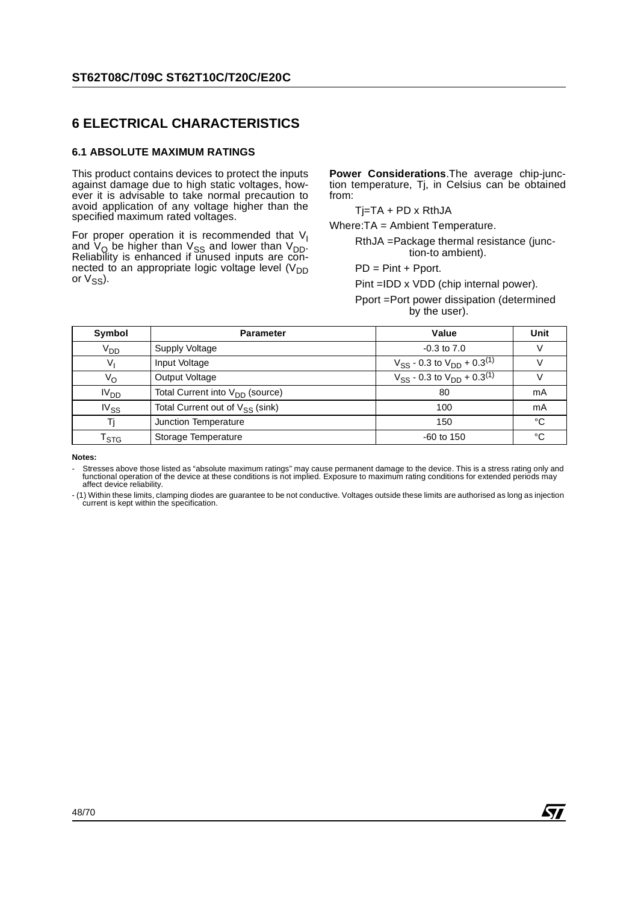# 6 ELECTRICAL CHARACTERISTICS

## 6.1 ABSOLUTE MAXIMUM RATINGS

This product contains devices to protect the inputs against damage due to high static voltages, however it is advisable to take normal precaution to avoid application of any voltage higher than the specified maximum rated voltages.

For proper operation it is recommended that $V_I$ and $V_O$ be higher than $V_{SS}$ and lower than $V_{DD}$. Reliability is enhanced if unused inputs are connected to an appropriate logic voltage level ($V_{DD}$ or $V_{SS}$).

**Power Considerations**. The average chip-junction temperature, Tj, in Celsius can be obtained from:

Tj=TA + PD x RthJA

Where: TA = Ambient Temperature.

RthJA = Package thermal resistance (junction-to ambient).

PD = Pint + Pport.

Pint = IDD x VDD (chip internal power).

Pport = Port power dissipation (determined by the user).

| Symbol | Parameter | Value | Unit |
|---|---|---|---|
| $V_{DD}$ | Supply Voltage | -0.3 to 7.0 | V |
| $V_I$ | Input Voltage | $V_{SS}$ - 0.3 to $V_{DD}$ + 0.3(1) | V |
| $V_O$ | Output Voltage | $V_{SS}$ - 0.3 to $V_{DD}$ + 0.3(1) | V |
| $IV_{DD}$ | Total Current into $V_{DD}$ (source) | 80 | mA |
| $IV_{SS}$ | Total Current out of $V_{SS}$ (sink) | 100 | mA |
| Tj | Junction Temperature | 150 | °C |
| $T_{STG}$ | Storage Temperature | -60 to 150 | °C |

**Notes:**

- Stresses above those listed as "absolute maximum ratings" may cause permanent damage to the device. This is a stress rating only and functional operation of the device at these conditions is not implied. Exposure to maximum rating conditions for extended periods may affect device reliability.
- (1) Within these limits, clamping diodes are guarantee to be not conductive. Voltages outside these limits are authorised as long as injection current is kept within the specification.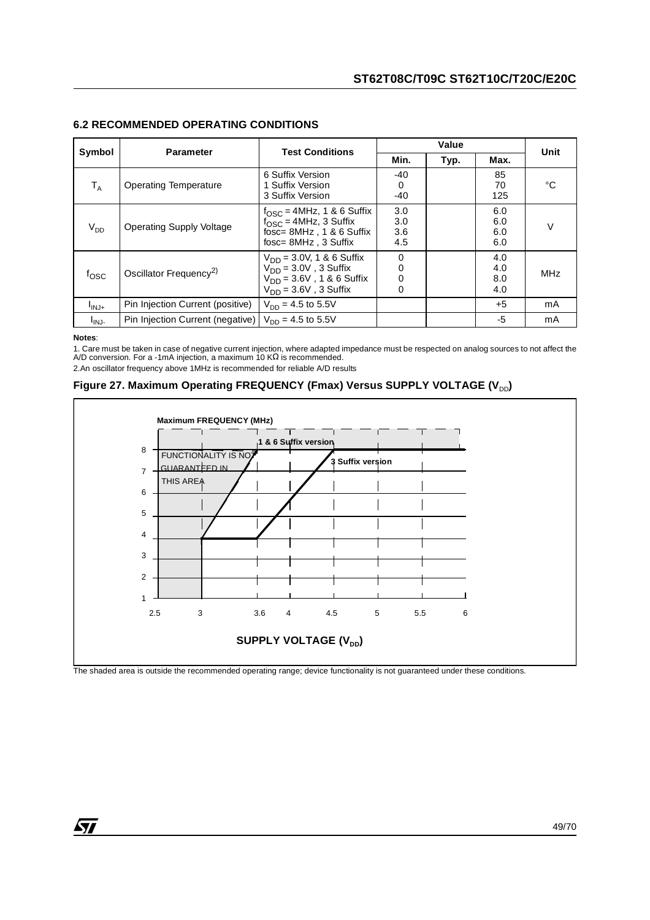### 6.2 RECOMMENDED OPERATING CONDITIONS

| Symbol | Parameter | Test Conditions | Value | | | Unit |
|---|---|---|---|---|---|---|
| | | | Min. | Typ. | Max. | |
| $T_A$ | Operating Temperature | 6 Suffix Version<br>1 Suffix Version<br>3 Suffix Version | -40<br>0<br>-40 | | 85<br>70<br>125 | °C |
| $V_{DD}$ | Operating Supply Voltage | $f_{OSC}$ = 4MHz, 1 & 6 Suffix<br>$f_{OSC}$ = 4MHz, 3 Suffix<br>fosc= 8MHz , 1 & 6 Suffix<br>fosc= 8MHz , 3 Suffix | 3.0<br>3.0<br>3.6<br>4.5 | | 6.0<br>6.0<br>6.0<br>6.0 | V |
| $f_{OSC}$ | Oscillator Frequency[2)] | $V_{DD}$ = 3.0V, 1 & 6 Suffix<br>$V_{DD}$ = 3.0V , 3 Suffix<br>$V_{DD}$ = 3.6V , 1 & 6 Suffix<br>$V_{DD}$ = 3.6V , 3 Suffix | 0<br>0<br>0<br>0 | | 4.0<br>4.0<br>8.0<br>4.0 | MHz |
| $I_{INJ+}$ | Pin Injection Current (positive) | $V_{DD}$ = 4.5 to 5.5V | | | +5 | mA |
| $I_{INJ-}$ | Pin Injection Current (negative) | $V_{DD}$ = 4.5 to 5.5V | | | -5 | mA |

**Notes**:

1. Care must be taken in case of negative current injection, where adapted impedance must be respected on analog sources to not affect the A/D conversion. For a -1mA injection, a maximum 10 KΩ is recommended.

2.An oscillator frequency above 1MHz is recommended for reliable A/D results

**Figure 27. Maximum Operating FREQUENCY (Fmax) Versus SUPPLY VOLTAGE ($V_{DD}$)**

Maximum FREQUENCY (MHz)

1 & 6 Suffix version

3 Suffix version

FUNCTIONALITY IS NOT GUARANTEED IN THIS AREA

SUPPLY VOLTAGE ($V_{DD}$)

The shaded area is outside the recommended operating range; device functionality is not guaranteed under these conditions.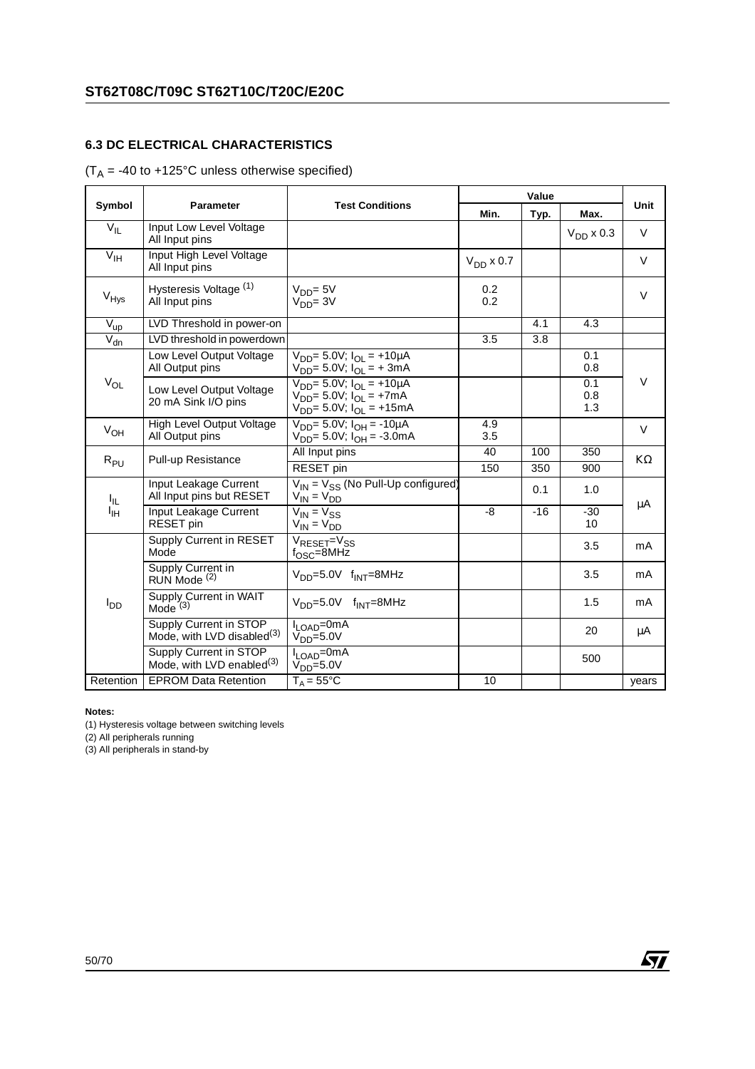### 6.3 DC ELECTRICAL CHARACTERISTICS

($T_A$ = -40 to +125°C unless otherwise specified)

| Symbol | Parameter | Test Conditions | Value | | | Unit |
|---|---|---|---|---|---|---|
| | | | Min. | Typ. | Max. | |
| $V_{IL}$ | Input Low Level Voltage All Input pins | | | | $V_{DD}$ x 0.3 | V |
| $V_{IH}$ | Input High Level Voltage All Input pins | | $V_{DD}$ x 0.7 | | | V |
| $V_{Hys}$ | Hysteresis Voltage (1) All Input pins | $V_{DD}$= 5V<br>$V_{DD}$= 3V | 0.2<br>0.2 | | | V |
| $V_{up}$ | LVD Threshold in power-on | | | 4.1 | 4.3 | |
| $V_{dn}$ | LVD threshold in powerdown | | 3.5 | 3.8 | | |
| $V_{OL}$ | Low Level Output Voltage All Output pins | $V_{DD}$= 5.0V; $I_{OL}$ = +10µA<br>$V_{DD}$= 5.0V; $I_{OL}$ = + 3mA | | | 0.1<br>0.8 | V |
| | Low Level Output Voltage 20 mA Sink I/O pins | $V_{DD}$= 5.0V; $I_{OL}$ = +10µA<br>$V_{DD}$= 5.0V; $I_{OL}$ = +7mA<br>$V_{DD}$= 5.0V; $I_{OL}$ = +15mA | | | 0.1<br>0.8<br>1.3 | |
| $V_{OH}$ | High Level Output Voltage All Output pins | $V_{DD}$= 5.0V; $I_{OH}$ = -10µA<br>$V_{DD}$= 5.0V; $I_{OH}$ = -3.0mA | 4.9<br>3.5 | | | V |
| $R_{PU}$ | Pull-up Resistance | All Input pins | 40 | 100 | 350 | KΩ |
| | | RESET pin | 150 | 350 | 900 | |
| $I_{IL}$<br>$I_{IH}$ | Input Leakage Current All Input pins but RESET | $V_{IN}$ = $V_{SS}$ (No Pull-Up configured)<br>$V_{IN}$ = $V_{DD}$ | | 0.1 | 1.0 | µA |
| | Input Leakage Current RESET pin | $V_{IN}$ = $V_{SS}$<br>$V_{IN}$ = $V_{DD}$ | -8 | -16 | -30<br>10 | |
| $I_{DD}$ | Supply Current in RESET Mode | $V_{RESET}$=$V_{SS}$<br>$f_{OSC}$=8MHz | | | 3.5 | mA |
| | Supply Current in RUN Mode (2) | $V_{DD}$=5.0V $f_{INT}$=8MHz | | | 3.5 | mA |
| | Supply Current in WAIT Mode (3) | $V_{DD}$=5.0V $f_{INT}$=8MHz | | | 1.5 | mA |
| | Supply Current in STOP Mode, with LVD disabled(3) | $I_{LOAD}$=0mA<br>$V_{DD}$=5.0V | | | 20 | µA |
| | Supply Current in STOP Mode, with LVD enabled(3) | $I_{LOAD}$=0mA<br>$V_{DD}$=5.0V | | | 500 | |
| Retention | EPROM Data Retention | $T_A$ = 55°C | 10 | | | years |

**Notes:**

(1) Hysteresis voltage between switching levels

(2) All peripherals running

(3) All peripherals in stand-by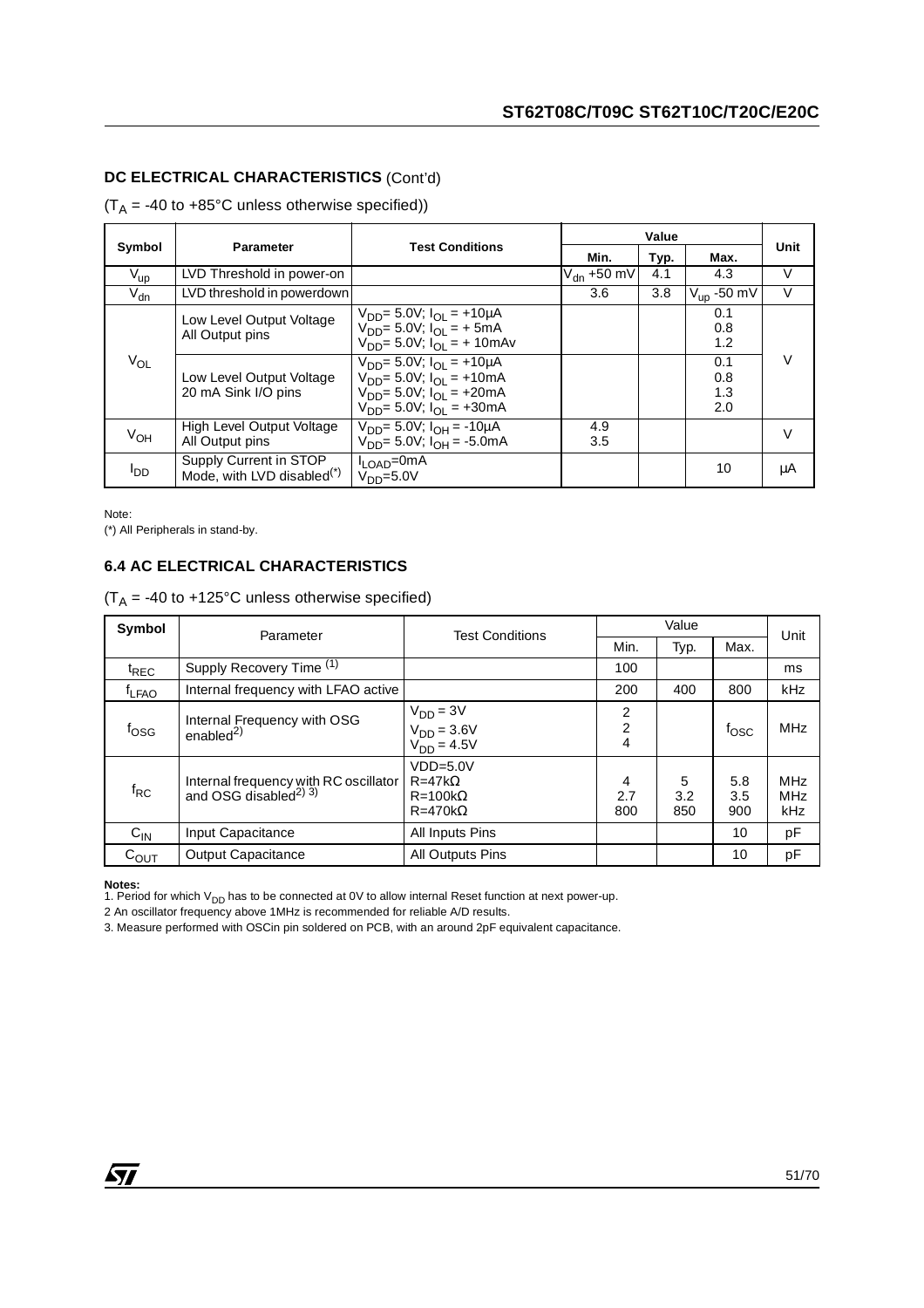**DC ELECTRICAL CHARACTERISTICS** (Cont'd)

($T_A$ = -40 to +85°C unless otherwise specified))

| Symbol | Parameter | Test Conditions | Value | | | Unit |
|---|---|---|---|---|---|---|
| | | | Min. | Typ. | Max. | |
| $V_{up}$ | LVD Threshold in power-on | | $V_{dn}$ +50 mV | 4.1 | 4.3 | V |
| $V_{dn}$ | LVD threshold in powerdown | | 3.6 | 3.8 | $V_{up}$ -50 mV | V |
| $V_{OL}$ | Low Level Output Voltage All Output pins | $V_{DD}$= 5.0V; $I_{OL}$ = +10µA<br>$V_{DD}$= 5.0V; $I_{OL}$ = + 5mA<br>$V_{DD}$= 5.0V; $I_{OL}$ = + 10mAv | | | 0.1<br>0.8<br>1.2 | V |
| | Low Level Output Voltage 20 mA Sink I/O pins | $V_{DD}$= 5.0V; $I_{OL}$ = +10µA<br>$V_{DD}$= 5.0V; $I_{OL}$ = +10mA<br>$V_{DD}$= 5.0V; $I_{OL}$ = +20mA<br>$V_{DD}$= 5.0V; $I_{OL}$ = +30mA | | | 0.1<br>0.8<br>1.3<br>2.0 | |
| $V_{OH}$ | High Level Output Voltage All Output pins | $V_{DD}$= 5.0V; $I_{OH}$ = -10µA<br>$V_{DD}$= 5.0V; $I_{OH}$ = -5.0mA | 4.9<br>3.5 | | | V |
| $I_{DD}$ | Supply Current in STOP Mode, with LVD disabled(*) | $I_{LOAD}$=0mA<br>$V_{DD}$=5.0V | | | 10 | µA |

Note:
(*) All Peripherals in stand-by.

### 6.4 AC ELECTRICAL CHARACTERISTICS

($T_A$ = -40 to +125°C unless otherwise specified)

| Symbol | Parameter | Test Conditions | Value | | | Unit |
|---|---|---|---|---|---|---|
| | | | Min. | Typ. | Max. | |
| $t_{REC}$ | Supply Recovery Time (1) | | 100 | | | ms |
| $f_{LFAO}$ | Internal frequency with LFAO active | | 200 | 400 | 800 | kHz |
| $f_{OSG}$ | Internal Frequency with OSG enabled2) | $V_{DD}$ = 3V<br>$V_{DD}$ = 3.6V<br>$V_{DD}$ = 4.5V | 2<br>2<br>4 | | $f_{OSC}$ | MHz |
| $f_{RC}$ | Internal frequency with RC oscillator and OSG disabled2) 3) | VDD=5.0V<br>R=47kΩ<br>R=100kΩ<br>R=470kΩ | 4<br>2.7<br>800 | 5<br>3.2<br>850 | 5.8<br>3.5<br>900 | MHz<br>MHz<br>kHz |
| $C_{IN}$ | Input Capacitance | All Inputs Pins | | | 10 | pF |
| $C_{OUT}$ | Output Capacitance | All Outputs Pins | | | 10 | pF |

**Notes:**
1. Period for which $V_{DD}$ has to be connected at 0V to allow internal Reset function at next power-up.
2 An oscillator frequency above 1MHz is recommended for reliable A/D results.
3. Measure performed with OSCin pin soldered on PCB, with an around 2pF equivalent capacitance.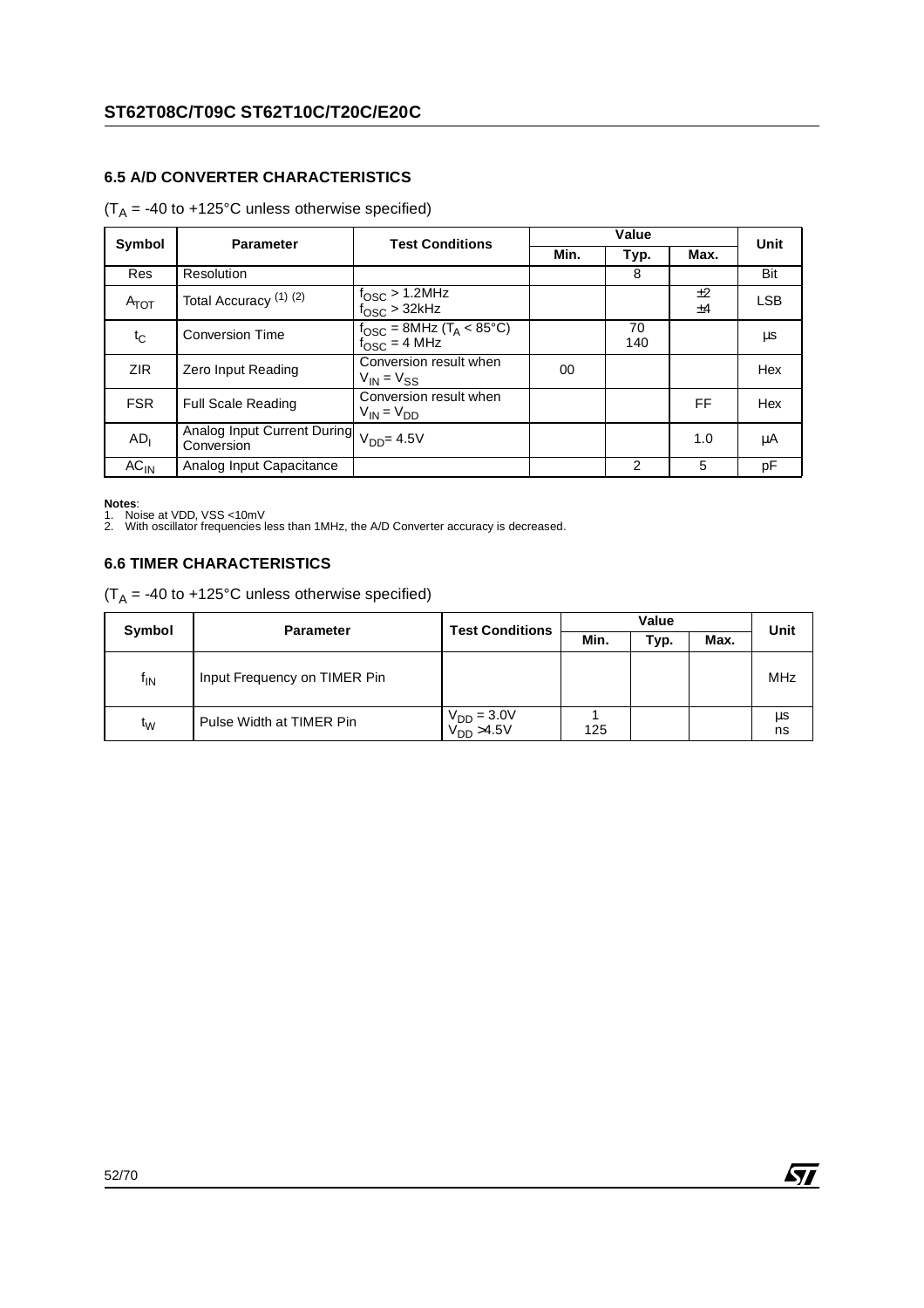## 6.5 A/D CONVERTER CHARACTERISTICS

($T_A$ = -40 to +125°C unless otherwise specified)

| Symbol | Parameter | Test Conditions | Value | | | Unit |
|---|---|---|---|---|---|---|
| | | | Min. | Typ. | Max. | |
| Res | Resolution | | | 8 | | Bit |
| $A_{TOT}$ | Total Accuracy [(1) (2)] | $f_{OSC}$ > 1.2MHz<br>$f_{OSC}$ > 32kHz | | | ±2<br>±4 | LSB |
| $t_C$ | Conversion Time | $f_{OSC}$ = 8MHz ($T_A$ < 85°C)<br>$f_{OSC}$ = 4 MHz | | 70<br>140 | | µs |
| ZIR | Zero Input Reading | Conversion result when $V_{IN} = V_{SS}$ | 00 | | | Hex |
| FSR | Full Scale Reading | Conversion result when $V_{IN} = V_{DD}$ | | | FF | Hex |
| $AD_I$ | Analog Input Current During Conversion | $V_{DD}$= 4.5V | | | 1.0 | µA |
| $AC_{IN}$ | Analog Input Capacitance | | | 2 | 5 | pF |

**Notes**:
1. Noise at VDD, VSS <10mV
2. With oscillator frequencies less than 1MHz, the A/D Converter accuracy is decreased.

## 6.6 TIMER CHARACTERISTICS

($T_A$ = -40 to +125°C unless otherwise specified)

| Symbol | Parameter | Test Conditions | Value | | | Unit |
|---|---|---|---|---|---|---|
| | | | Min. | Typ. | Max. | |
| $f_{IN}$ | Input Frequency on TIMER Pin | | | | | MHz |
| $t_W$ | Pulse Width at TIMER Pin | $V_{DD}$ = 3.0V<br>$V_{DD}$ >4.5V | 1<br>125 | | | µs<br>ns |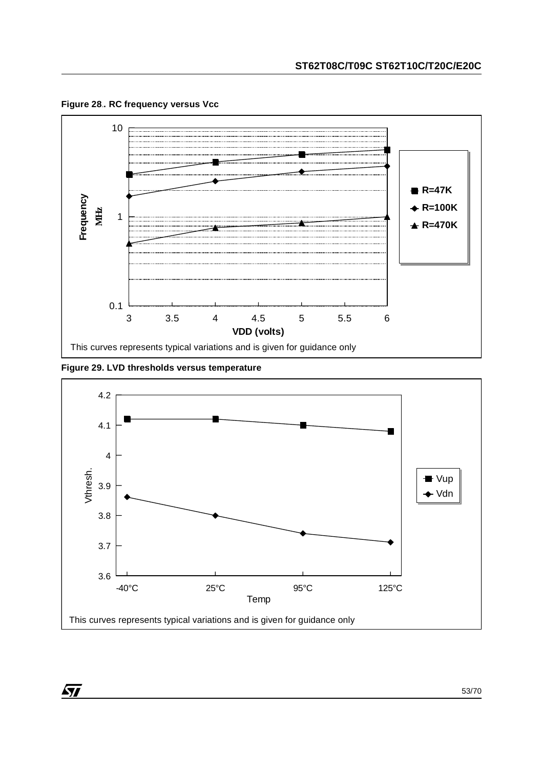**Figure 28.. RC frequency versus Vcc**

This curves represents typical variations and is given for guidance only

**Figure 29. LVD thresholds versus temperature**

This curves represents typical variations and is given for guidance only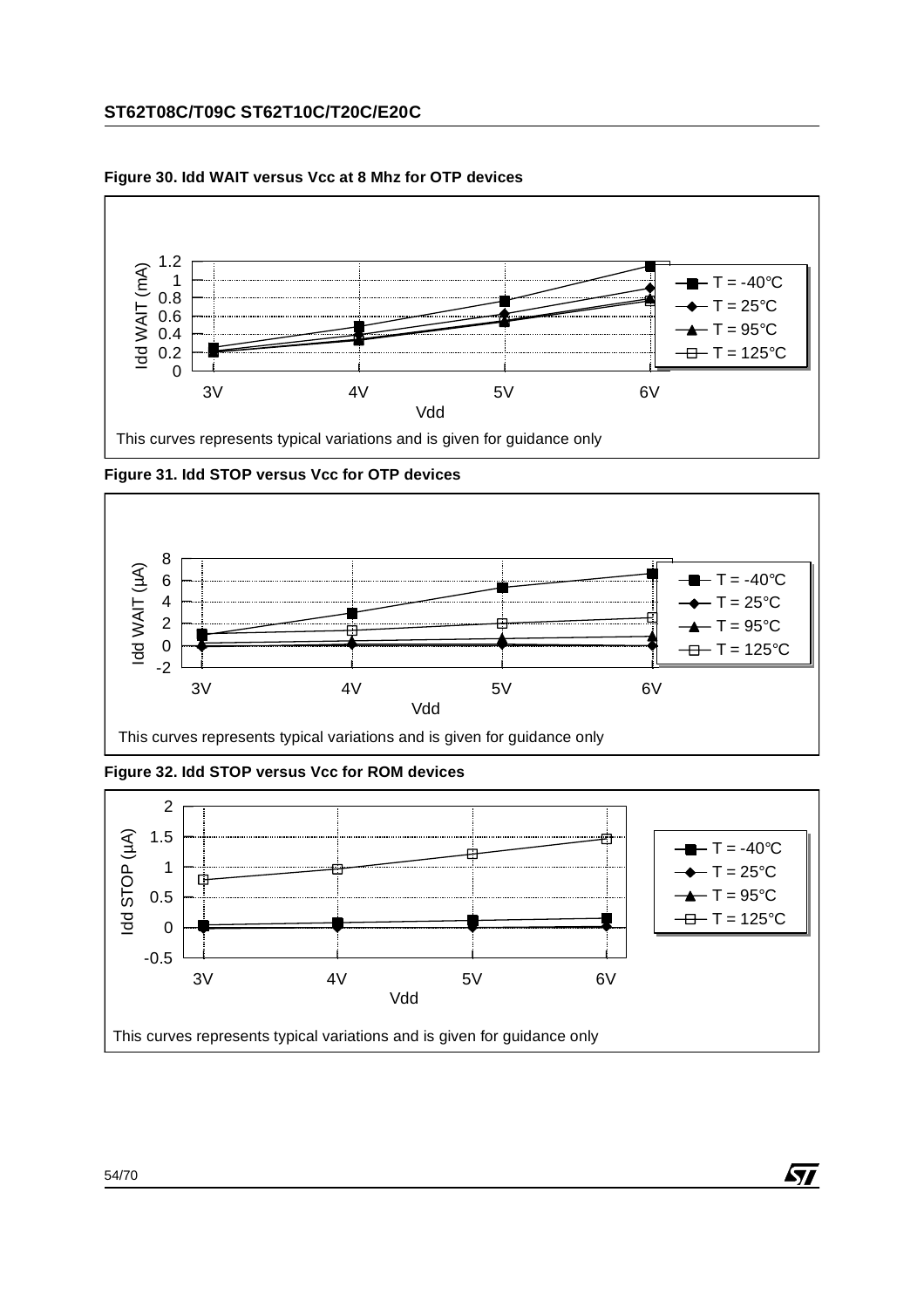**Figure 30. Idd WAIT versus Vcc at 8 Mhz for OTP devices**

This curves represents typical variations and is given for guidance only

**Figure 31. Idd STOP versus Vcc for OTP devices**

This curves represents typical variations and is given for guidance only

**Figure 32. Idd STOP versus Vcc for ROM devices**

This curves represents typical variations and is given for guidance only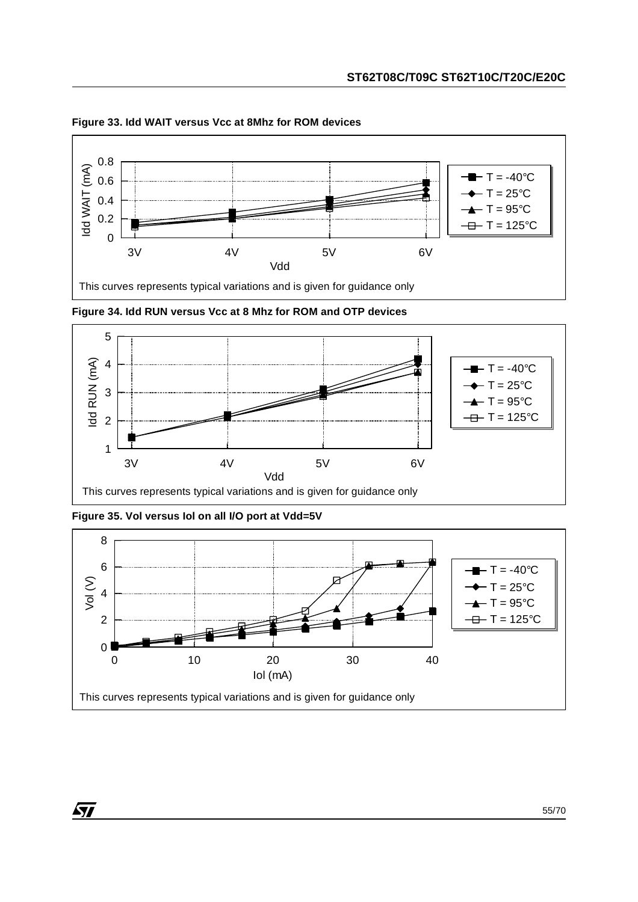**Figure 33. Idd WAIT versus Vcc at 8Mhz for ROM devices**

This curves represents typical variations and is given for guidance only

**Figure 34. Idd RUN versus Vcc at 8 Mhz for ROM and OTP devices**

This curves represents typical variations and is given for guidance only

**Figure 35. Vol versus Iol on all I/O port at Vdd=5V**

This curves represents typical variations and is given for guidance only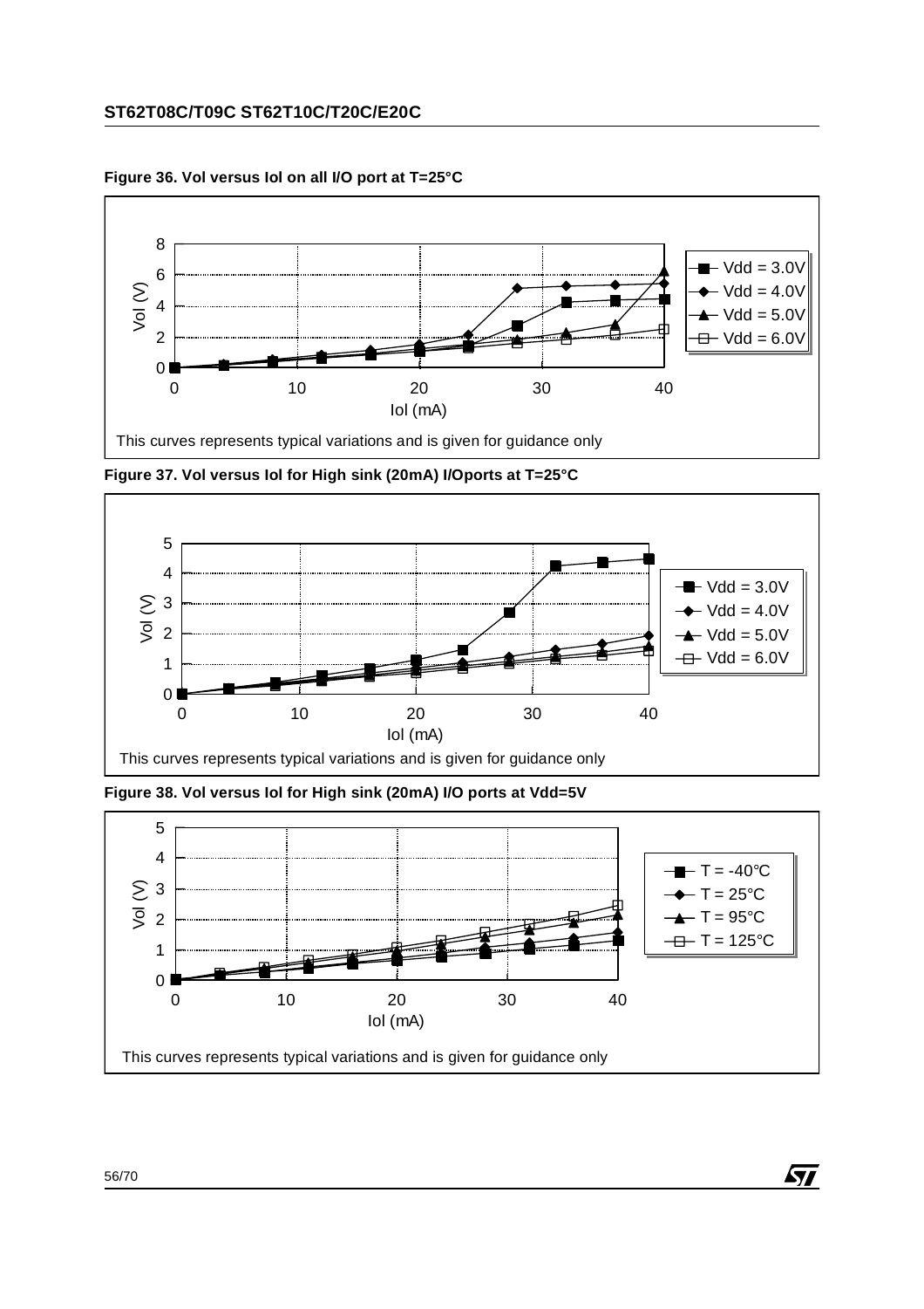**Figure 36. Vol versus Iol on all I/O port at T=25°C**

This curves represents typical variations and is given for guidance only

**Figure 37. Vol versus Iol for High sink (20mA) I/Oports at T=25°C**

This curves represents typical variations and is given for guidance only

**Figure 38. Vol versus Iol for High sink (20mA) I/O ports at Vdd=5V**

This curves represents typical variations and is given for guidance only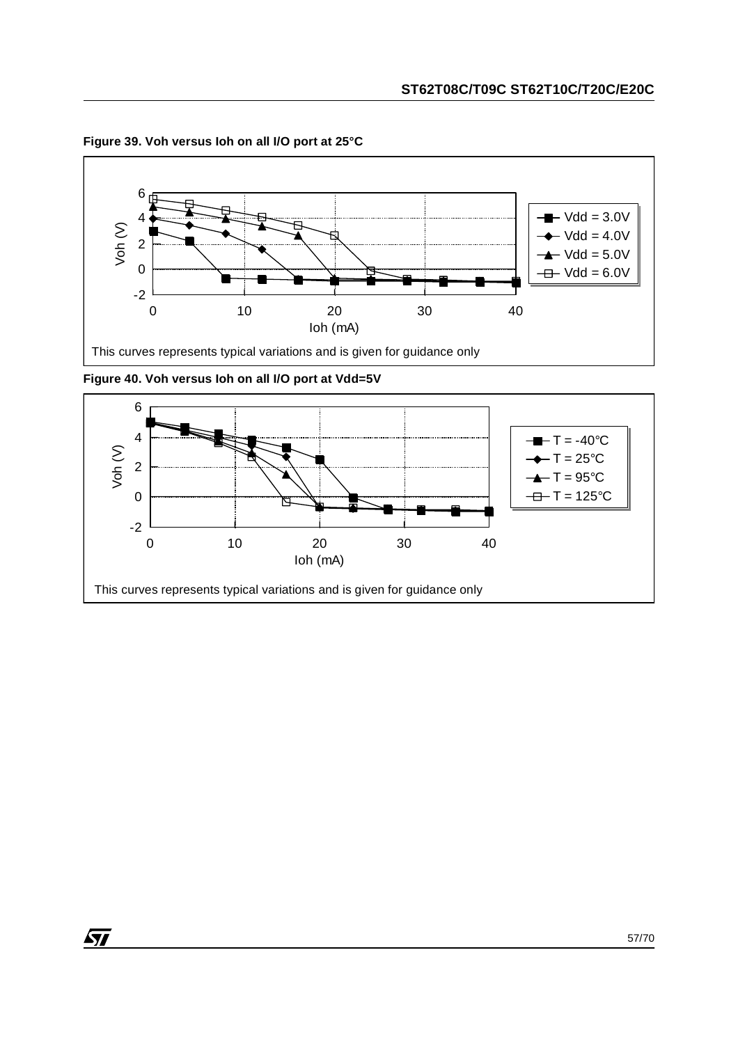**Figure 39. Voh versus Ioh on all I/O port at 25°C**

This curves represents typical variations and is given for guidance only

**Figure 40. Voh versus Ioh on all I/O port at Vdd=5V**

This curves represents typical variations and is given for guidance only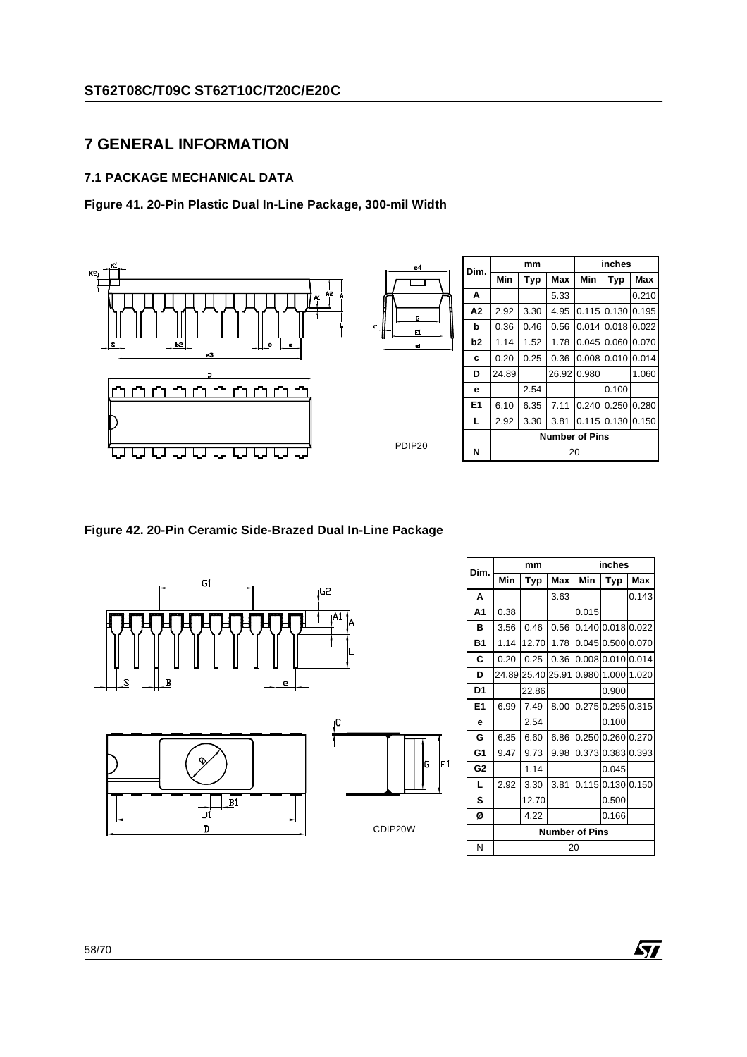# 7 GENERAL INFORMATION

## 7.1 PACKAGE MECHANICAL DATA

**Figure 41. 20-Pin Plastic Dual In-Line Package, 300-mil Width**

PDIP20

| Dim. | mm | | | inches | | |
|---|---|---|---|---|---|---|
| | Min | Typ | Max | Min | Typ | Max |
| A | | | 5.33 | | | 0.210 |
| A2 | 2.92 | 3.30 | 4.95 | 0.115 | 0.130 | 0.195 |
| b | 0.36 | 0.46 | 0.56 | 0.014 | 0.018 | 0.022 |
| b2 | 1.14 | 1.52 | 1.78 | 0.045 | 0.060 | 0.070 |
| c | 0.20 | 0.25 | 0.36 | 0.008 | 0.010 | 0.014 |
| D | 24.89 | | 26.92 | 0.980 | | 1.060 |
| e | | 2.54 | | | 0.100 | |
| E1 | 6.10 | 6.35 | 7.11 | 0.240 | 0.250 | 0.280 |
| L | 2.92 | 3.30 | 3.81 | 0.115 | 0.130 | 0.150 |
| | Number of Pins | | | | | |
| N | 20 | | | | | |

**Figure 42. 20-Pin Ceramic Side-Brazed Dual In-Line Package**

CDIP20W

| Dim. | mm | | | inches | | |
|---|---|---|---|---|---|---|
| | Min | Typ | Max | Min | Typ | Max |
| A | | | 3.63 | | | 0.143 |
| A1 | 0.38 | | | 0.015 | | |
| B | 3.56 | 0.46 | 0.56 | 0.140 | 0.018 | 0.022 |
| B1 | 1.14 | 12.70 | 1.78 | 0.045 | 0.500 | 0.070 |
| C | 0.20 | 0.25 | 0.36 | 0.008 | 0.010 | 0.014 |
| D | 24.89 | 25.40 | 25.91 | 0.980 | 1.000 | 1.020 |
| D1 | | 22.86 | | | 0.900 | |
| E1 | 6.99 | 7.49 | 8.00 | 0.275 | 0.295 | 0.315 |
| e | | 2.54 | | | 0.100 | |
| G | 6.35 | 6.60 | 6.86 | 0.250 | 0.260 | 0.270 |
| G1 | 9.47 | 9.73 | 9.98 | 0.373 | 0.383 | 0.393 |
| G2 | | 1.14 | | | 0.045 | |
| L | 2.92 | 3.30 | 3.81 | 0.115 | 0.130 | 0.150 |
| S | | 12.70 | | | 0.500 | |
| Ø | | 4.22 | | | 0.166 | |
| | Number of Pins | | | | | |
| N | 20 | | | | | |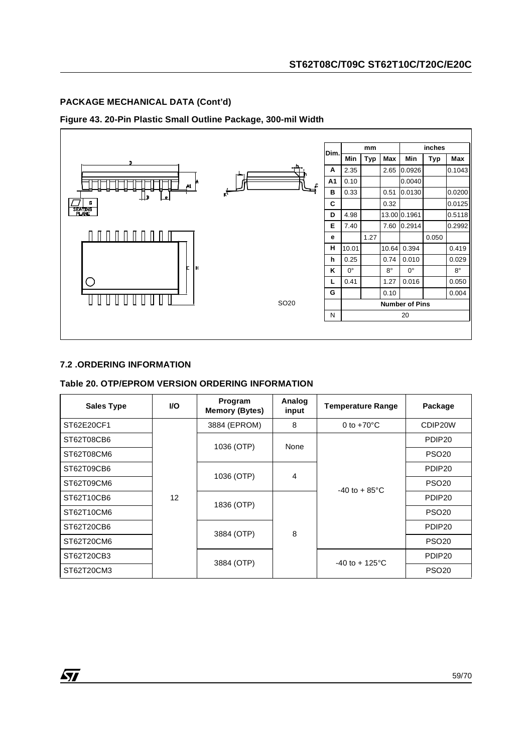## PACKAGE MECHANICAL DATA (Cont'd)

**Figure 43. 20-Pin Plastic Small Outline Package, 300-mil Width**

SO20

| Dim. | mm | | | inches | | |
|---|---|---|---|---|---|---|
| | Min | Typ | Max | Min | Typ | Max |
| A | 2.35 | | 2.65 | 0.0926 | | 0.1043 |
| A1 | 0.10 | | | 0.0040 | | |
| B | 0.33 | | 0.51 | 0.0130 | | 0.0200 |
| C | | | 0.32 | | | 0.0125 |
| D | 4.98 | | 13.00 | 0.1961 | | 0.5118 |
| E | 7.40 | | 7.60 | 0.2914 | | 0.2992 |
| e | | 1.27 | | | 0.050 | |
| H | 10.01 | | 10.64 | 0.394 | | 0.419 |
| h | 0.25 | | 0.74 | 0.010 | | 0.029 |
| K | 0° | | 8° | 0° | | 8° |
| L | 0.41 | | 1.27 | 0.016 | | 0.050 |
| G | | | 0.10 | | | 0.004 |
| | Number of Pins | | | | | |
| N | 20 | | | | | |

## 7.2 .ORDERING INFORMATION

**Table 20. OTP/EPROM VERSION ORDERING INFORMATION**

| Sales Type | I/O | Program Memory (Bytes) | Analog input | Temperature Range | Package |
|---|---|---|---|---|---|
| ST62E20CF1 | 12 | 3884 (EPROM) | 8 | 0 to +70°C | CDIP20W |
| ST62T08CB6 | 12 | 1036 (OTP) | None | -40 to + 85°C | PDIP20 |
| ST62T08CM6 | 12 | 1036 (OTP) | None | -40 to + 85°C | PSO20 |
| ST62T09CB6 | 12 | 1036 (OTP) | 4 | -40 to + 85°C | PDIP20 |
| ST62T09CM6 | 12 | 1036 (OTP) | 4 | -40 to + 85°C | PSO20 |
| ST62T10CB6 | 12 | 1836 (OTP) | 8 | -40 to + 85°C | PDIP20 |
| ST62T10CM6 | 12 | 1836 (OTP) | 8 | -40 to + 85°C | PSO20 |
| ST62T20CB6 | 12 | 3884 (OTP) | 8 | -40 to + 85°C | PDIP20 |
| ST62T20CM6 | 12 | 3884 (OTP) | 8 | -40 to + 85°C | PSO20 |
| ST62T20CB3 | 12 | 3884 (OTP) | 8 | -40 to + 125°C | PDIP20 |
| ST62T20CM3 | 12 | 3884 (OTP) | 8 | -40 to + 125°C | PSO20 |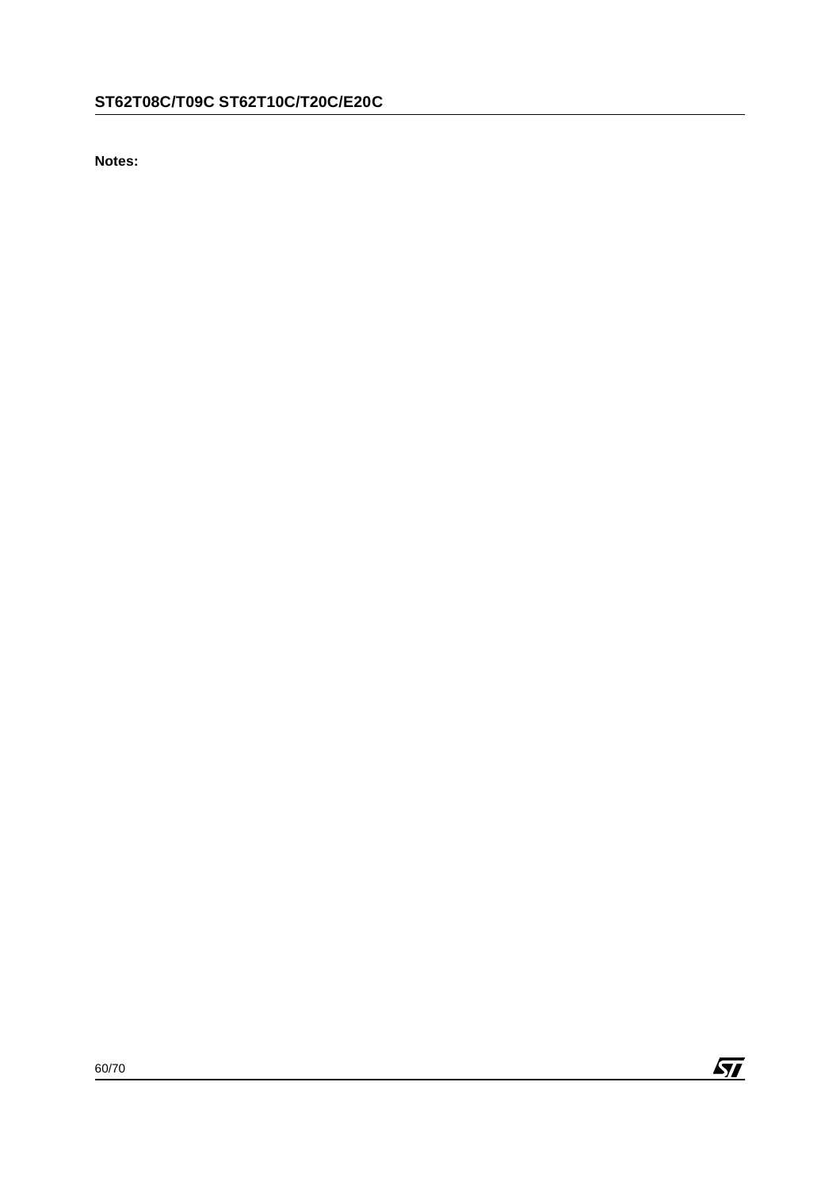**Notes:**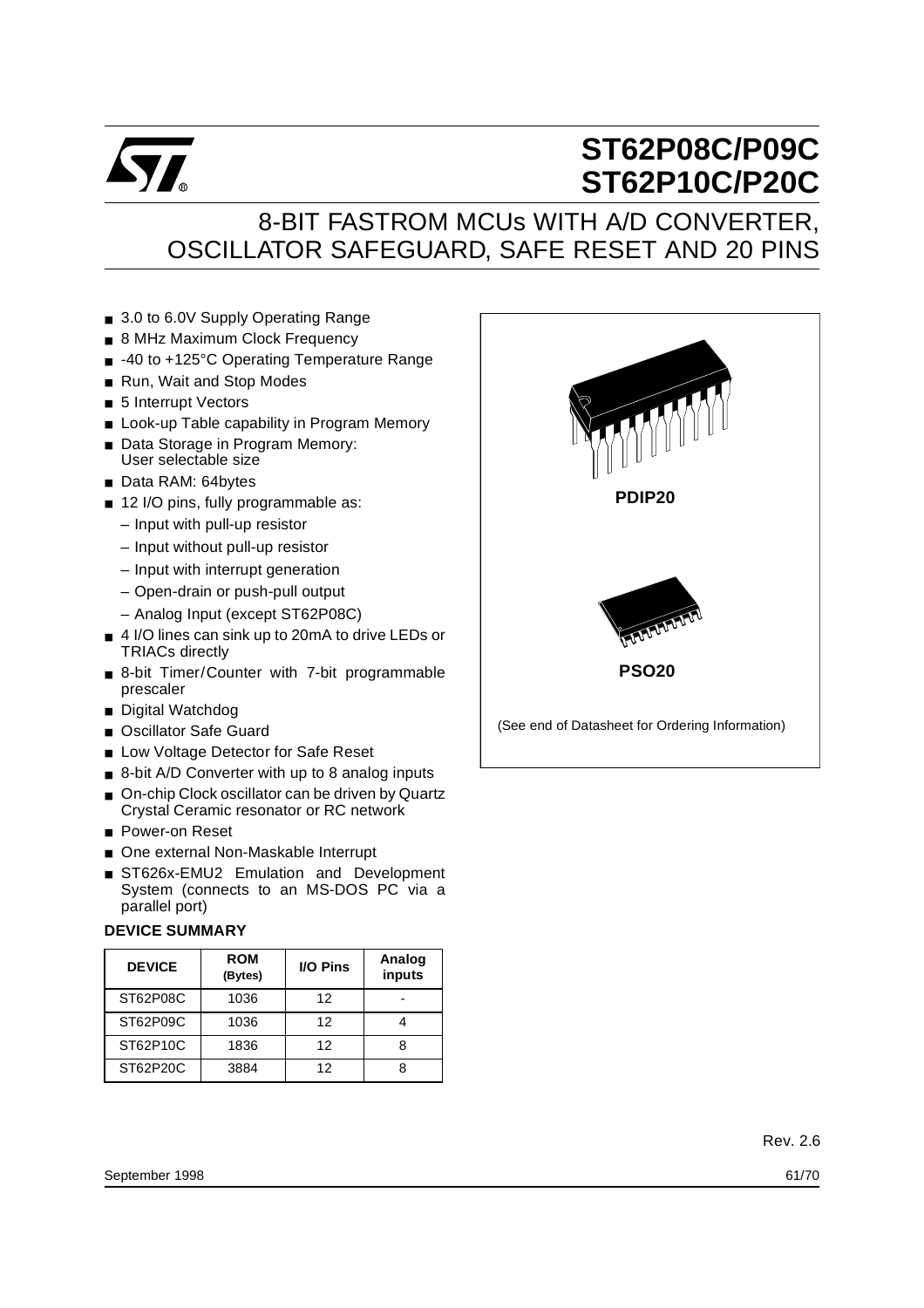# ST62P08C/P09C ST62P10C/P20C

## 8-BIT FASTROM MCUs WITH A/D CONVERTER, OSCILLATOR SAFEGUARD, SAFE RESET AND 20 PINS

- 3.0 to 6.0V Supply Operating Range
- 8 MHz Maximum Clock Frequency
- -40 to +125°C Operating Temperature Range
- Run, Wait and Stop Modes
- 5 Interrupt Vectors
- Look-up Table capability in Program Memory
- Data Storage in Program Memory: User selectable size
- Data RAM: 64bytes
- 12 I/O pins, fully programmable as:
  - Input with pull-up resistor
  - Input without pull-up resistor
  - Input with interrupt generation
  - Open-drain or push-pull output
  - Analog Input (except ST62P08C)
- 4 I/O lines can sink up to 20mA to drive LEDs or TRIACs directly
- 8-bit Timer/Counter with 7-bit programmable prescaler
- Digital Watchdog
- Oscillator Safe Guard
- Low Voltage Detector for Safe Reset
- 8-bit A/D Converter with up to 8 analog inputs
- On-chip Clock oscillator can be driven by Quartz Crystal Ceramic resonator or RC network
- Power-on Reset
- One external Non-Maskable Interrupt
- ST626x-EMU2 Emulation and Development System (connects to an MS-DOS PC via a parallel port)

PDIP20

PSO20

(See end of Datasheet for Ordering Information)

**DEVICE SUMMARY**

| DEVICE | ROM (Bytes) | I/O Pins | Analog inputs |
|---|---|---|---|
| ST62P08C | 1036 | 12 | - |
| ST62P09C | 1036 | 12 | 4 |
| ST62P10C | 1836 | 12 | 8 |
| ST62P20C | 3884 | 12 | 8 |

Rev. 2.6

September 1998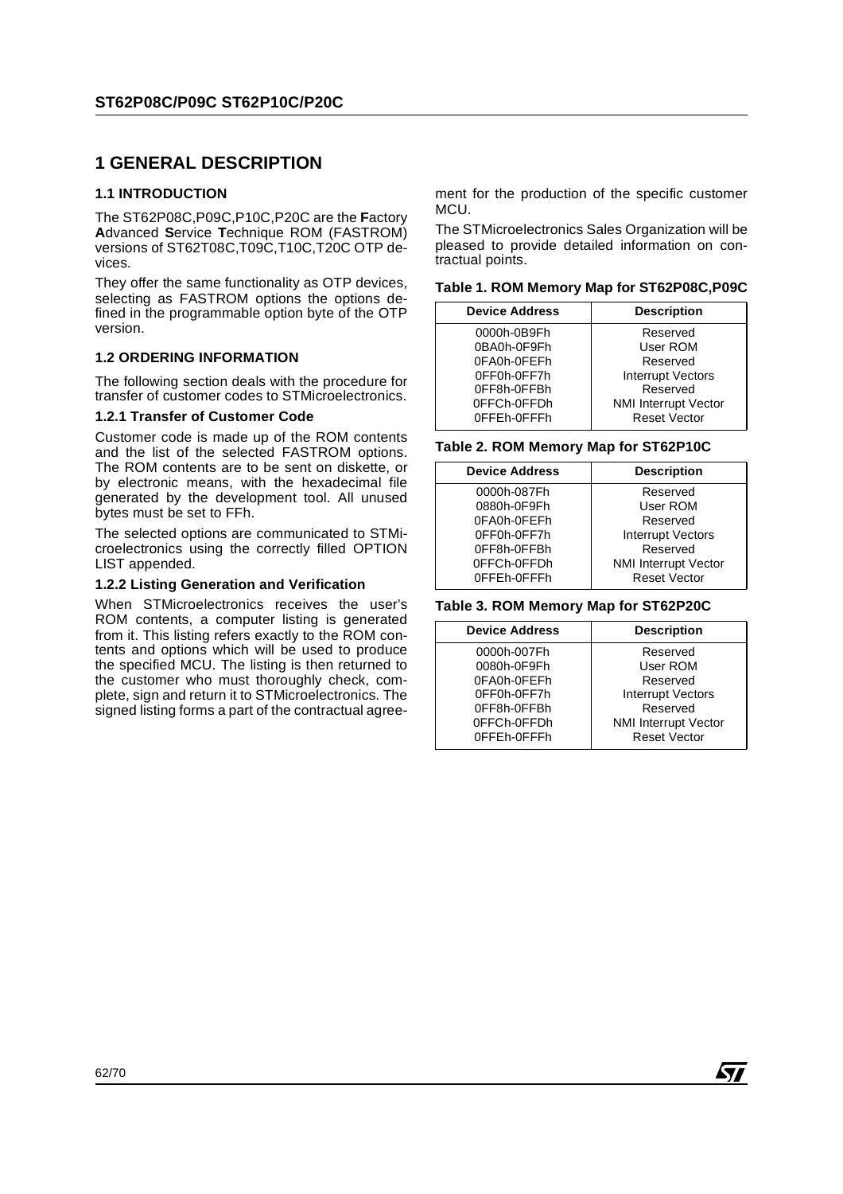# 1 GENERAL DESCRIPTION

## 1.1 INTRODUCTION

The ST62P08C,P09C,P10C,P20C are the **F**actory **A**dvanced **S**ervice **T**echnique ROM (FASTROM) versions of ST62T08C,T09C,T10C,T20C OTP devices.

They offer the same functionality as OTP devices, selecting as FASTROM options the options defined in the programmable option byte of the OTP version.

## 1.2 ORDERING INFORMATION

The following section deals with the procedure for transfer of customer codes to STMicroelectronics.

### 1.2.1 Transfer of Customer Code

Customer code is made up of the ROM contents and the list of the selected FASTROM options. The ROM contents are to be sent on diskette, or by electronic means, with the hexadecimal file generated by the development tool. All unused bytes must be set to FFh.

The selected options are communicated to STMicroelectronics using the correctly filled OPTION LIST appended.

### 1.2.2 Listing Generation and Verification

When STMicroelectronics receives the user's ROM contents, a computer listing is generated from it. This listing refers exactly to the ROM contents and options which will be used to produce the specified MCU. The listing is then returned to the customer who must thoroughly check, complete, sign and return it to STMicroelectronics. The signed listing forms a part of the contractual agreement for the production of the specific customer MCU.

The STMicroelectronics Sales Organization will be pleased to provide detailed information on contractual points.

**Table 1. ROM Memory Map for ST62P08C,P09C**

| Device Address | Description |
|---|---|
| 0000h-0B9Fh | Reserved |
| 0BA0h-0F9Fh | User ROM |
| 0FA0h-0FEFh | Reserved |
| 0FF0h-0FF7h | Interrupt Vectors |
| 0FF8h-0FFBh | Reserved |
| 0FFCh-0FFDh | NMI Interrupt Vector |
| 0FFEh-0FFFh | Reset Vector |

**Table 2. ROM Memory Map for ST62P10C**

| Device Address | Description |
|---|---|
| 0000h-087Fh | Reserved |
| 0880h-0F9Fh | User ROM |
| 0FA0h-0FEFh | Reserved |
| 0FF0h-0FF7h | Interrupt Vectors |
| 0FF8h-0FFBh | Reserved |
| 0FFCh-0FFDh | NMI Interrupt Vector |
| 0FFEh-0FFFh | Reset Vector |

**Table 3. ROM Memory Map for ST62P20C**

| Device Address | Description |
|---|---|
| 0000h-007Fh | Reserved |
| 0080h-0F9Fh | User ROM |
| 0FA0h-0FEFh | Reserved |
| 0FF0h-0FF7h | Interrupt Vectors |
| 0FF8h-0FFBh | Reserved |
| 0FFCh-0FFDh | NMI Interrupt Vector |
| 0FFEh-0FFFh | Reset Vector |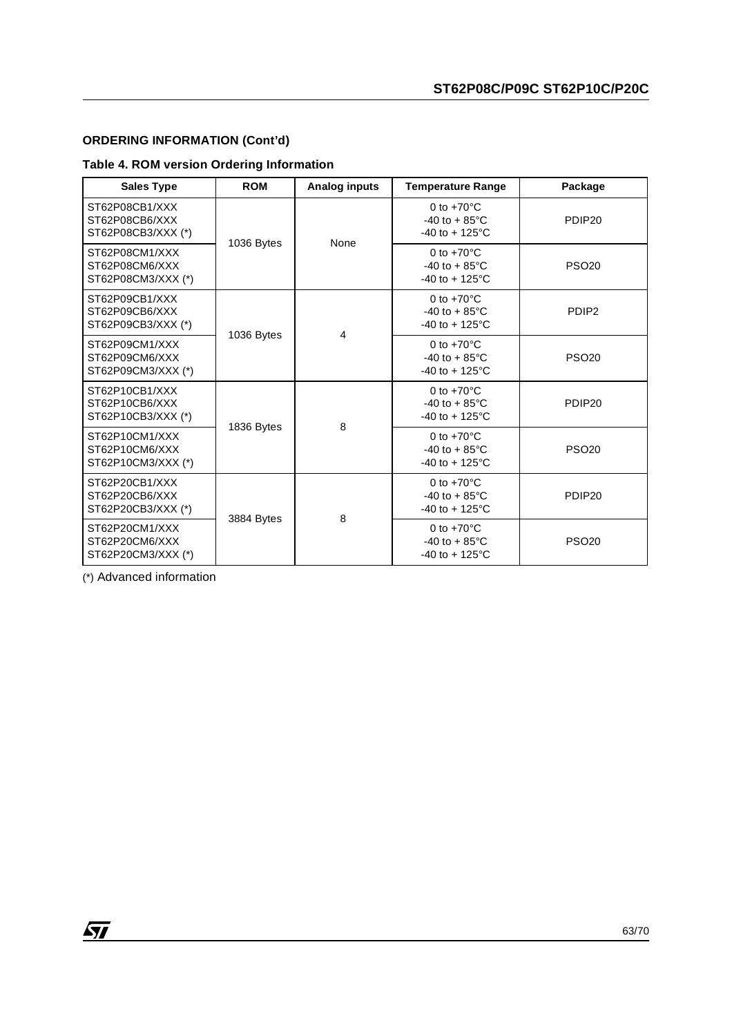**ORDERING INFORMATION (Cont'd)**

**Table 4. ROM version Ordering Information**

| Sales Type | ROM | Analog inputs | Temperature Range | Package |
|---|---|---|---|---|
| ST62P08CB1/XXX<br>ST62P08CB6/XXX<br>ST62P08CB3/XXX (*) | 1036 Bytes | None | 0 to +70°C<br>-40 to + 85°C<br>-40 to + 125°C | PDIP20 |
| ST62P08CM1/XXX<br>ST62P08CM6/XXX<br>ST62P08CM3/XXX (*) | | | 0 to +70°C<br>-40 to + 85°C<br>-40 to + 125°C | PSO20 |
| ST62P09CB1/XXX<br>ST62P09CB6/XXX<br>ST62P09CB3/XXX (*) | 1036 Bytes | 4 | 0 to +70°C<br>-40 to + 85°C<br>-40 to + 125°C | PDIP2 |
| ST62P09CM1/XXX<br>ST62P09CM6/XXX<br>ST62P09CM3/XXX (*) | | | 0 to +70°C<br>-40 to + 85°C<br>-40 to + 125°C | PSO20 |
| ST62P10CB1/XXX<br>ST62P10CB6/XXX<br>ST62P10CB3/XXX (*) | 1836 Bytes | 8 | 0 to +70°C<br>-40 to + 85°C<br>-40 to + 125°C | PDIP20 |
| ST62P10CM1/XXX<br>ST62P10CM6/XXX<br>ST62P10CM3/XXX (*) | | | 0 to +70°C<br>-40 to + 85°C<br>-40 to + 125°C | PSO20 |
| ST62P20CB1/XXX<br>ST62P20CB6/XXX<br>ST62P20CB3/XXX (*) | 3884 Bytes | 8 | 0 to +70°C<br>-40 to + 85°C<br>-40 to + 125°C | PDIP20 |
| ST62P20CM1/XXX<br>ST62P20CM6/XXX<br>ST62P20CM3/XXX (*) | | | 0 to +70°C<br>-40 to + 85°C<br>-40 to + 125°C | PSO20 |

(*) Advanced information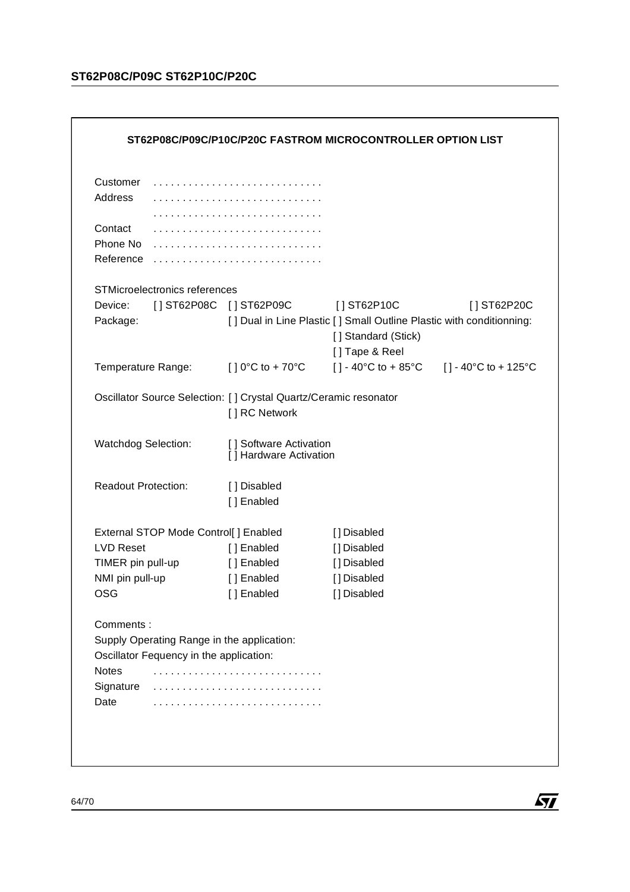## ST62P08C/P09C/P10C/P20C FASTROM MICROCONTROLLER OPTION LIST

Customer . . . . . . . . . . . . . . . . . . . . . . . . . . . .
Address . . . . . . . . . . . . . . . . . . . . . . . . . . . .
. . . . . . . . . . . . . . . . . . . . . . . . . . . .
Contact . . . . . . . . . . . . . . . . . . . . . . . . . . . .
Phone No . . . . . . . . . . . . . . . . . . . . . . . . . . . .
Reference . . . . . . . . . . . . . . . . . . . . . . . . . . . .

STMicroelectronics references

Device: [ ] ST62P08C [ ] ST62P09C [ ] ST62P10C [ ] ST62P20C

Package: [ ] Dual in Line Plastic [ ] Small Outline Plastic with conditionning:
[ ] Standard (Stick)
[ ] Tape & Reel

Temperature Range: [ ] 0°C to + 70°C [ ] - 40°C to + 85°C [ ] - 40°C to + 125°C

Oscillator Source Selection: [ ] Crystal Quartz/Ceramic resonator
[ ] RC Network

Watchdog Selection: [ ] Software Activation
[ ] Hardware Activation

Readout Protection: [ ] Disabled
[ ] Enabled

| | | |
|---|---|---|
| External STOP Mode Control | [ ] Enabled | [ ] Disabled |
| LVD Reset | [ ] Enabled | [ ] Disabled |
| TIMER pin pull-up | [ ] Enabled | [ ] Disabled |
| NMI pin pull-up | [ ] Enabled | [ ] Disabled |
| OSG | [ ] Enabled | [ ] Disabled |

Comments :
Supply Operating Range in the application:
Oscillator Fequency in the application:
Notes . . . . . . . . . . . . . . . . . . . . . . . . . . . .
Signature . . . . . . . . . . . . . . . . . . . . . . . . . . . .
Date . . . . . . . . . . . . . . . . . . . . . . . . . . . .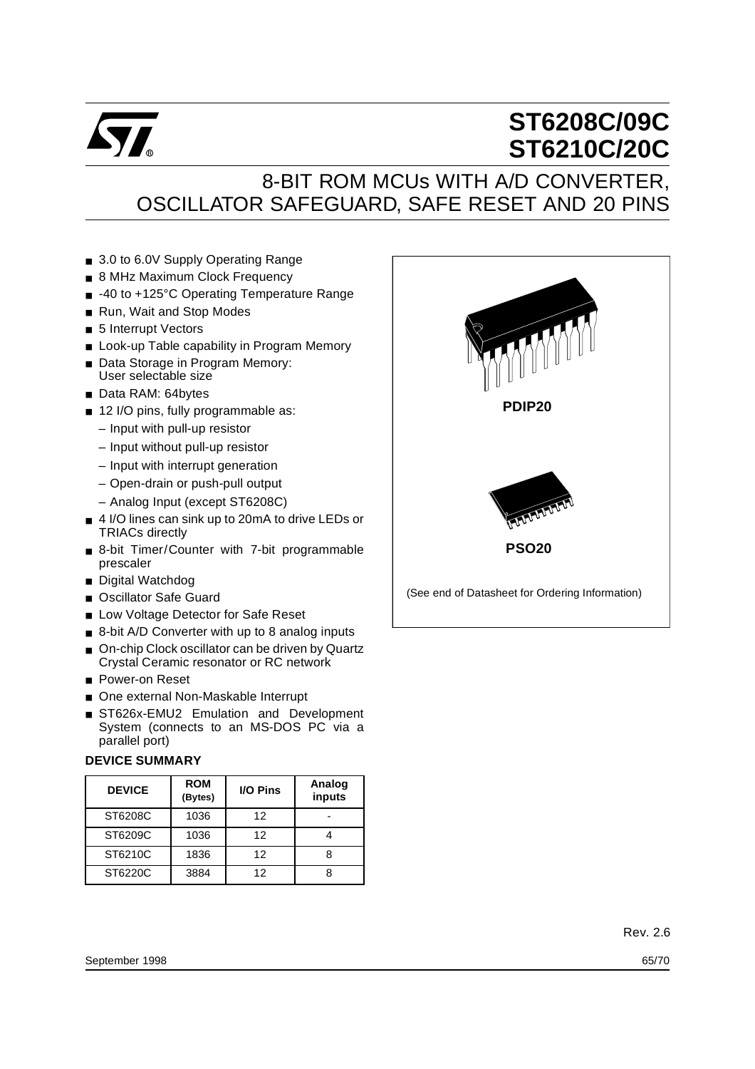# ST6208C/09C ST6210C/20C

## 8-BIT ROM MCUs WITH A/D CONVERTER, OSCILLATOR SAFEGUARD, SAFE RESET AND 20 PINS

- 3.0 to 6.0V Supply Operating Range
- 8 MHz Maximum Clock Frequency
- -40 to +125°C Operating Temperature Range
- Run, Wait and Stop Modes
- 5 Interrupt Vectors
- Look-up Table capability in Program Memory
- Data Storage in Program Memory: User selectable size
- Data RAM: 64bytes
- 12 I/O pins, fully programmable as:
  - Input with pull-up resistor
  - Input without pull-up resistor
  - Input with interrupt generation
  - Open-drain or push-pull output
  - Analog Input (except ST6208C)
- 4 I/O lines can sink up to 20mA to drive LEDs or TRIACs directly
- 8-bit Timer/Counter with 7-bit programmable prescaler
- Digital Watchdog
- Oscillator Safe Guard
- Low Voltage Detector for Safe Reset
- 8-bit A/D Converter with up to 8 analog inputs
- On-chip Clock oscillator can be driven by Quartz Crystal Ceramic resonator or RC network
- Power-on Reset
- One external Non-Maskable Interrupt
- ST626x-EMU2 Emulation and Development System (connects to an MS-DOS PC via a parallel port)

PDIP20

PSO20

(See end of Datasheet for Ordering Information)

**DEVICE SUMMARY**

| DEVICE | ROM (Bytes) | I/O Pins | Analog inputs |
|---|---|---|---|
| ST6208C | 1036 | 12 | - |
| ST6209C | 1036 | 12 | 4 |
| ST6210C | 1836 | 12 | 8 |
| ST6220C | 3884 | 12 | 8 |

Rev. 2.6

September 1998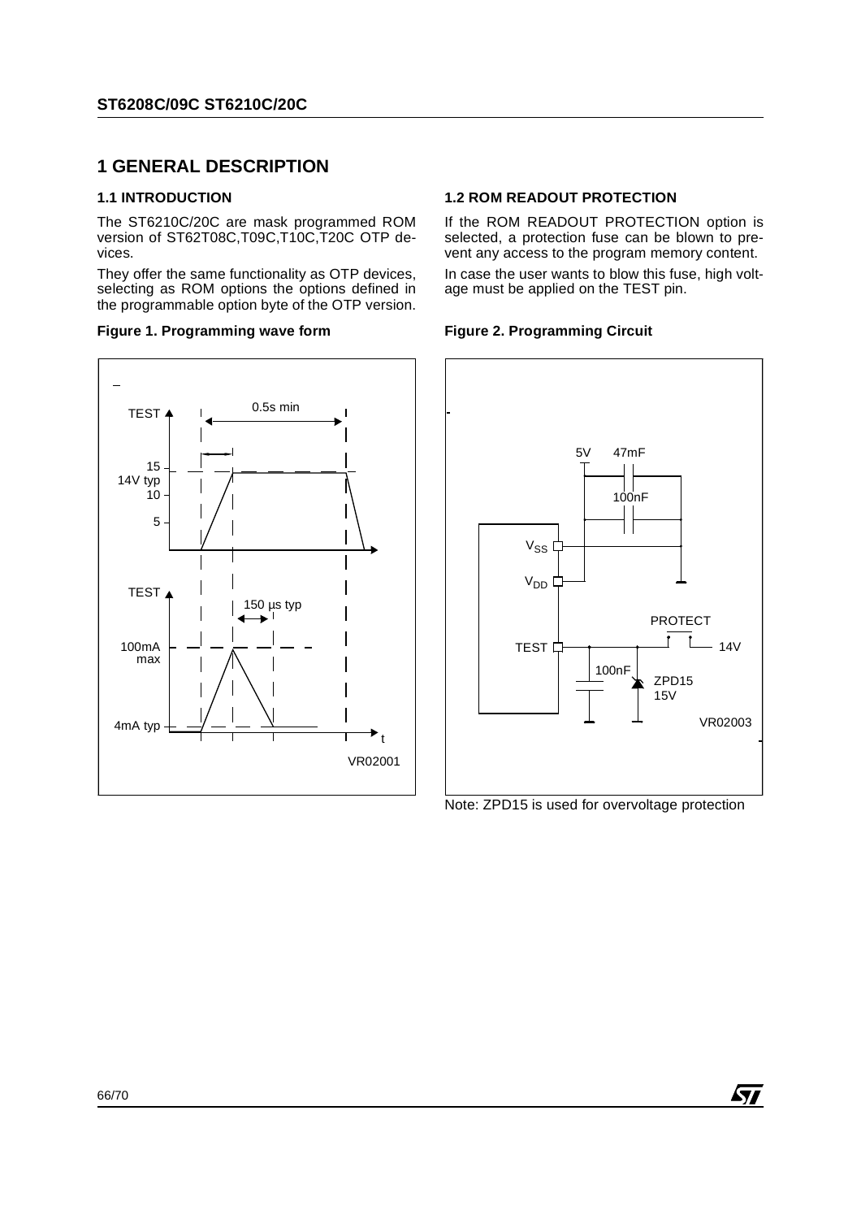## 1 GENERAL DESCRIPTION

### 1.1 INTRODUCTION

The ST6210C/20C are mask programmed ROM version of ST62T08C,T09C,T10C,T20C OTP devices.

They offer the same functionality as OTP devices, selecting as ROM options the options defined in the programmable option byte of the OTP version.

**Figure 1. Programming wave form**

### 1.2 ROM READOUT PROTECTION

If the ROM READOUT PROTECTION option is selected, a protection fuse can be blown to prevent any access to the program memory content.

In case the user wants to blow this fuse, high voltage must be applied on the TEST pin.

**Figure 2. Programming Circuit**

Note: ZPD15 is used for overvoltage protection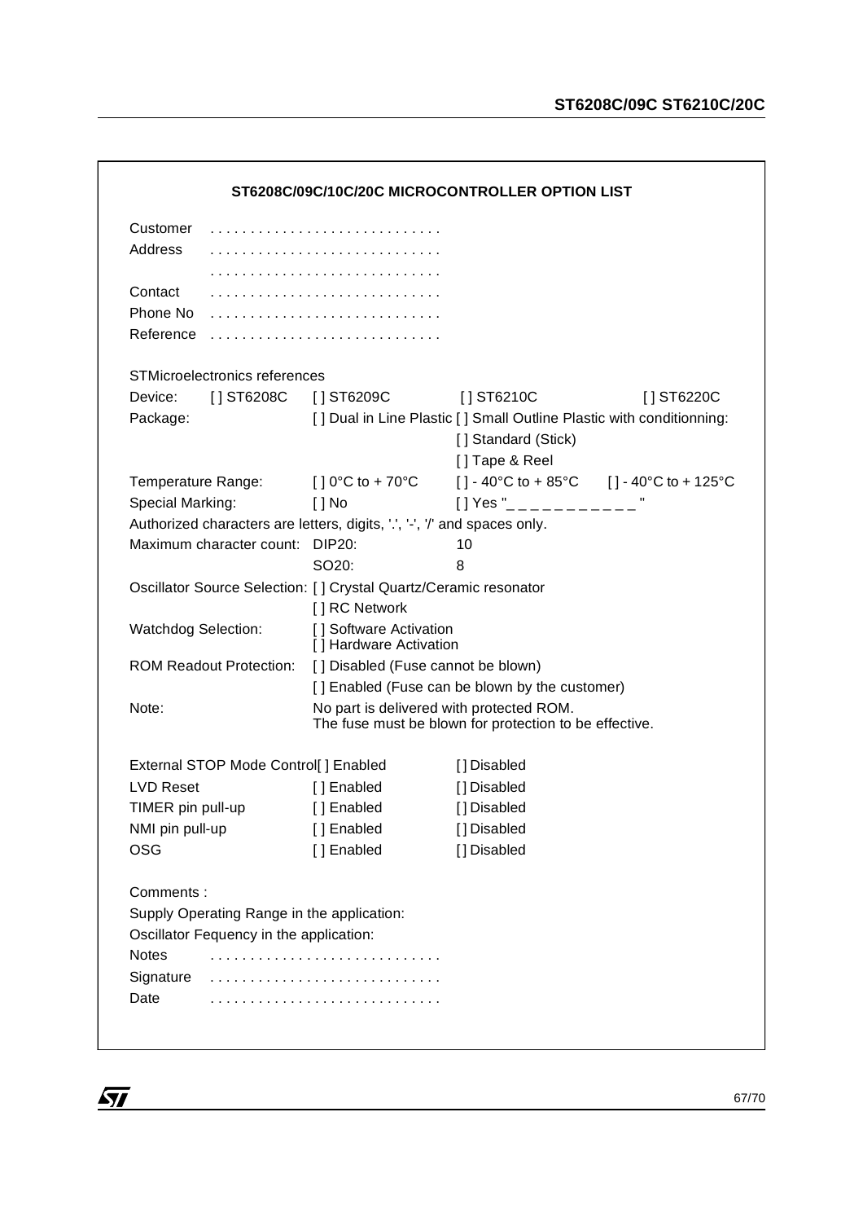## ST6208C/09C/10C/20C MICROCONTROLLER OPTION LIST

Customer . . . . . . . . . . . . . . . . . . . . . . . . . . . .
Address . . . . . . . . . . . . . . . . . . . . . . . . . . . .
. . . . . . . . . . . . . . . . . . . . . . . . . . . .
Contact . . . . . . . . . . . . . . . . . . . . . . . . . . . .
Phone No . . . . . . . . . . . . . . . . . . . . . . . . . . . .
Reference . . . . . . . . . . . . . . . . . . . . . . . . . . . .

STMicroelectronics references

Device: [ ] ST6208C [ ] ST6209C [ ] ST6210C [ ] ST6220C

Package: [ ] Dual in Line Plastic [ ] Small Outline Plastic with conditionning:
[ ] Standard (Stick)
[ ] Tape & Reel

Temperature Range: [ ] 0°C to + 70°C [ ] - 40°C to + 85°C [ ] - 40°C to + 125°C

Special Marking: [ ] No [ ] Yes "_ _ _ _ _ _ _ _ _ _ _"

Authorized characters are letters, digits, '.', '-', '/' and spaces only.

Maximum character count: DIP20: 10
SO20: 8

Oscillator Source Selection: [ ] Crystal Quartz/Ceramic resonator
[ ] RC Network

Watchdog Selection: [ ] Software Activation
[ ] Hardware Activation

ROM Readout Protection: [ ] Disabled (Fuse cannot be blown)
[ ] Enabled (Fuse can be blown by the customer)

Note: No part is delivered with protected ROM.
The fuse must be blown for protection to be effective.

External STOP Mode Control [ ] Enabled [ ] Disabled
LVD Reset [ ] Enabled [ ] Disabled
TIMER pin pull-up [ ] Enabled [ ] Disabled
NMI pin pull-up [ ] Enabled [ ] Disabled
OSG [ ] Enabled [ ] Disabled

Comments :
Supply Operating Range in the application:
Oscillator Fequency in the application:
Notes . . . . . . . . . . . . . . . . . . . . . . . . . . . .
Signature . . . . . . . . . . . . . . . . . . . . . . . . . . . .
Date . . . . . . . . . . . . . . . . . . . . . . . . . . . .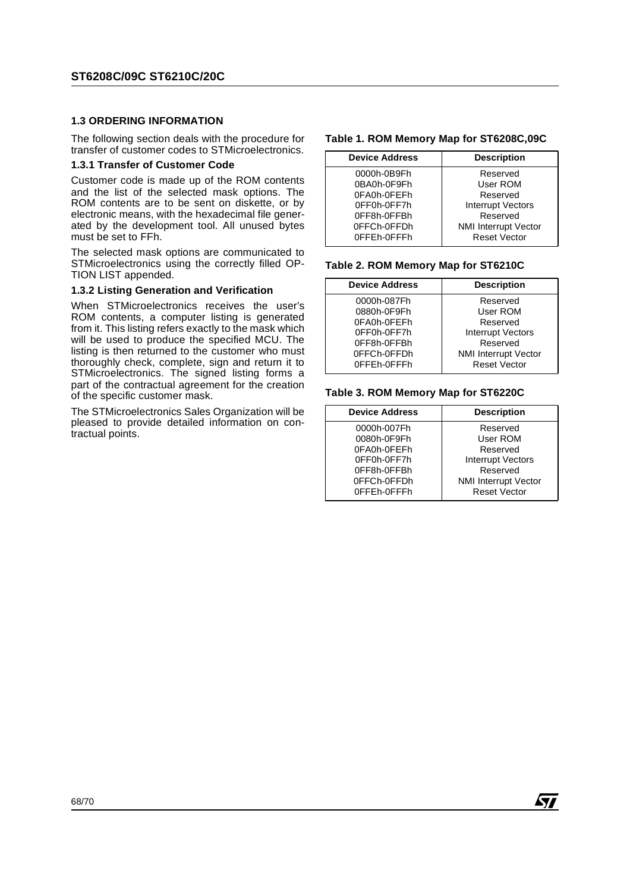### 1.3 ORDERING INFORMATION

The following section deals with the procedure for transfer of customer codes to STMicroelectronics.

#### 1.3.1 Transfer of Customer Code

Customer code is made up of the ROM contents and the list of the selected mask options. The ROM contents are to be sent on diskette, or by electronic means, with the hexadecimal file generated by the development tool. All unused bytes must be set to FFh.

The selected mask options are communicated to STMicroelectronics using the correctly filled OPTION LIST appended.

#### 1.3.2 Listing Generation and Verification

When STMicroelectronics receives the user's ROM contents, a computer listing is generated from it. This listing refers exactly to the mask which will be used to produce the specified MCU. The listing is then returned to the customer who must thoroughly check, complete, sign and return it to STMicroelectronics. The signed listing forms a part of the contractual agreement for the creation of the specific customer mask.

The STMicroelectronics Sales Organization will be pleased to provide detailed information on contractual points.

**Table 1. ROM Memory Map for ST6208C,09C**

| Device Address | Description |
|---|---|
| 0000h-0B9Fh | Reserved |
| 0BA0h-0F9Fh | User ROM |
| 0FA0h-0FEFh | Reserved |
| 0FF0h-0FF7h | Interrupt Vectors |
| 0FF8h-0FFBh | Reserved |
| 0FFCh-0FFDh | NMI Interrupt Vector |
| 0FFEh-0FFFh | Reset Vector |

**Table 2. ROM Memory Map for ST6210C**

| Device Address | Description |
|---|---|
| 0000h-087Fh | Reserved |
| 0880h-0F9Fh | User ROM |
| 0FA0h-0FEFh | Reserved |
| 0FF0h-0FF7h | Interrupt Vectors |
| 0FF8h-0FFBh | Reserved |
| 0FFCh-0FFDh | NMI Interrupt Vector |
| 0FFEh-0FFFh | Reset Vector |

**Table 3. ROM Memory Map for ST6220C**

| Device Address | Description |
|---|---|
| 0000h-007Fh | Reserved |
| 0080h-0F9Fh | User ROM |
| 0FA0h-0FEFh | Reserved |
| 0FF0h-0FF7h | Interrupt Vectors |
| 0FF8h-0FFBh | Reserved |
| 0FFCh-0FFDh | NMI Interrupt Vector |
| 0FFEh-0FFFh | Reset Vector |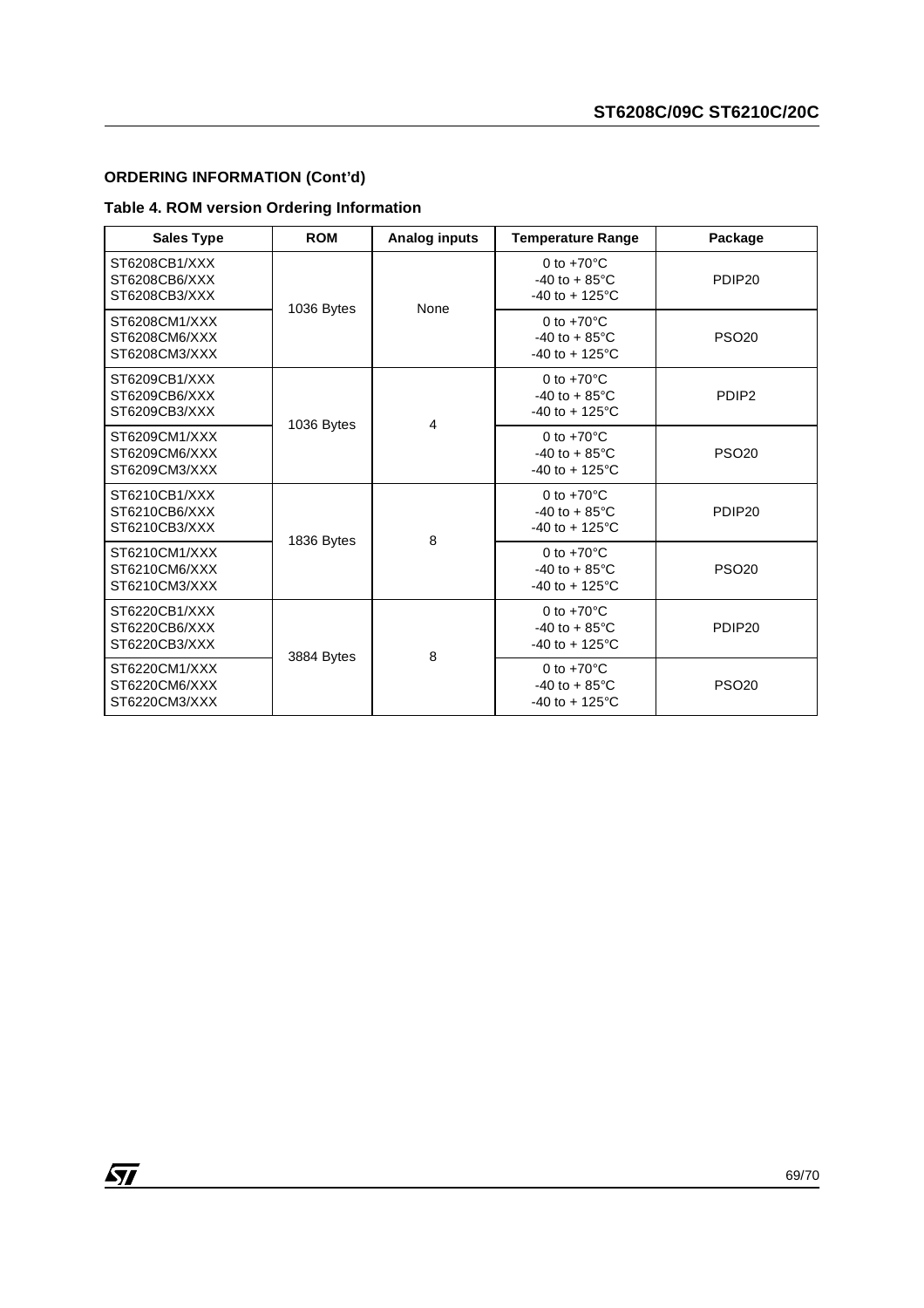**ORDERING INFORMATION (Cont'd)**

**Table 4. ROM version Ordering Information**

| Sales Type | ROM | Analog inputs | Temperature Range | Package |
|---|---|---|---|---|
| ST6208CB1/XXX<br>ST6208CB6/XXX<br>ST6208CB3/XXX | 1036 Bytes | None | 0 to +70°C<br>-40 to + 85°C<br>-40 to + 125°C | PDIP20 |
| ST6208CM1/XXX<br>ST6208CM6/XXX<br>ST6208CM3/XXX | | | 0 to +70°C<br>-40 to + 85°C<br>-40 to + 125°C | PSO20 |
| ST6209CB1/XXX<br>ST6209CB6/XXX<br>ST6209CB3/XXX | 1036 Bytes | 4 | 0 to +70°C<br>-40 to + 85°C<br>-40 to + 125°C | PDIP2 |
| ST6209CM1/XXX<br>ST6209CM6/XXX<br>ST6209CM3/XXX | | | 0 to +70°C<br>-40 to + 85°C<br>-40 to + 125°C | PSO20 |
| ST6210CB1/XXX<br>ST6210CB6/XXX<br>ST6210CB3/XXX | 1836 Bytes | 8 | 0 to +70°C<br>-40 to + 85°C<br>-40 to + 125°C | PDIP20 |
| ST6210CM1/XXX<br>ST6210CM6/XXX<br>ST6210CM3/XXX | | | 0 to +70°C<br>-40 to + 85°C<br>-40 to + 125°C | PSO20 |
| ST6220CB1/XXX<br>ST6220CB6/XXX<br>ST6220CB3/XXX | 3884 Bytes | 8 | 0 to +70°C<br>-40 to + 85°C<br>-40 to + 125°C | PDIP20 |
| ST6220CM1/XXX<br>ST6220CM6/XXX<br>ST6220CM3/XXX | | | 0 to +70°C<br>-40 to + 85°C<br>-40 to + 125°C | PSO20 |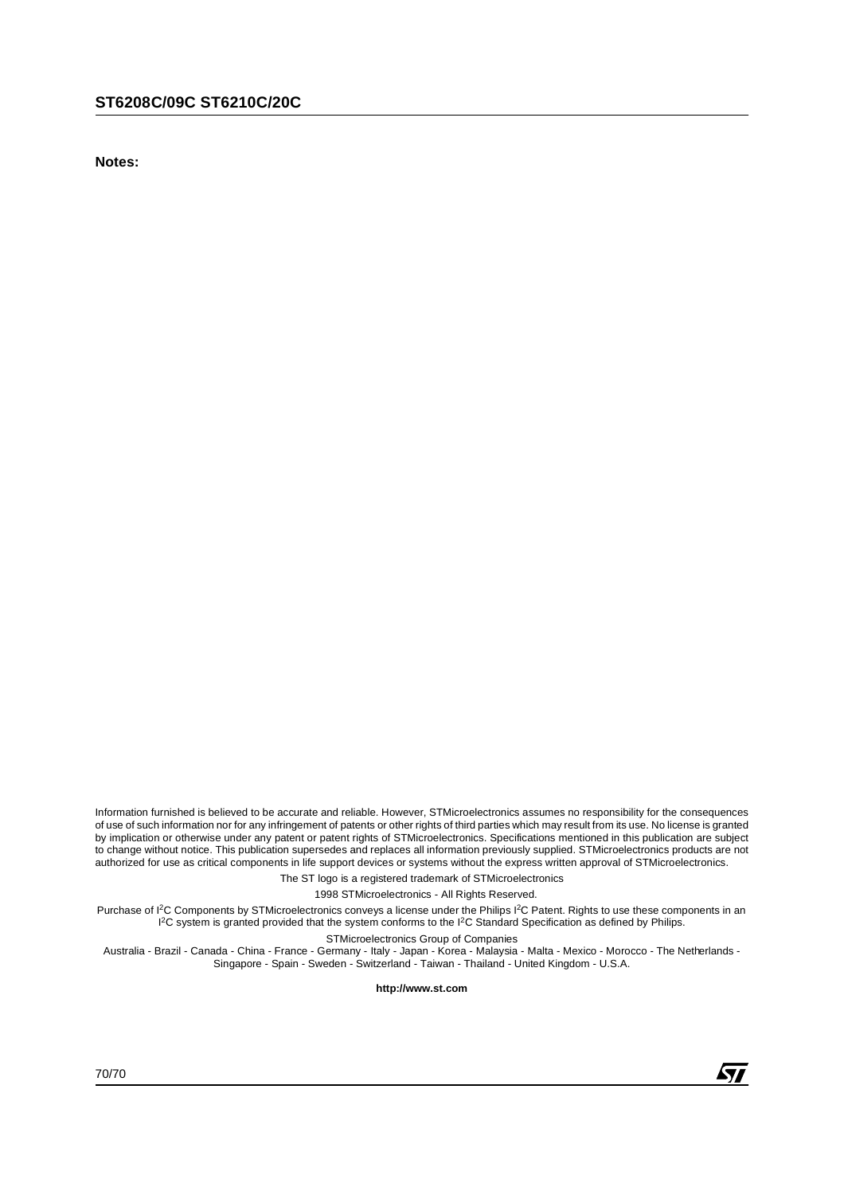**Notes:**

Information furnished is believed to be accurate and reliable. However, STMicroelectronics assumes no responsibility for the consequences of use of such information nor for any infringement of patents or other rights of third parties which may result from its use. No license is granted by implication or otherwise under any patent or patent rights of STMicroelectronics. Specifications mentioned in this publication are subject to change without notice. This publication supersedes and replaces all information previously supplied. STMicroelectronics products are not authorized for use as critical components in life support devices or systems without the express written approval of STMicroelectronics.

The ST logo is a registered trademark of STMicroelectronics

1998 STMicroelectronics - All Rights Reserved.

Purchase of $I^2C$ Components by STMicroelectronics conveys a license under the Philips $I^2C$ Patent. Rights to use these components in an $I^2C$ system is granted provided that the system conforms to the $I^2C$ Standard Specification as defined by Philips.

STMicroelectronics Group of Companies

Australia - Brazil - Canada - China - France - Germany - Italy - Japan - Korea - Malaysia - Malta - Mexico - Morocco - The Netherlands - Singapore - Spain - Sweden - Switzerland - Taiwan - Thailand - United Kingdom - U.S.A.

**http://www.st.com**